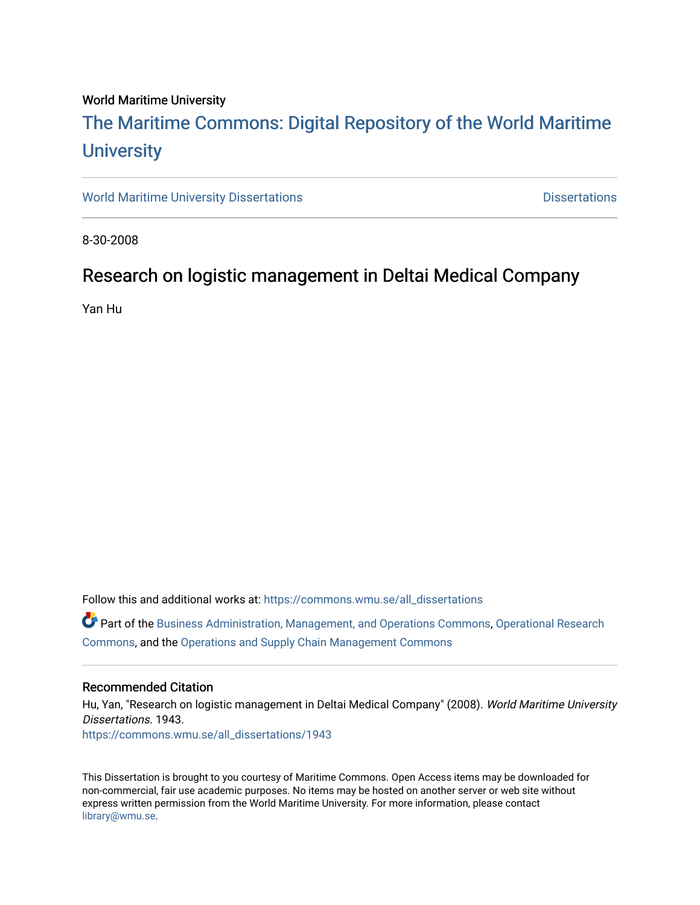World Maritime University

# The Maritime Commons: Digital Repository of the World Maritime University

World Maritime University Dissertations | Dissertations

8-30-2008

## Research on logistic management in Deltai Medical Company

Yan Hu

Follow this and additional works at: https://commons.wmu.se/all_dissertations

Part of the Business Administration, Management, and Operations Commons, Operational Research Commons, and the Operations and Supply Chain Management Commons

### Recommended Citation

Hu, Yan, "Research on logistic management in Deltai Medical Company" (2008). *World Maritime University Dissertations*. 1943.
https://commons.wmu.se/all_dissertations/1943

This Dissertation is brought to you courtesy of Maritime Commons. Open Access items may be downloaded for non-commercial, fair use academic purposes. No items may be hosted on another server or web site without express written permission from the World Maritime University. For more information, please contact library@wmu.se.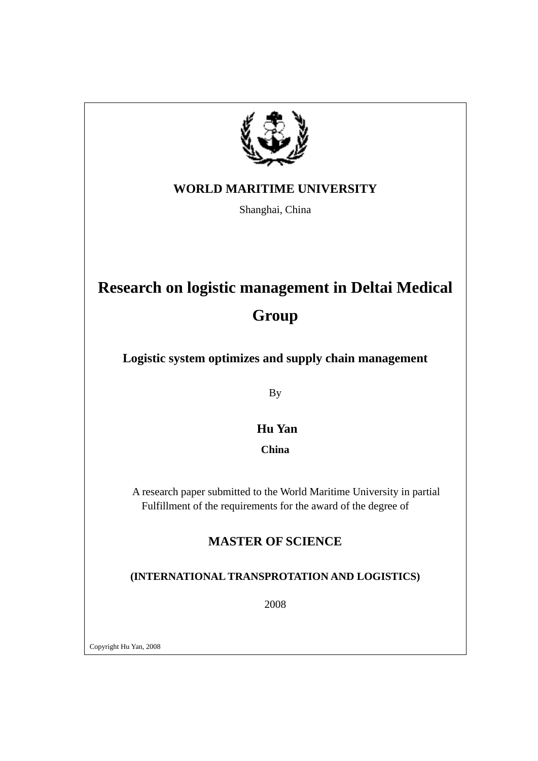**WORLD MARITIME UNIVERSITY**

Shanghai, China

# Research on logistic management in Deltai Medical Group

## Logistic system optimizes and supply chain management

By

**Hu Yan**

**China**

A research paper submitted to the World Maritime University in partial Fulfillment of the requirements for the award of the degree of

**MASTER OF SCIENCE**

**(INTERNATIONAL TRANSPROTATION AND LOGISTICS)**

2008

Copyright Hu Yan, 2008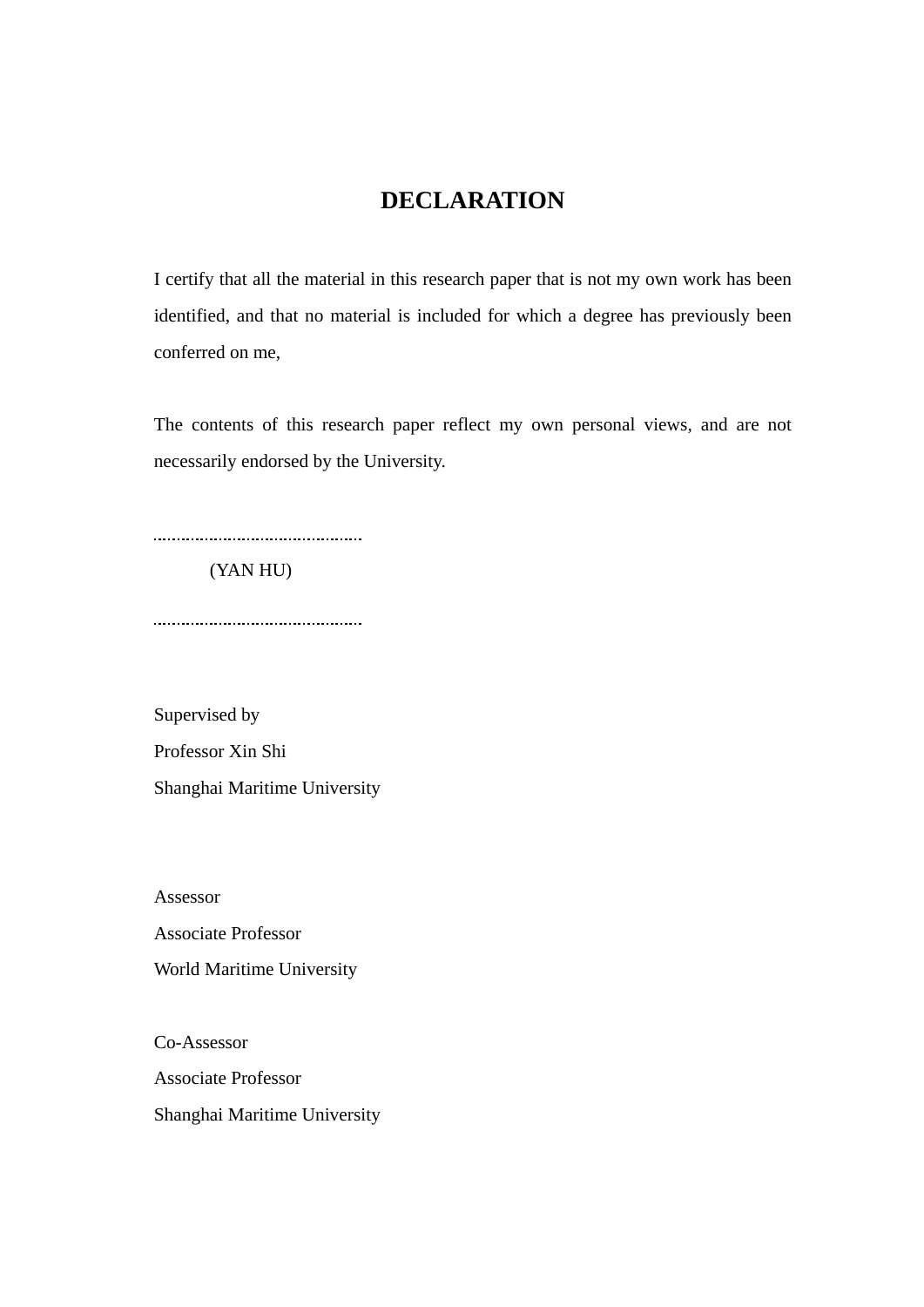# DECLARATION

I certify that all the material in this research paper that is not my own work has been identified, and that no material is included for which a degree has previously been conferred on me,

The contents of this research paper reflect my own personal views, and are not necessarily endorsed by the University.

..............................................

(YAN HU)

..............................................

Supervised by
Professor Xin Shi
Shanghai Maritime University

Assessor
Associate Professor
World Maritime University

Co-Assessor
Associate Professor
Shanghai Maritime University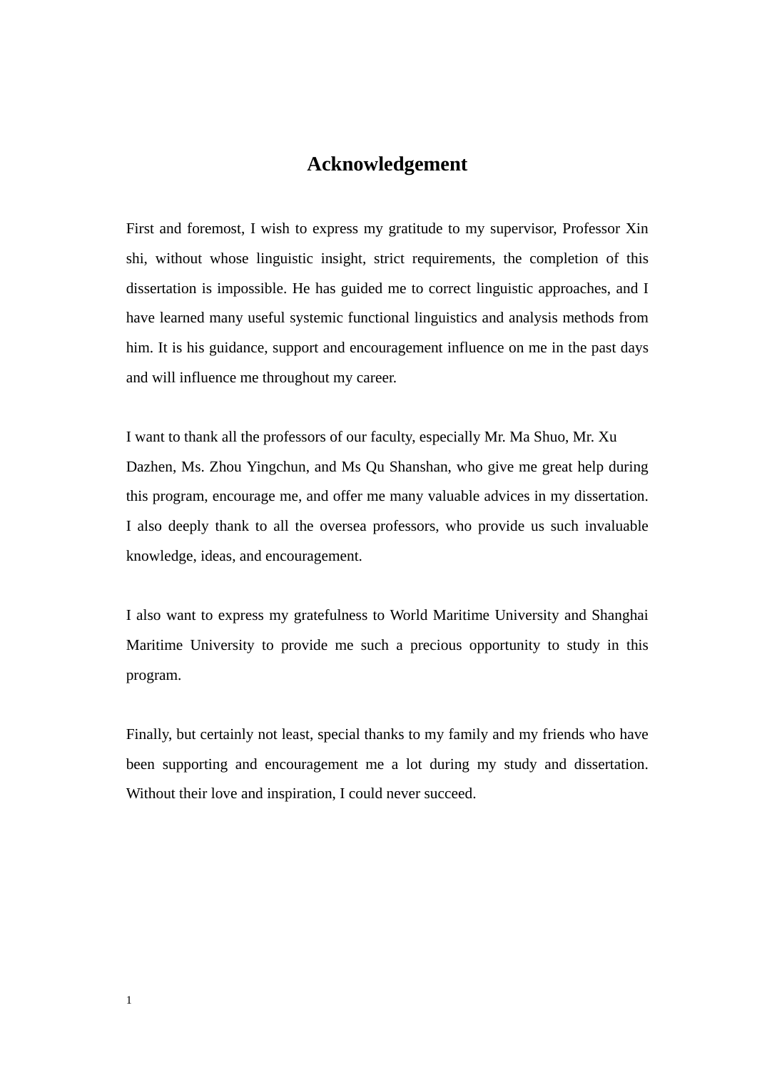# Acknowledgement

First and foremost, I wish to express my gratitude to my supervisor, Professor Xin shi, without whose linguistic insight, strict requirements, the completion of this dissertation is impossible. He has guided me to correct linguistic approaches, and I have learned many useful systemic functional linguistics and analysis methods from him. It is his guidance, support and encouragement influence on me in the past days and will influence me throughout my career.

I want to thank all the professors of our faculty, especially Mr. Ma Shuo, Mr. Xu Dazhen, Ms. Zhou Yingchun, and Ms Qu Shanshan, who give me great help during this program, encourage me, and offer me many valuable advices in my dissertation. I also deeply thank to all the oversea professors, who provide us such invaluable knowledge, ideas, and encouragement.

I also want to express my gratefulness to World Maritime University and Shanghai Maritime University to provide me such a precious opportunity to study in this program.

Finally, but certainly not least, special thanks to my family and my friends who have been supporting and encouragement me a lot during my study and dissertation. Without their love and inspiration, I could never succeed.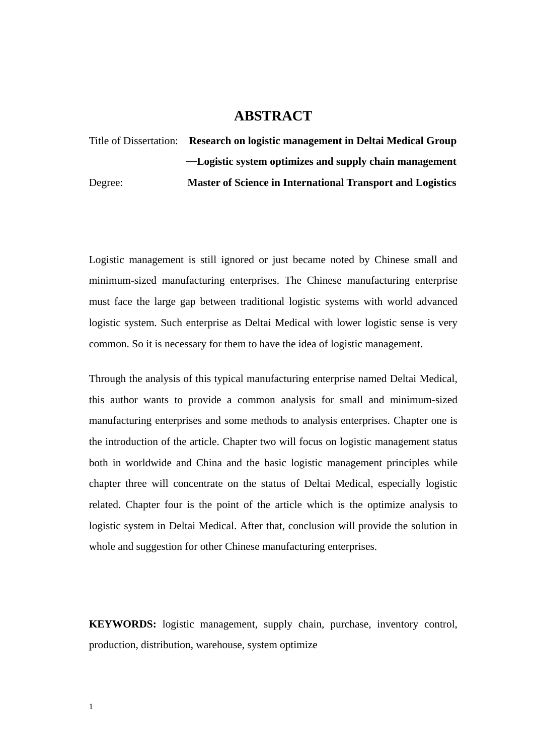# ABSTRACT

Title of Dissertation: **Research on logistic management in Deltai Medical Group —Logistic system optimizes and supply chain management**

Degree: **Master of Science in International Transport and Logistics**

Logistic management is still ignored or just became noted by Chinese small and minimum-sized manufacturing enterprises. The Chinese manufacturing enterprise must face the large gap between traditional logistic systems with world advanced logistic system. Such enterprise as Deltai Medical with lower logistic sense is very common. So it is necessary for them to have the idea of logistic management.

Through the analysis of this typical manufacturing enterprise named Deltai Medical, this author wants to provide a common analysis for small and minimum-sized manufacturing enterprises and some methods to analysis enterprises. Chapter one is the introduction of the article. Chapter two will focus on logistic management status both in worldwide and China and the basic logistic management principles while chapter three will concentrate on the status of Deltai Medical, especially logistic related. Chapter four is the point of the article which is the optimize analysis to logistic system in Deltai Medical. After that, conclusion will provide the solution in whole and suggestion for other Chinese manufacturing enterprises.

**KEYWORDS:** logistic management, supply chain, purchase, inventory control, production, distribution, warehouse, system optimize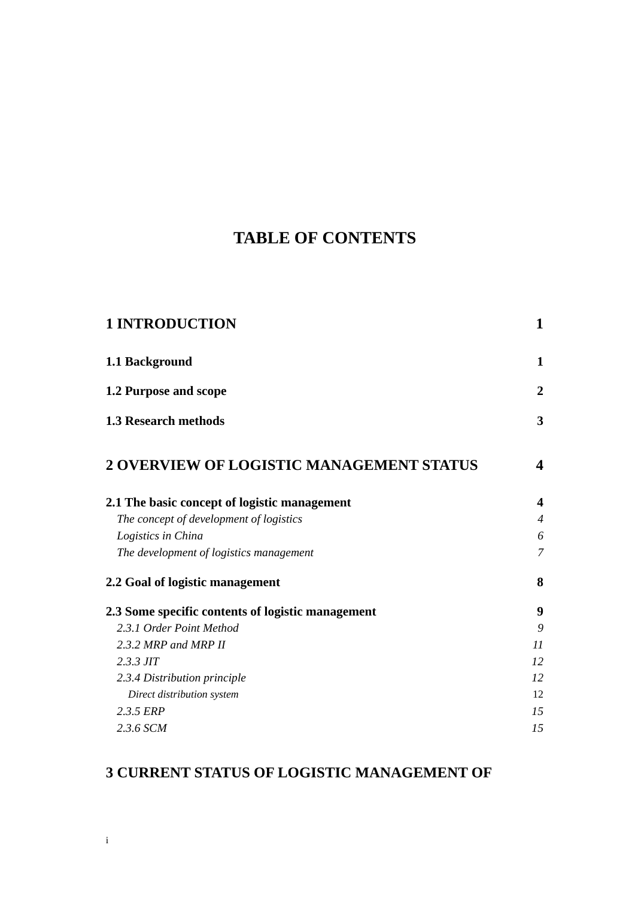# TABLE OF CONTENTS

**1 INTRODUCTION** **1**

**1.1 Background** **1**

**1.2 Purpose and scope** **2**

**1.3 Research methods** **3**

**2 OVERVIEW OF LOGISTIC MANAGEMENT STATUS** **4**

**2.1 The basic concept of logistic management** **4**

*The concept of development of logistics* *4*

*Logistics in China* *6*

*The development of logistics management* *7*

**2.2 Goal of logistic management** **8**

**2.3 Some specific contents of logistic management** **9**

*2.3.1 Order Point Method* *9*

*2.3.2 MRP and MRP II* *11*

*2.3.3 JIT* *12*

*2.3.4 Distribution principle* *12*

*Direct distribution system* 12

*2.3.5 ERP* *15*

*2.3.6 SCM* *15*

**3 CURRENT STATUS OF LOGISTIC MANAGEMENT OF**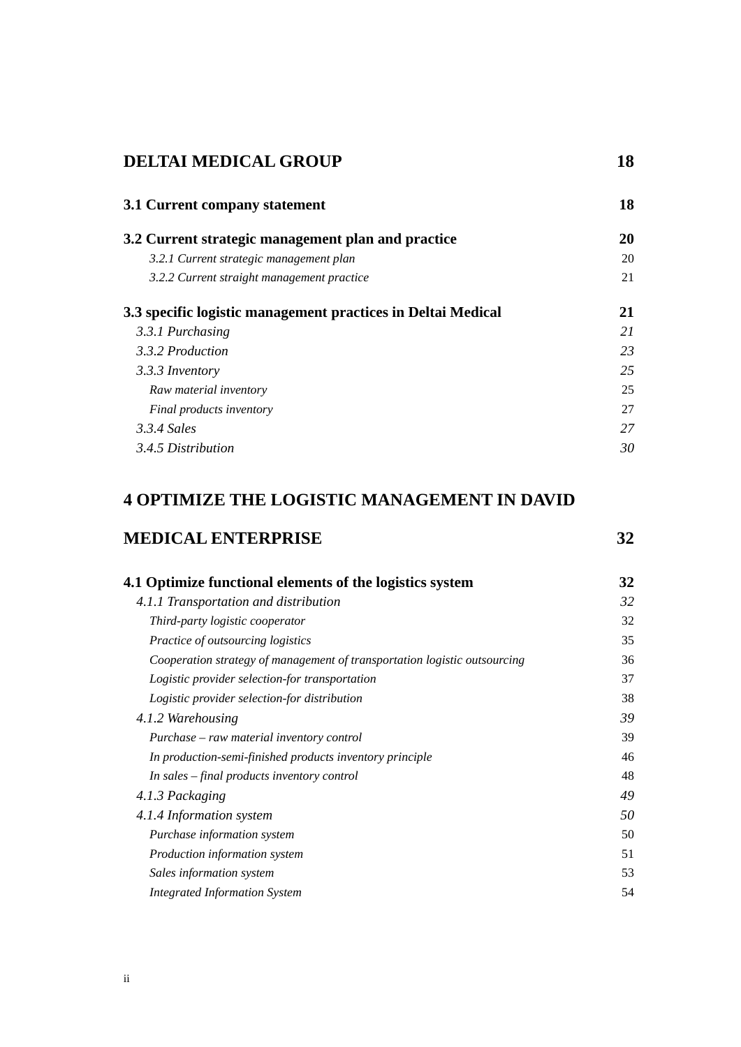**DELTAI MEDICAL GROUP** 18

**3.1 Current company statement** 18

**3.2 Current strategic management plan and practice** 20

*3.2.1 Current strategic management plan* 20

*3.2.2 Current straight management practice* 21

**3.3 specific logistic management practices in Deltai Medical** 21

*3.3.1 Purchasing* 21

*3.3.2 Production* 23

*3.3.3 Inventory* 25

*Raw material inventory* 25

*Final products inventory* 27

*3.3.4 Sales* 27

*3.4.5 Distribution* 30

**4 OPTIMIZE THE LOGISTIC MANAGEMENT IN DAVID MEDICAL ENTERPRISE** 32

**4.1 Optimize functional elements of the logistics system** 32

*4.1.1 Transportation and distribution* 32

*Third-party logistic cooperator* 32

*Practice of outsourcing logistics* 35

*Cooperation strategy of management of transportation logistic outsourcing* 36

*Logistic provider selection-for transportation* 37

*Logistic provider selection-for distribution* 38

*4.1.2 Warehousing* 39

*Purchase – raw material inventory control* 39

*In production-semi-finished products inventory principle* 46

*In sales – final products inventory control* 48

*4.1.3 Packaging* 49

*4.1.4 Information system* 50

*Purchase information system* 50

*Production information system* 51

*Sales information system* 53

*Integrated Information System* 54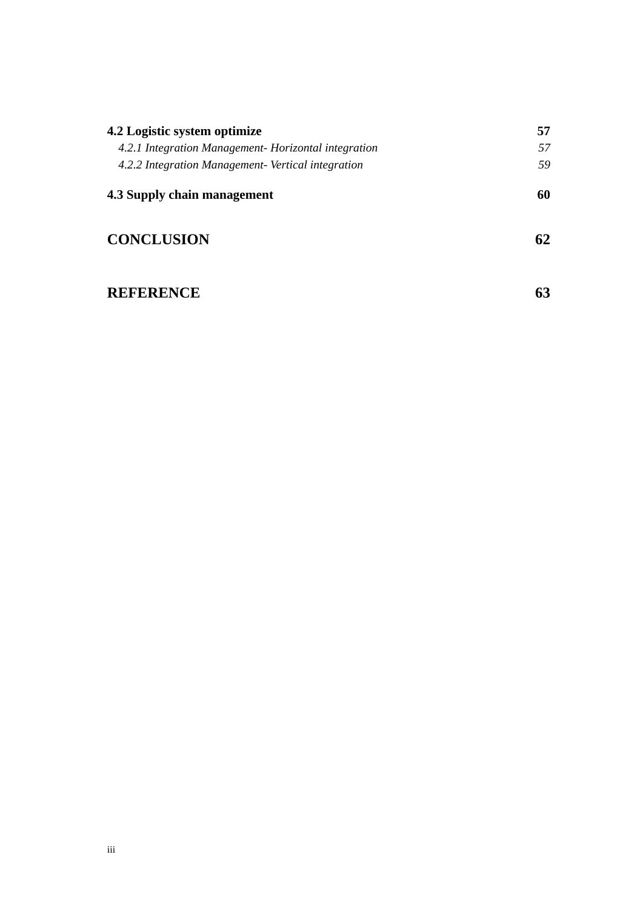**4.2 Logistic system optimize** **57**

*4.2.1 Integration Management- Horizontal integration* *57*

*4.2.2 Integration Management- Vertical integration* *59*

**4.3 Supply chain management** **60**

**CONCLUSION** **62**

**REFERENCE** **63**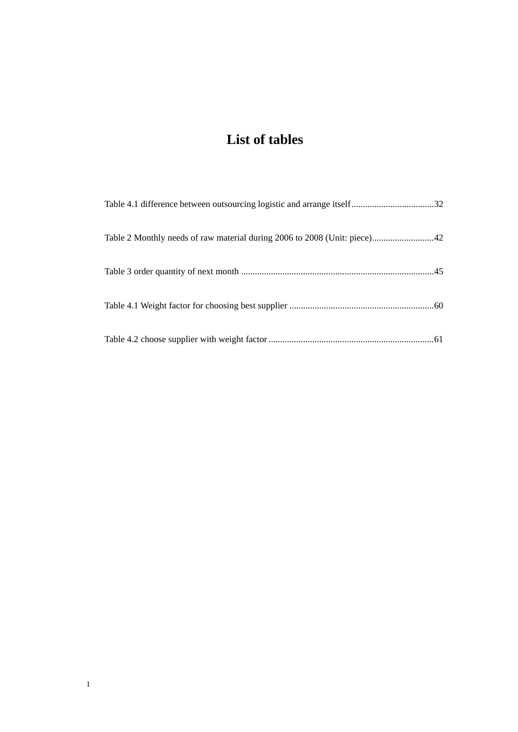# List of tables

Table 4.1 difference between outsourcing logistic and arrange itself....................................32

Table 2 Monthly needs of raw material during 2006 to 2008 (Unit: piece)...........................42

Table 3 order quantity of next month ....................................................................................45

Table 4.1 Weight factor for choosing best supplier ...............................................................60

Table 4.2 choose supplier with weight factor ........................................................................61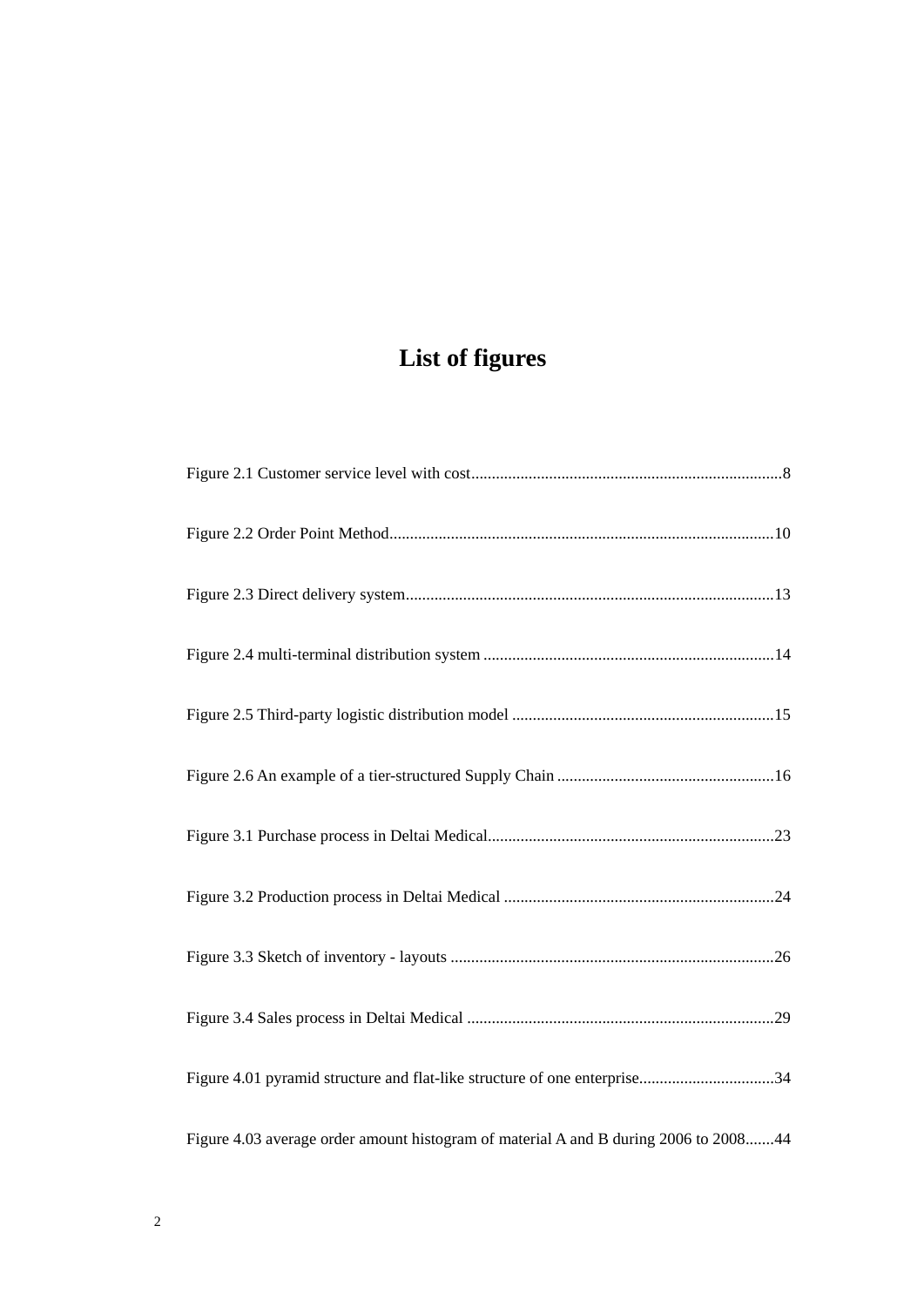# List of figures

Figure 2.1 Customer service level with cost.......................................................................8

Figure 2.2 Order Point Method.........................................................................................10

Figure 2.3 Direct delivery system.....................................................................................13

Figure 2.4 multi-terminal distribution system ...................................................................14

Figure 2.5 Third-party logistic distribution model ............................................................15

Figure 2.6 An example of a tier-structured Supply Chain .................................................16

Figure 3.1 Purchase process in Deltai Medical..................................................................23

Figure 3.2 Production process in Deltai Medical ..............................................................24

Figure 3.3 Sketch of inventory - layouts ...........................................................................26

Figure 3.4 Sales process in Deltai Medical .......................................................................29

Figure 4.01 pyramid structure and flat-like structure of one enterprise.................................34

Figure 4.03 average order amount histogram of material A and B during 2006 to 2008.......44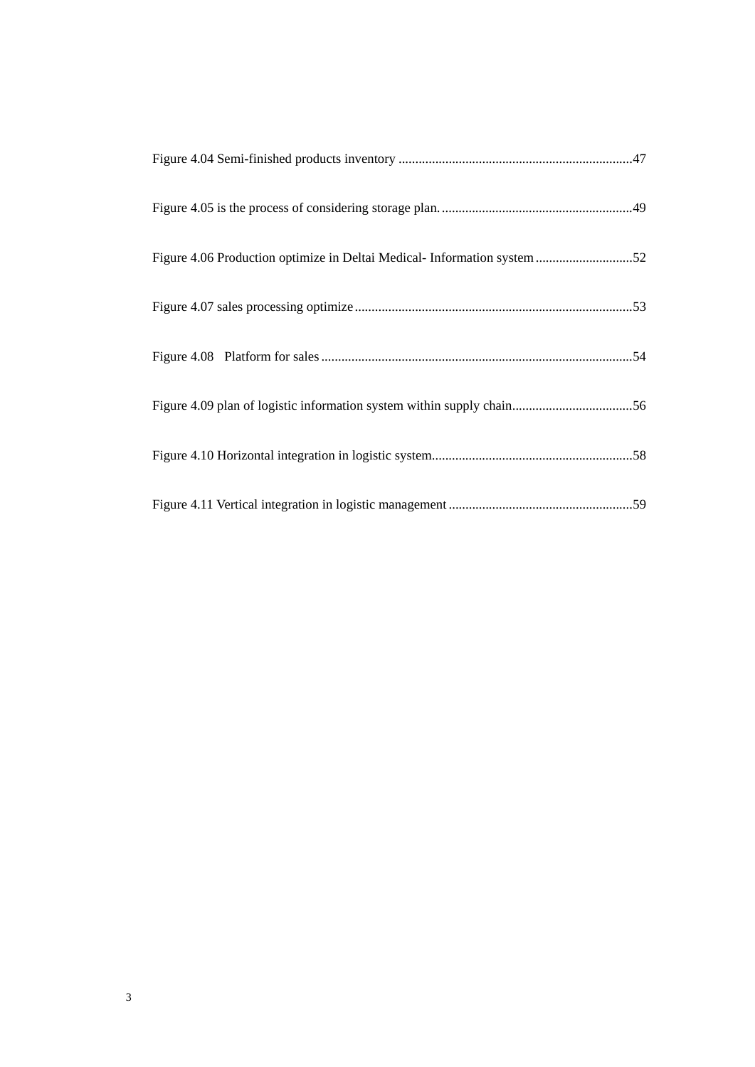Figure 4.04 Semi-finished products inventory ......................................................................47

Figure 4.05 is the process of considering storage plan. .........................................................49

Figure 4.06 Production optimize in Deltai Medical- Information system .............................52

Figure 4.07 sales processing optimize ...................................................................................53

Figure 4.08   Platform for sales .............................................................................................54

Figure 4.09 plan of logistic information system within supply chain....................................56

Figure 4.10 Horizontal integration in logistic system............................................................58

Figure 4.11 Vertical integration in logistic management .......................................................59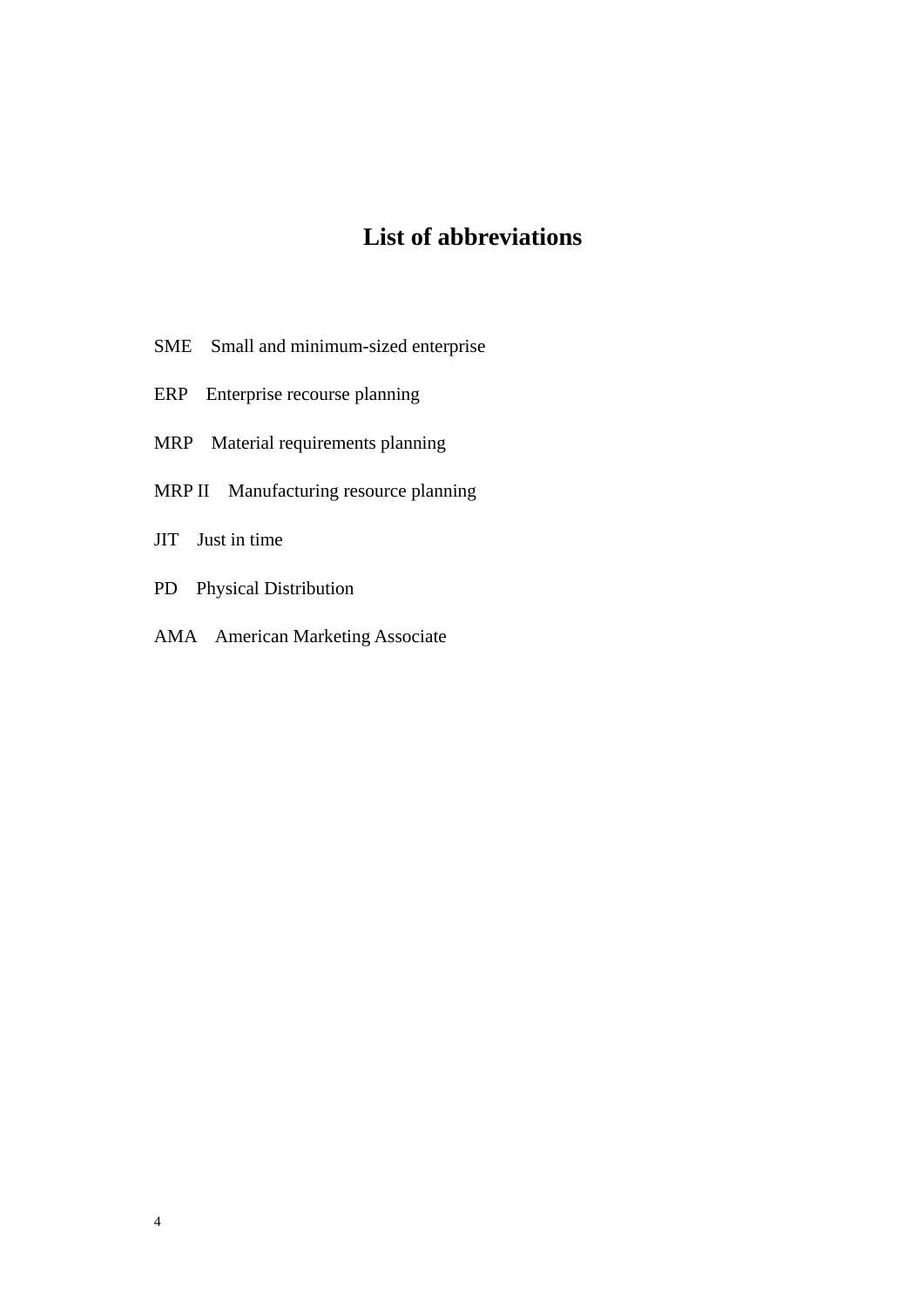# List of abbreviations

SME Small and minimum-sized enterprise

ERP Enterprise recourse planning

MRP Material requirements planning

MRP II Manufacturing resource planning

JIT Just in time

PD Physical Distribution

AMA American Marketing Associate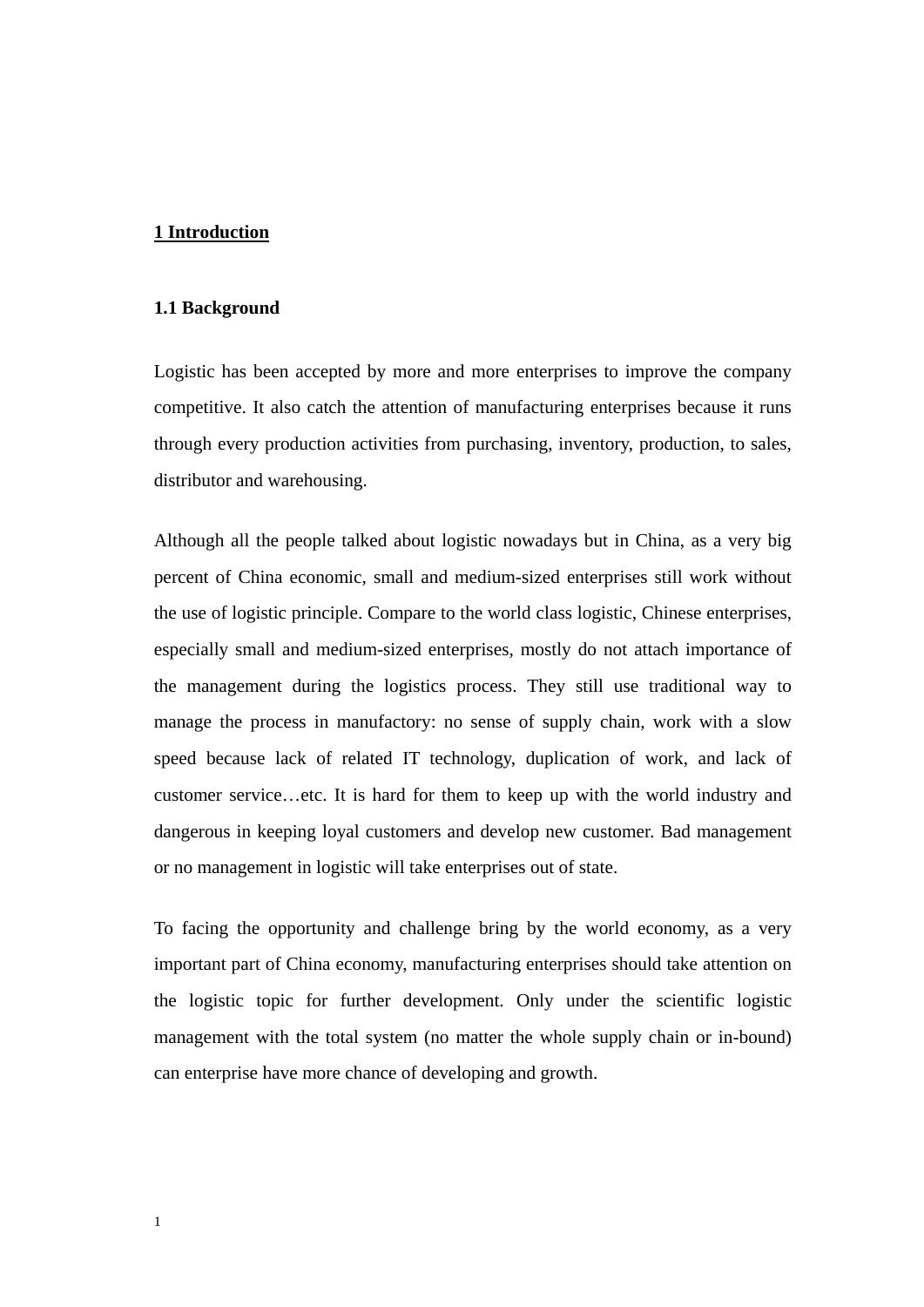# 1 Introduction

## 1.1 Background

Logistic has been accepted by more and more enterprises to improve the company competitive. It also catch the attention of manufacturing enterprises because it runs through every production activities from purchasing, inventory, production, to sales, distributor and warehousing.

Although all the people talked about logistic nowadays but in China, as a very big percent of China economic, small and medium-sized enterprises still work without the use of logistic principle. Compare to the world class logistic, Chinese enterprises, especially small and medium-sized enterprises, mostly do not attach importance of the management during the logistics process. They still use traditional way to manage the process in manufactory: no sense of supply chain, work with a slow speed because lack of related IT technology, duplication of work, and lack of customer service…etc. It is hard for them to keep up with the world industry and dangerous in keeping loyal customers and develop new customer. Bad management or no management in logistic will take enterprises out of state.

To facing the opportunity and challenge bring by the world economy, as a very important part of China economy, manufacturing enterprises should take attention on the logistic topic for further development. Only under the scientific logistic management with the total system (no matter the whole supply chain or in-bound) can enterprise have more chance of developing and growth.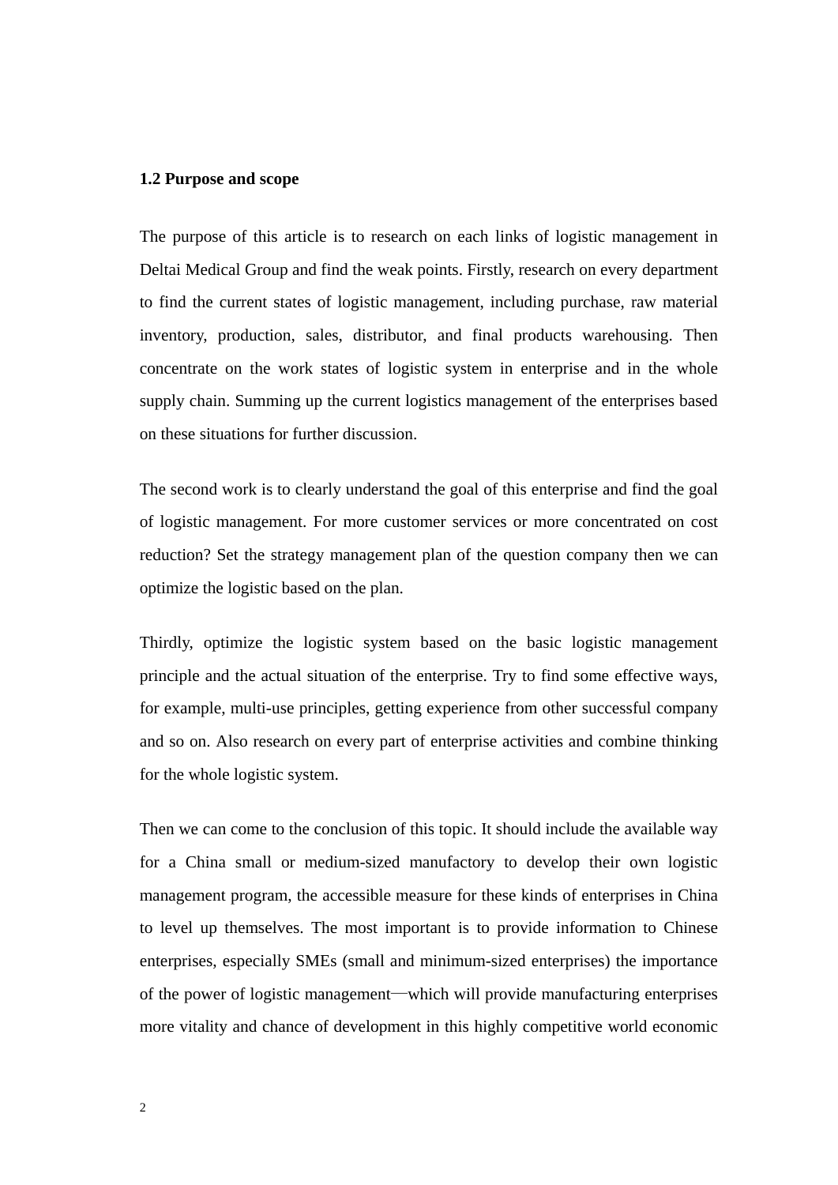### 1.2 Purpose and scope

The purpose of this article is to research on each links of logistic management in Deltai Medical Group and find the weak points. Firstly, research on every department to find the current states of logistic management, including purchase, raw material inventory, production, sales, distributor, and final products warehousing. Then concentrate on the work states of logistic system in enterprise and in the whole supply chain. Summing up the current logistics management of the enterprises based on these situations for further discussion.

The second work is to clearly understand the goal of this enterprise and find the goal of logistic management. For more customer services or more concentrated on cost reduction? Set the strategy management plan of the question company then we can optimize the logistic based on the plan.

Thirdly, optimize the logistic system based on the basic logistic management principle and the actual situation of the enterprise. Try to find some effective ways, for example, multi-use principles, getting experience from other successful company and so on. Also research on every part of enterprise activities and combine thinking for the whole logistic system.

Then we can come to the conclusion of this topic. It should include the available way for a China small or medium-sized manufactory to develop their own logistic management program, the accessible measure for these kinds of enterprises in China to level up themselves. The most important is to provide information to Chinese enterprises, especially SMEs (small and minimum-sized enterprises) the importance of the power of logistic management—which will provide manufacturing enterprises more vitality and chance of development in this highly competitive world economic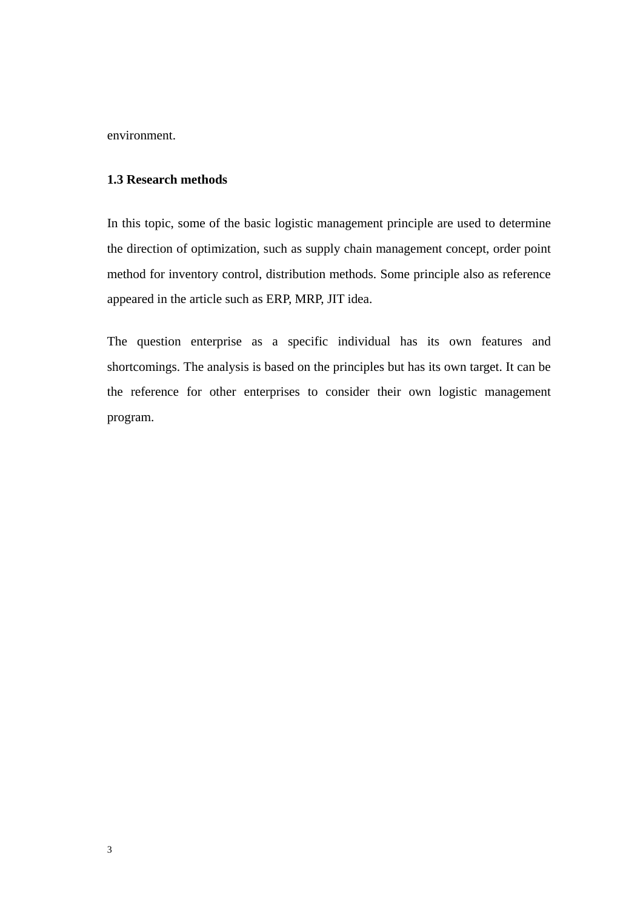environment.

### 1.3 Research methods

In this topic, some of the basic logistic management principle are used to determine the direction of optimization, such as supply chain management concept, order point method for inventory control, distribution methods. Some principle also as reference appeared in the article such as ERP, MRP, JIT idea.

The question enterprise as a specific individual has its own features and shortcomings. The analysis is based on the principles but has its own target. It can be the reference for other enterprises to consider their own logistic management program.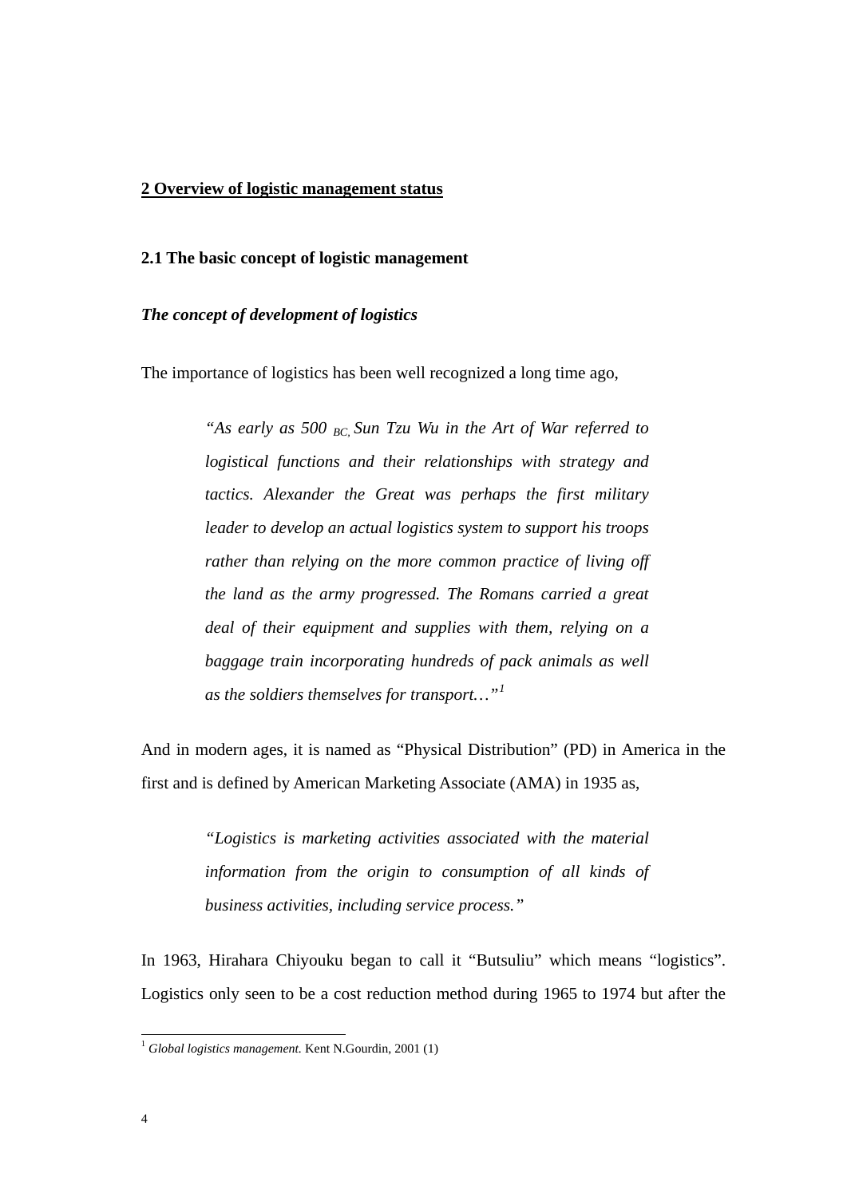## 2 Overview of logistic management status

### 2.1 The basic concept of logistic management

***The concept of development of logistics***

The importance of logistics has been well recognized a long time ago,

> *"As early as 500 $_{BC,}$ Sun Tzu Wu in the Art of War referred to logistical functions and their relationships with strategy and tactics. Alexander the Great was perhaps the first military leader to develop an actual logistics system to support his troops rather than relying on the more common practice of living off the land as the army progressed. The Romans carried a great deal of their equipment and supplies with them, relying on a baggage train incorporating hundreds of pack animals as well as the soldiers themselves for transport…"*[1]

And in modern ages, it is named as "Physical Distribution" (PD) in America in the first and is defined by American Marketing Associate (AMA) in 1935 as,

> *"Logistics is marketing activities associated with the material information from the origin to consumption of all kinds of business activities, including service process."*

In 1963, Hirahara Chiyouku began to call it "Butsuliu" which means "logistics". Logistics only seen to be a cost reduction method during 1965 to 1974 but after the

---

[1] *Global logistics management.* Kent N.Gourdin, 2001 (1)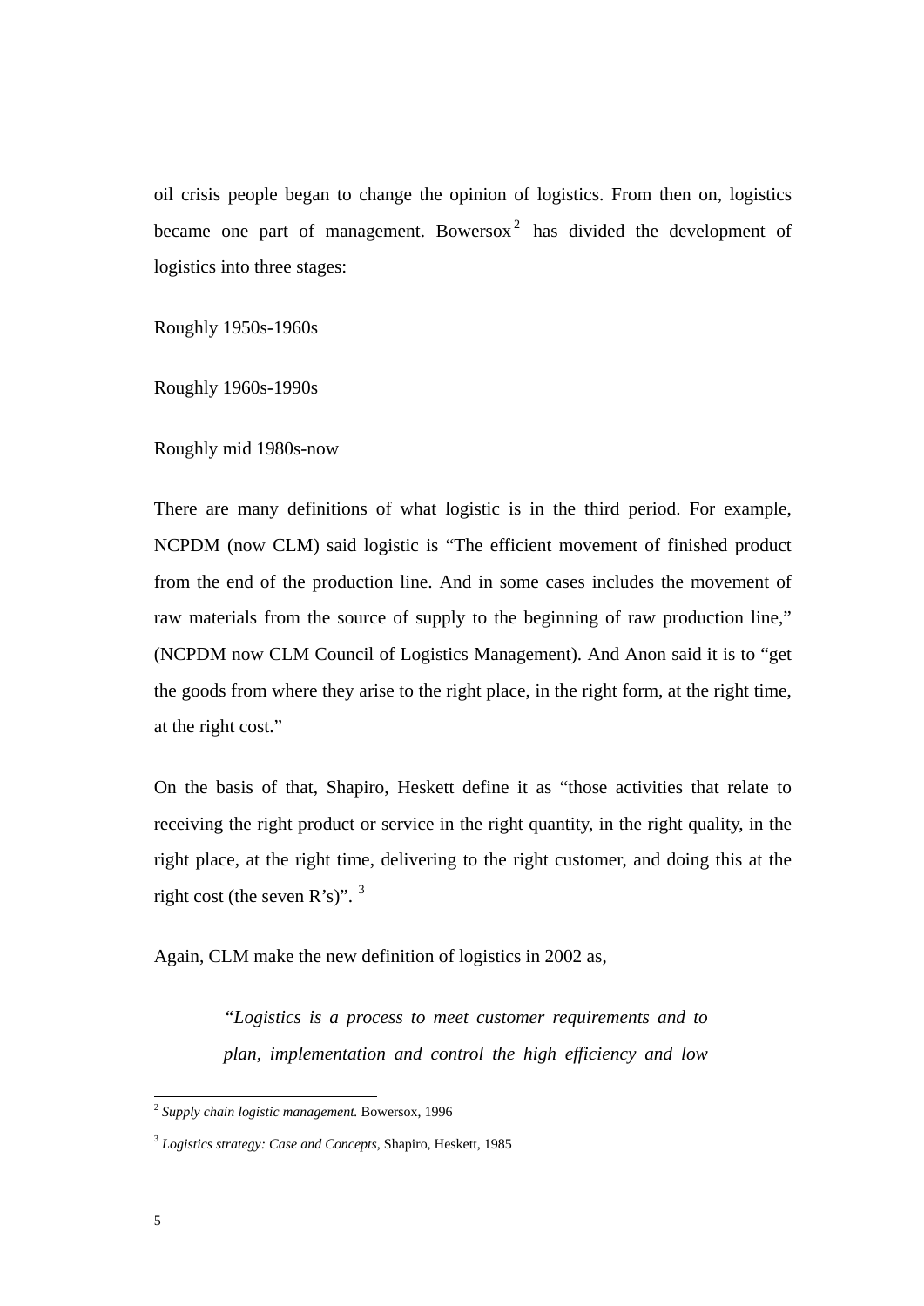oil crisis people began to change the opinion of logistics. From then on, logistics became one part of management. Bowersox[2] has divided the development of logistics into three stages:

Roughly 1950s-1960s

Roughly 1960s-1990s

Roughly mid 1980s-now

There are many definitions of what logistic is in the third period. For example, NCPDM (now CLM) said logistic is “The efficient movement of finished product from the end of the production line. And in some cases includes the movement of raw materials from the source of supply to the beginning of raw production line,” (NCPDM now CLM Council of Logistics Management). And Anon said it is to “get the goods from where they arise to the right place, in the right form, at the right time, at the right cost.”

On the basis of that, Shapiro, Heskett define it as “those activities that relate to receiving the right product or service in the right quantity, in the right quality, in the right place, at the right time, delivering to the right customer, and doing this at the right cost (the seven R’s)”. [3]

Again, CLM make the new definition of logistics in 2002 as,

> *“Logistics is a process to meet customer requirements and to plan, implementation and control the high efficiency and low*

---

[2] *Supply chain logistic management.* Bowersox, 1996

[3] *Logistics strategy: Case and Concepts*, Shapiro, Heskett, 1985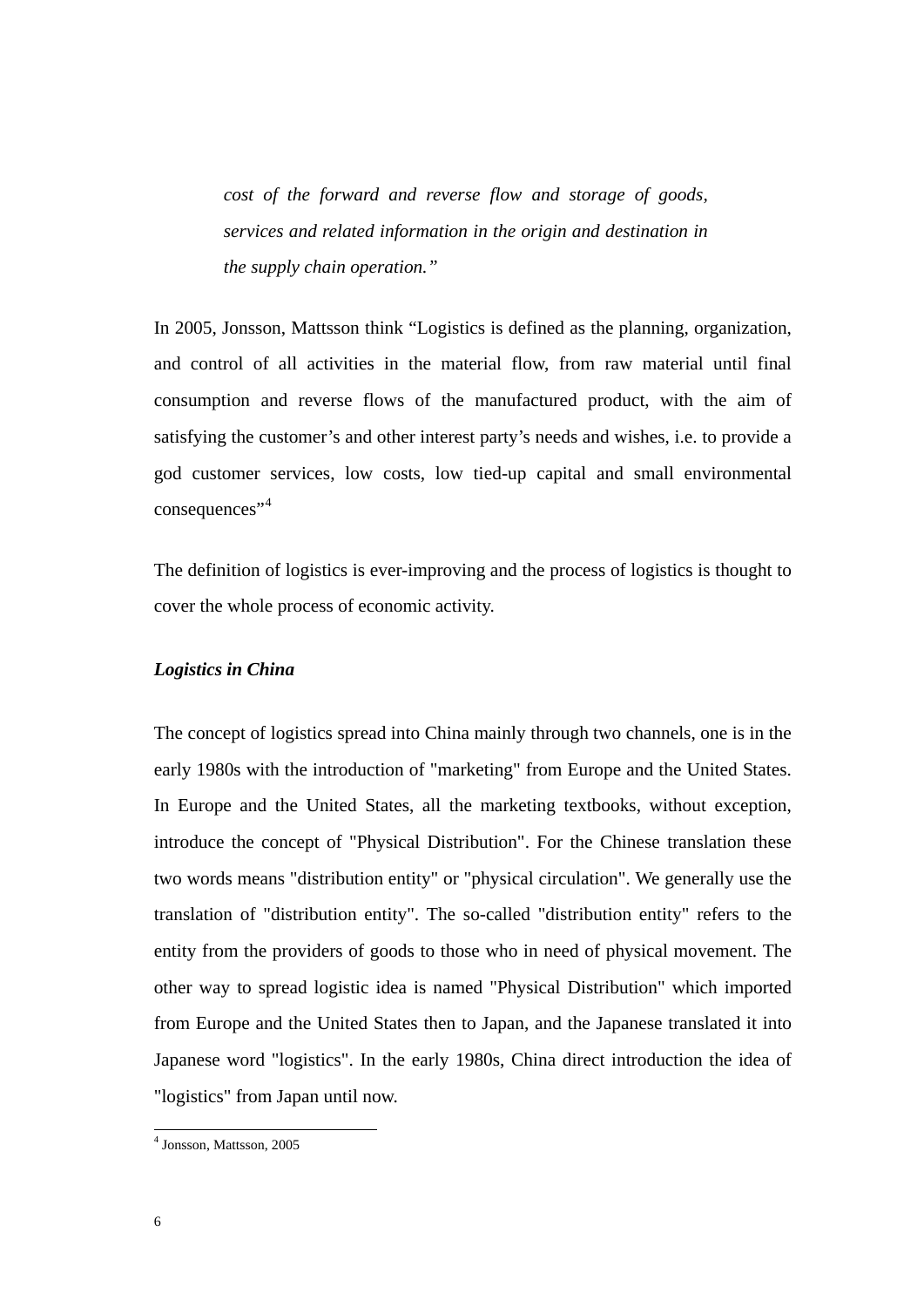*cost of the forward and reverse flow and storage of goods, services and related information in the origin and destination in the supply chain operation."*

In 2005, Jonsson, Mattsson think "Logistics is defined as the planning, organization, and control of all activities in the material flow, from raw material until final consumption and reverse flows of the manufactured product, with the aim of satisfying the customer's and other interest party's needs and wishes, i.e. to provide a god customer services, low costs, low tied-up capital and small environmental consequences"[4]

The definition of logistics is ever-improving and the process of logistics is thought to cover the whole process of economic activity.

***Logistics in China***

The concept of logistics spread into China mainly through two channels, one is in the early 1980s with the introduction of "marketing" from Europe and the United States. In Europe and the United States, all the marketing textbooks, without exception, introduce the concept of "Physical Distribution". For the Chinese translation these two words means "distribution entity" or "physical circulation". We generally use the translation of "distribution entity". The so-called "distribution entity" refers to the entity from the providers of goods to those who in need of physical movement. The other way to spread logistic idea is named "Physical Distribution" which imported from Europe and the United States then to Japan, and the Japanese translated it into Japanese word "logistics". In the early 1980s, China direct introduction the idea of "logistics" from Japan until now.

[4] Jonsson, Mattsson, 2005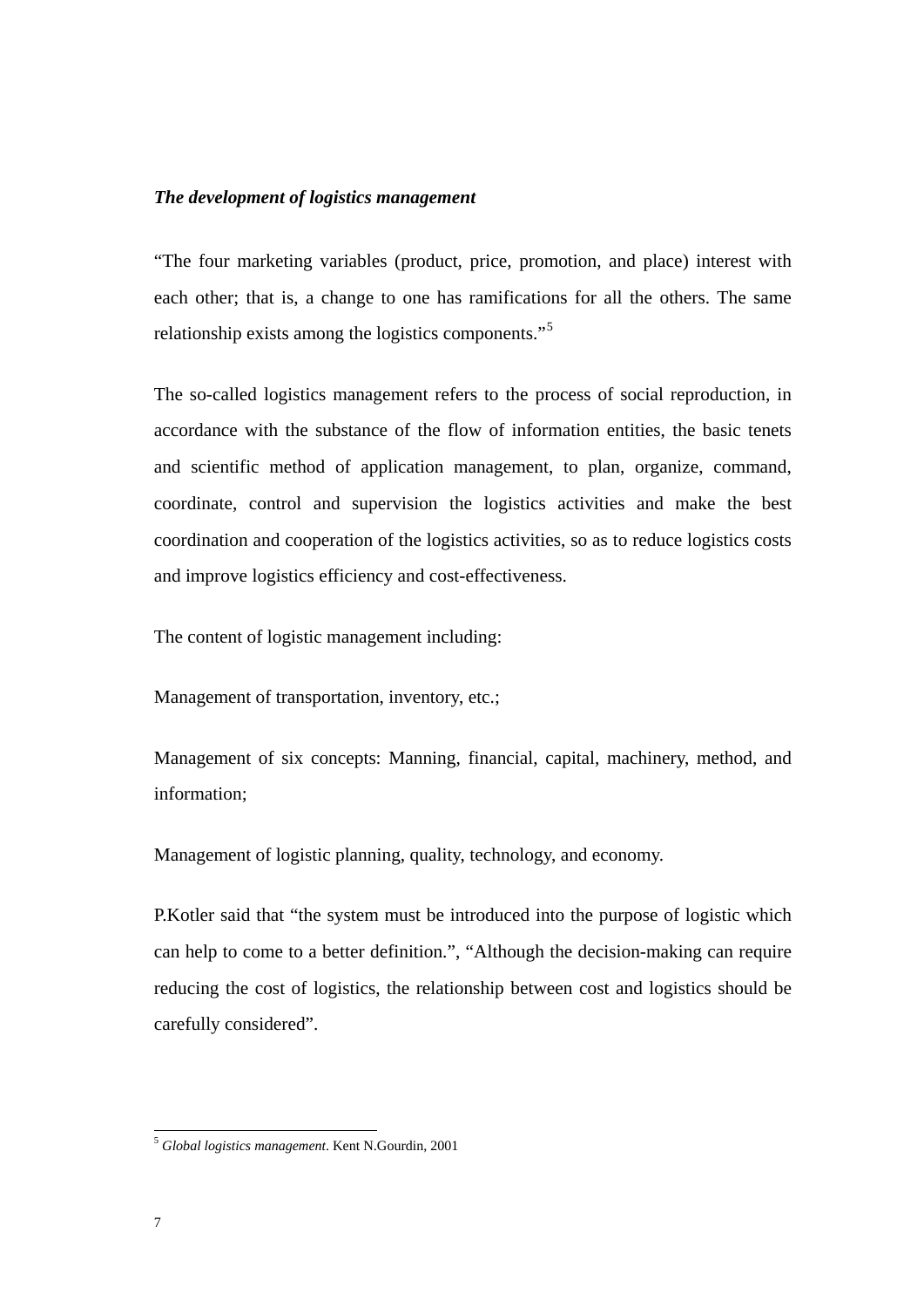***The development of logistics management***

"The four marketing variables (product, price, promotion, and place) interest with each other; that is, a change to one has ramifications for all the others. The same relationship exists among the logistics components."[5]

The so-called logistics management refers to the process of social reproduction, in accordance with the substance of the flow of information entities, the basic tenets and scientific method of application management, to plan, organize, command, coordinate, control and supervision the logistics activities and make the best coordination and cooperation of the logistics activities, so as to reduce logistics costs and improve logistics efficiency and cost-effectiveness.

The content of logistic management including:

Management of transportation, inventory, etc.;

Management of six concepts: Manning, financial, capital, machinery, method, and information;

Management of logistic planning, quality, technology, and economy.

P.Kotler said that "the system must be introduced into the purpose of logistic which can help to come to a better definition.", "Although the decision-making can require reducing the cost of logistics, the relationship between cost and logistics should be carefully considered".

---

[5] *Global logistics management*. Kent N.Gourdin, 2001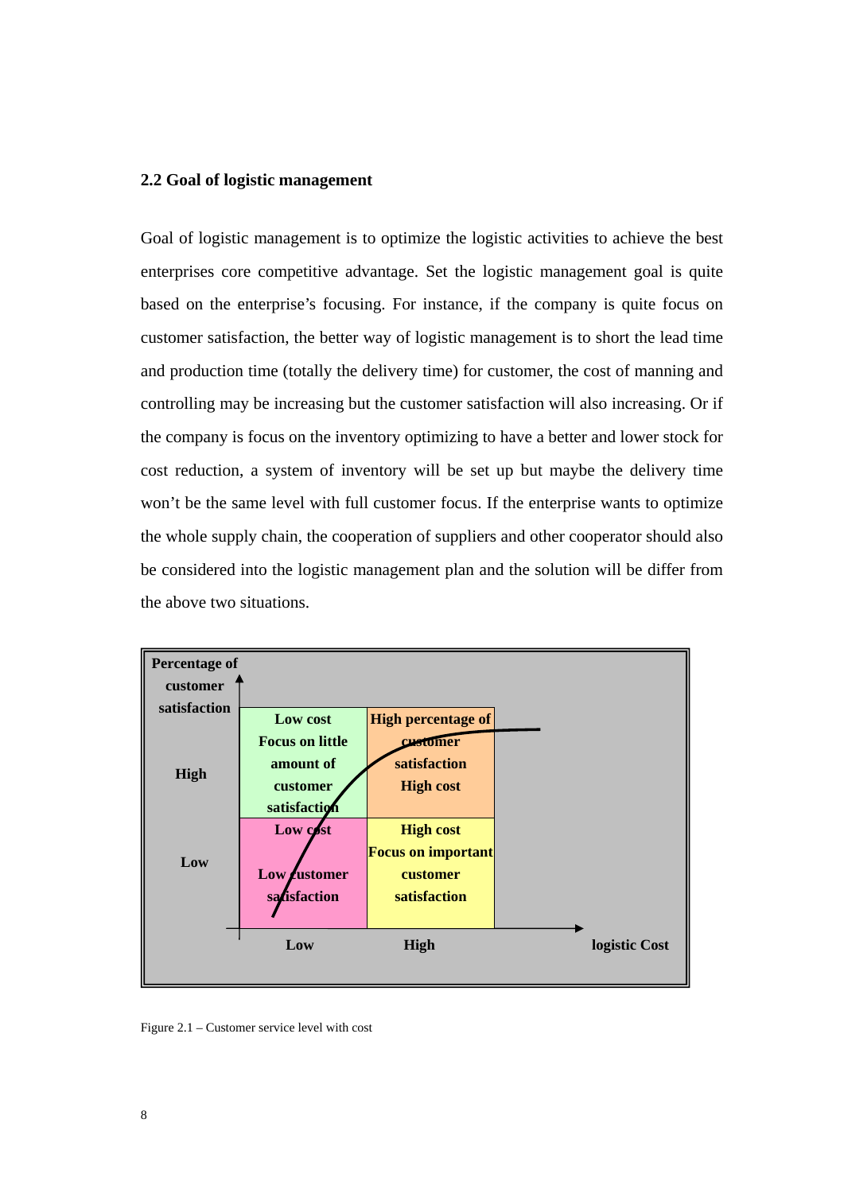## 2.2 Goal of logistic management

Goal of logistic management is to optimize the logistic activities to achieve the best enterprises core competitive advantage. Set the logistic management goal is quite based on the enterprise's focusing. For instance, if the company is quite focus on customer satisfaction, the better way of logistic management is to short the lead time and production time (totally the delivery time) for customer, the cost of manning and controlling may be increasing but the customer satisfaction will also increasing. Or if the company is focus on the inventory optimizing to have a better and lower stock for cost reduction, a system of inventory will be set up but maybe the delivery time won't be the same level with full customer focus. If the enterprise wants to optimize the whole supply chain, the cooperation of suppliers and other cooperator should also be considered into the logistic management plan and the solution will be differ from the above two situations.

| Percentage of customer satisfaction | Low (logistic Cost) | High (logistic Cost) |
|---|---|---|
| High | Low cost<br>Focus on little amount of customer satisfaction | High percentage of customer satisfaction<br>High cost |
| Low | Low cost<br>Low customer satisfaction | High cost<br>Focus on important customer satisfaction |

Figure 2.1 – Customer service level with cost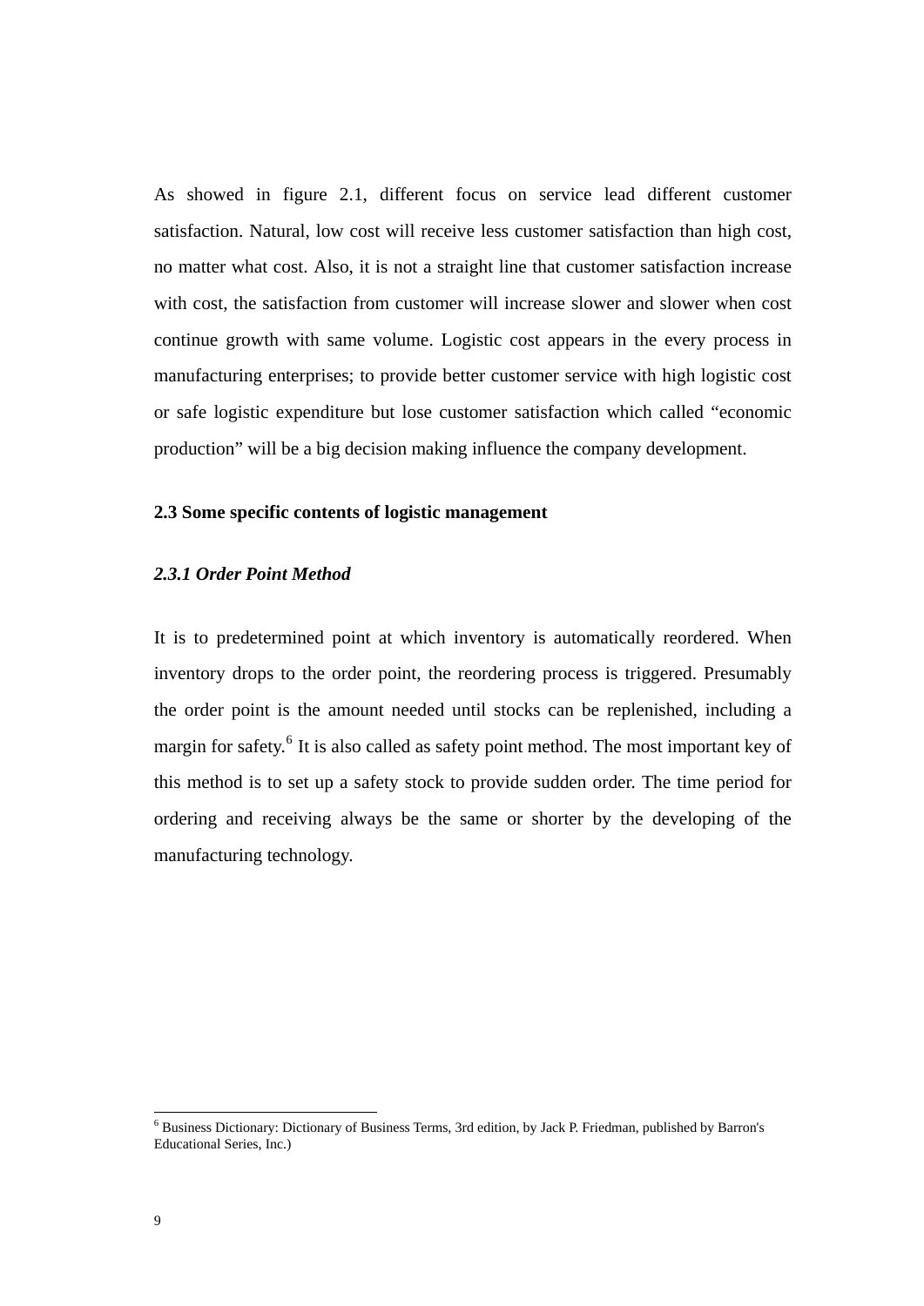As showed in figure 2.1, different focus on service lead different customer satisfaction. Natural, low cost will receive less customer satisfaction than high cost, no matter what cost. Also, it is not a straight line that customer satisfaction increase with cost, the satisfaction from customer will increase slower and slower when cost continue growth with same volume. Logistic cost appears in the every process in manufacturing enterprises; to provide better customer service with high logistic cost or safe logistic expenditure but lose customer satisfaction which called "economic production" will be a big decision making influence the company development.

### 2.3 Some specific contents of logistic management

#### *2.3.1 Order Point Method*

It is to predetermined point at which inventory is automatically reordered. When inventory drops to the order point, the reordering process is triggered. Presumably the order point is the amount needed until stocks can be replenished, including a margin for safety.[6] It is also called as safety point method. The most important key of this method is to set up a safety stock to provide sudden order. The time period for ordering and receiving always be the same or shorter by the developing of the manufacturing technology.

---

[6] Business Dictionary: Dictionary of Business Terms, 3rd edition, by Jack P. Friedman, published by Barron's Educational Series, Inc.)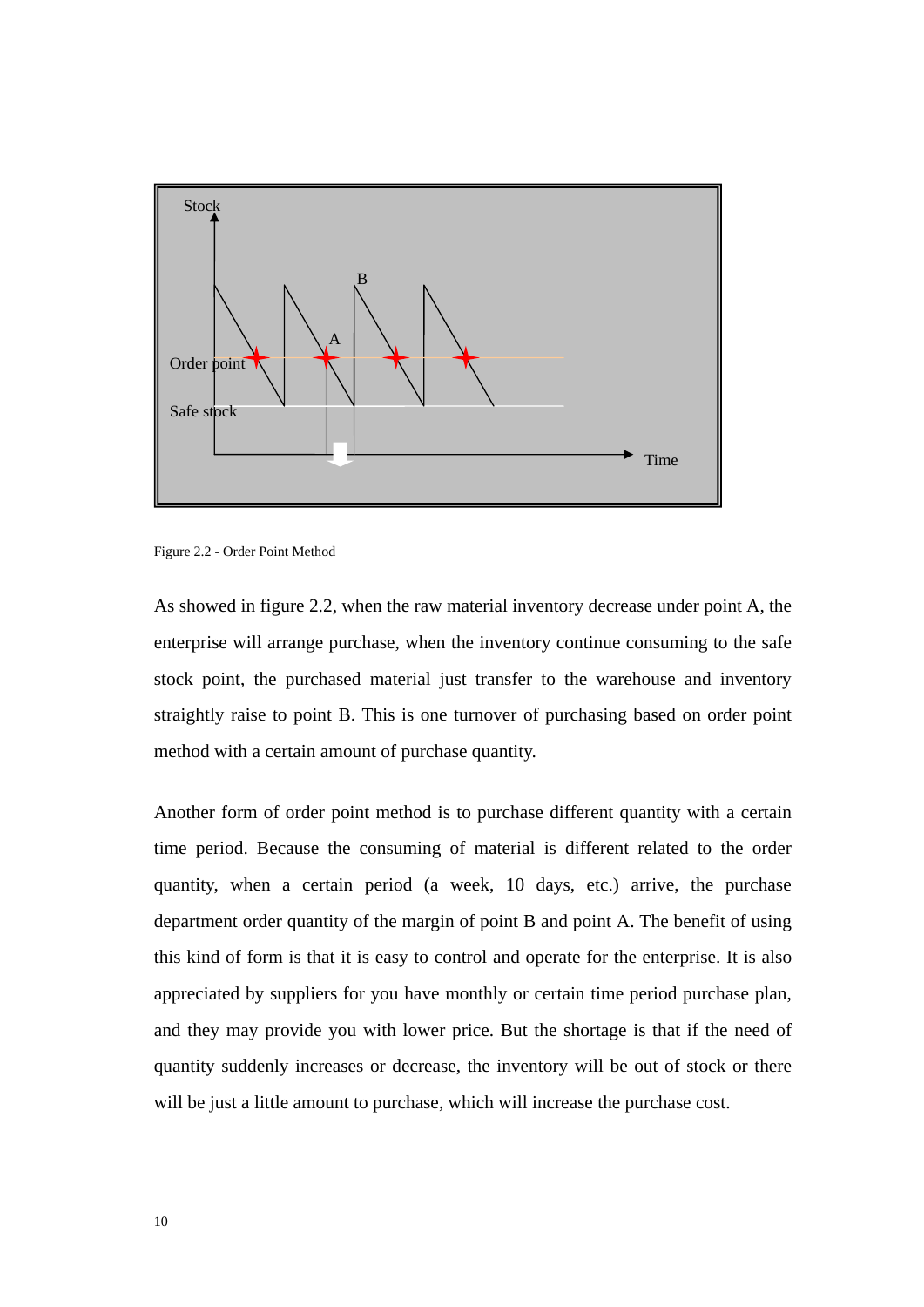Figure 2.2 - Order Point Method

As showed in figure 2.2, when the raw material inventory decrease under point A, the enterprise will arrange purchase, when the inventory continue consuming to the safe stock point, the purchased material just transfer to the warehouse and inventory straightly raise to point B. This is one turnover of purchasing based on order point method with a certain amount of purchase quantity.

Another form of order point method is to purchase different quantity with a certain time period. Because the consuming of material is different related to the order quantity, when a certain period (a week, 10 days, etc.) arrive, the purchase department order quantity of the margin of point B and point A. The benefit of using this kind of form is that it is easy to control and operate for the enterprise. It is also appreciated by suppliers for you have monthly or certain time period purchase plan, and they may provide you with lower price. But the shortage is that if the need of quantity suddenly increases or decrease, the inventory will be out of stock or there will be just a little amount to purchase, which will increase the purchase cost.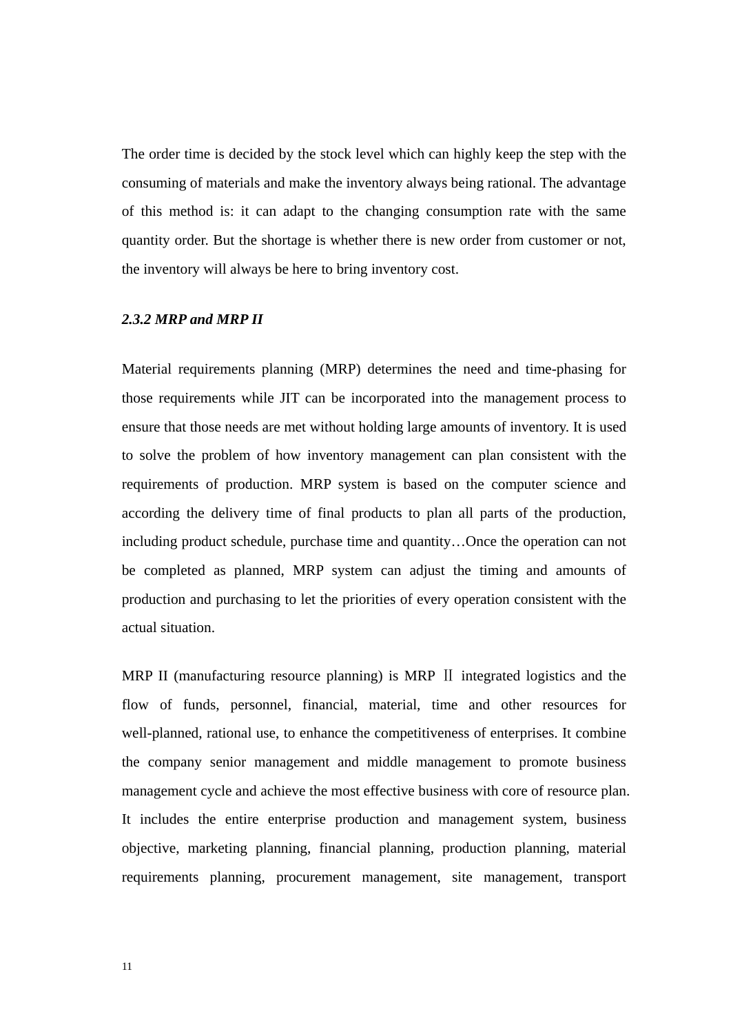The order time is decided by the stock level which can highly keep the step with the consuming of materials and make the inventory always being rational. The advantage of this method is: it can adapt to the changing consumption rate with the same quantity order. But the shortage is whether there is new order from customer or not, the inventory will always be here to bring inventory cost.

### *2.3.2 MRP and MRP II*

Material requirements planning (MRP) determines the need and time-phasing for those requirements while JIT can be incorporated into the management process to ensure that those needs are met without holding large amounts of inventory. It is used to solve the problem of how inventory management can plan consistent with the requirements of production. MRP system is based on the computer science and according the delivery time of final products to plan all parts of the production, including product schedule, purchase time and quantity…Once the operation can not be completed as planned, MRP system can adjust the timing and amounts of production and purchasing to let the priorities of every operation consistent with the actual situation.

MRP II (manufacturing resource planning) is MRP Ⅱ integrated logistics and the flow of funds, personnel, financial, material, time and other resources for well-planned, rational use, to enhance the competitiveness of enterprises. It combine the company senior management and middle management to promote business management cycle and achieve the most effective business with core of resource plan. It includes the entire enterprise production and management system, business objective, marketing planning, financial planning, production planning, material requirements planning, procurement management, site management, transport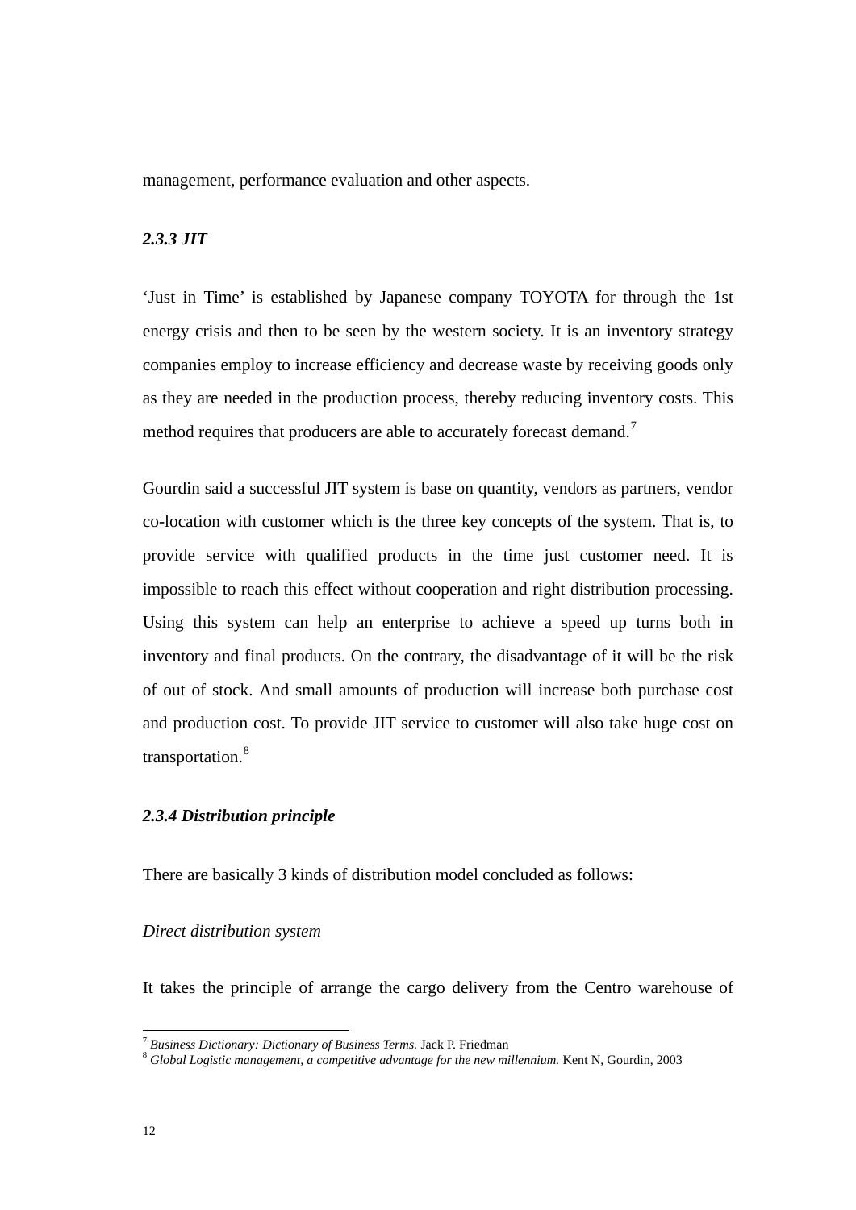management, performance evaluation and other aspects.

### *2.3.3 JIT*

'Just in Time' is established by Japanese company TOYOTA for through the 1st energy crisis and then to be seen by the western society. It is an inventory strategy companies employ to increase efficiency and decrease waste by receiving goods only as they are needed in the production process, thereby reducing inventory costs. This method requires that producers are able to accurately forecast demand.[7]

Gourdin said a successful JIT system is base on quantity, vendors as partners, vendor co-location with customer which is the three key concepts of the system. That is, to provide service with qualified products in the time just customer need. It is impossible to reach this effect without cooperation and right distribution processing. Using this system can help an enterprise to achieve a speed up turns both in inventory and final products. On the contrary, the disadvantage of it will be the risk of out of stock. And small amounts of production will increase both purchase cost and production cost. To provide JIT service to customer will also take huge cost on transportation.[8]

### *2.3.4 Distribution principle*

There are basically 3 kinds of distribution model concluded as follows:

*Direct distribution system*

It takes the principle of arrange the cargo delivery from the Centro warehouse of

---

[7] *Business Dictionary: Dictionary of Business Terms.* Jack P. Friedman

[8] *Global Logistic management, a competitive advantage for the new millennium.* Kent N, Gourdin, 2003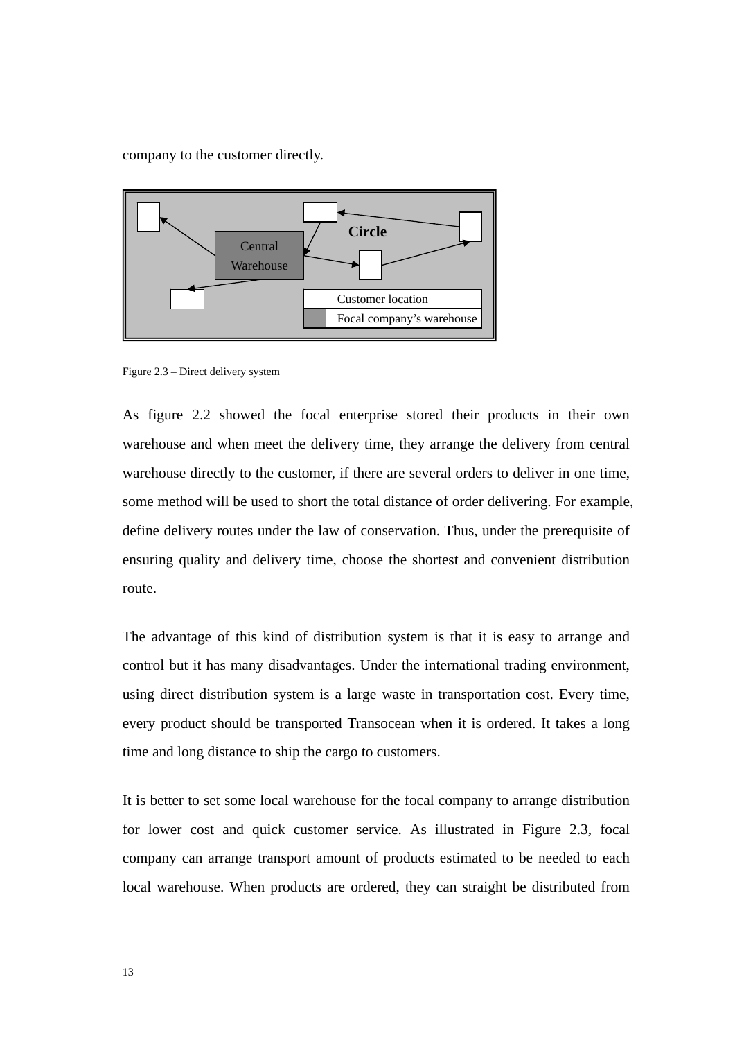company to the customer directly.

Circle

Central Warehouse

| | Customer location |
|---|---|
| | Focal company's warehouse |

Figure 2.3 – Direct delivery system

As figure 2.2 showed the focal enterprise stored their products in their own warehouse and when meet the delivery time, they arrange the delivery from central warehouse directly to the customer, if there are several orders to deliver in one time, some method will be used to short the total distance of order delivering. For example, define delivery routes under the law of conservation. Thus, under the prerequisite of ensuring quality and delivery time, choose the shortest and convenient distribution route.

The advantage of this kind of distribution system is that it is easy to arrange and control but it has many disadvantages. Under the international trading environment, using direct distribution system is a large waste in transportation cost. Every time, every product should be transported Transocean when it is ordered. It takes a long time and long distance to ship the cargo to customers.

It is better to set some local warehouse for the focal company to arrange distribution for lower cost and quick customer service. As illustrated in Figure 2.3, focal company can arrange transport amount of products estimated to be needed to each local warehouse. When products are ordered, they can straight be distributed from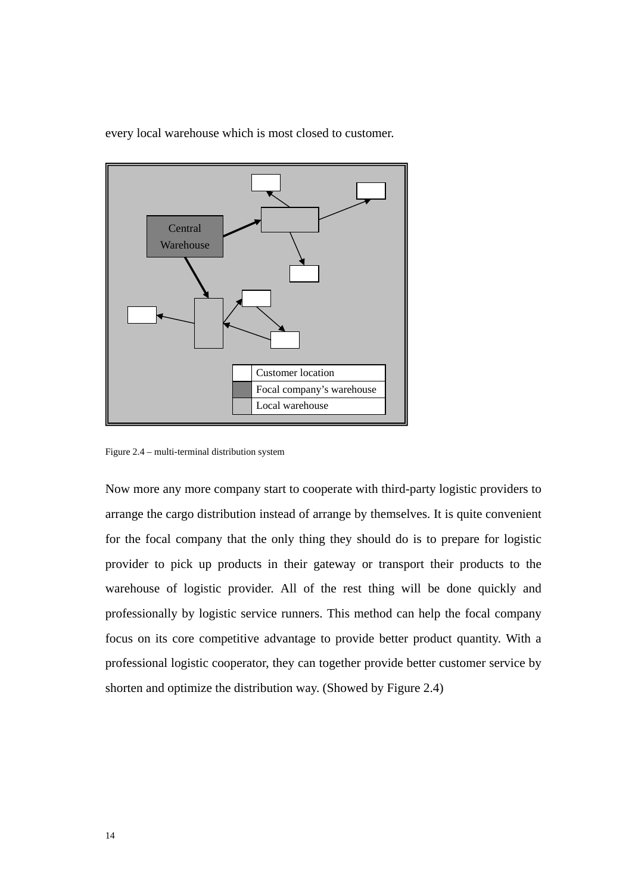every local warehouse which is most closed to customer.

Figure 2.4 – multi-terminal distribution system

Now more any more company start to cooperate with third-party logistic providers to arrange the cargo distribution instead of arrange by themselves. It is quite convenient for the focal company that the only thing they should do is to prepare for logistic provider to pick up products in their gateway or transport their products to the warehouse of logistic provider. All of the rest thing will be done quickly and professionally by logistic service runners. This method can help the focal company focus on its core competitive advantage to provide better product quantity. With a professional logistic cooperator, they can together provide better customer service by shorten and optimize the distribution way. (Showed by Figure 2.4)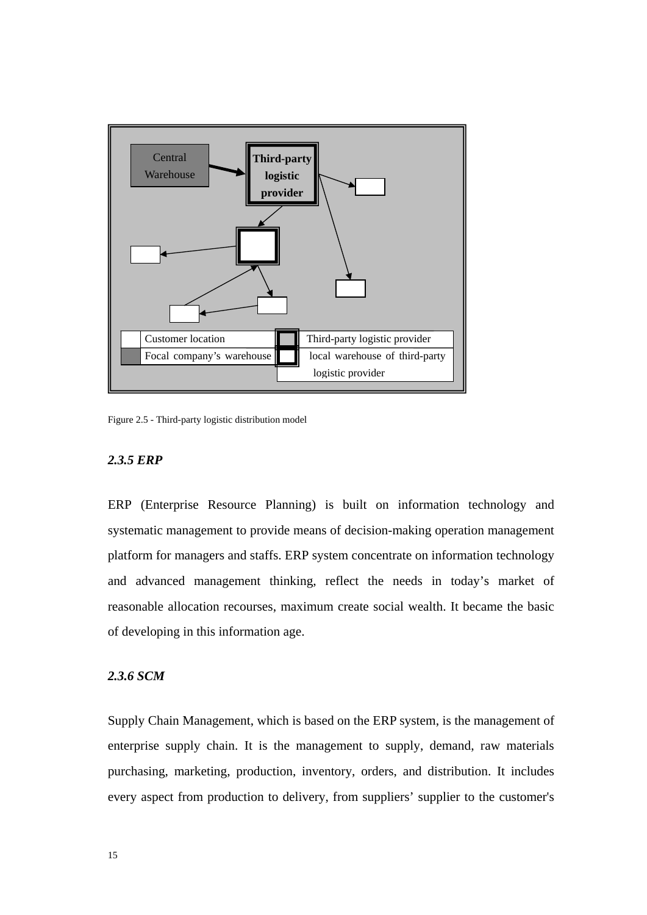Figure 2.5 - Third-party logistic distribution model

### *2.3.5 ERP*

ERP (Enterprise Resource Planning) is built on information technology and systematic management to provide means of decision-making operation management platform for managers and staffs. ERP system concentrate on information technology and advanced management thinking, reflect the needs in today's market of reasonable allocation recourses, maximum create social wealth. It became the basic of developing in this information age.

### *2.3.6 SCM*

Supply Chain Management, which is based on the ERP system, is the management of enterprise supply chain. It is the management to supply, demand, raw materials purchasing, marketing, production, inventory, orders, and distribution. It includes every aspect from production to delivery, from suppliers' supplier to the customer's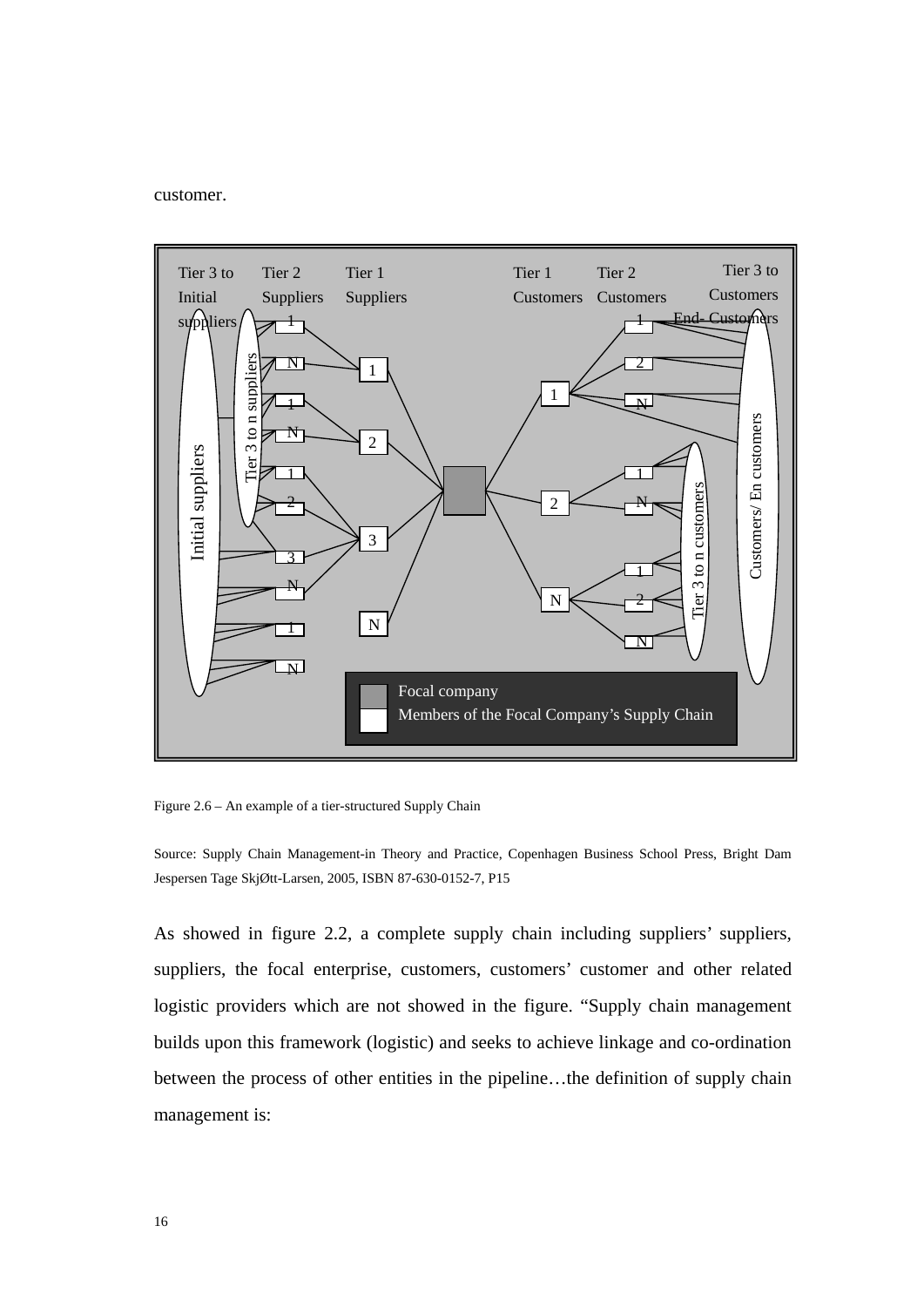customer.

Figure 2.6 – An example of a tier-structured Supply Chain

Source: Supply Chain Management-in Theory and Practice, Copenhagen Business School Press, Bright Dam Jespersen Tage SkjØtt-Larsen, 2005, ISBN 87-630-0152-7, P15

As showed in figure 2.2, a complete supply chain including suppliers' suppliers, suppliers, the focal enterprise, customers, customers' customer and other related logistic providers which are not showed in the figure. "Supply chain management builds upon this framework (logistic) and seeks to achieve linkage and co-ordination between the process of other entities in the pipeline…the definition of supply chain management is: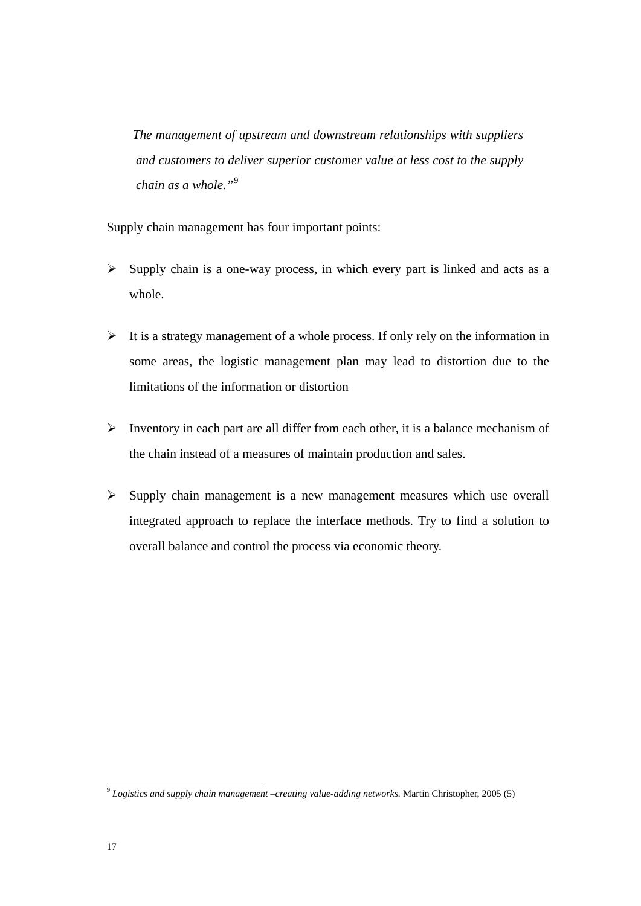*The management of upstream and downstream relationships with suppliers and customers to deliver superior customer value at less cost to the supply chain as a whole."*[9]

Supply chain management has four important points:

- Supply chain is a one-way process, in which every part is linked and acts as a whole.
- It is a strategy management of a whole process. If only rely on the information in some areas, the logistic management plan may lead to distortion due to the limitations of the information or distortion
- Inventory in each part are all differ from each other, it is a balance mechanism of the chain instead of a measures of maintain production and sales.
- Supply chain management is a new management measures which use overall integrated approach to replace the interface methods. Try to find a solution to overall balance and control the process via economic theory.

---

[9] *Logistics and supply chain management –creating value-adding networks.* Martin Christopher, 2005 (5)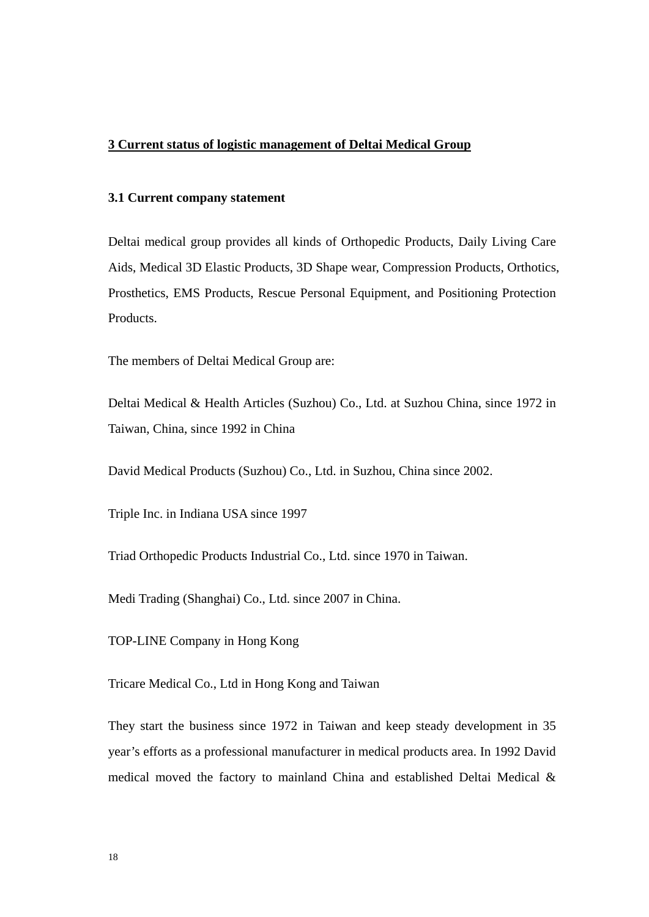## 3 Current status of logistic management of Deltai Medical Group

### 3.1 Current company statement

Deltai medical group provides all kinds of Orthopedic Products, Daily Living Care Aids, Medical 3D Elastic Products, 3D Shape wear, Compression Products, Orthotics, Prosthetics, EMS Products, Rescue Personal Equipment, and Positioning Protection Products.

The members of Deltai Medical Group are:

Deltai Medical & Health Articles (Suzhou) Co., Ltd. at Suzhou China, since 1972 in Taiwan, China, since 1992 in China

David Medical Products (Suzhou) Co., Ltd. in Suzhou, China since 2002.

Triple Inc. in Indiana USA since 1997

Triad Orthopedic Products Industrial Co., Ltd. since 1970 in Taiwan.

Medi Trading (Shanghai) Co., Ltd. since 2007 in China.

TOP-LINE Company in Hong Kong

Tricare Medical Co., Ltd in Hong Kong and Taiwan

They start the business since 1972 in Taiwan and keep steady development in 35 year's efforts as a professional manufacturer in medical products area. In 1992 David medical moved the factory to mainland China and established Deltai Medical &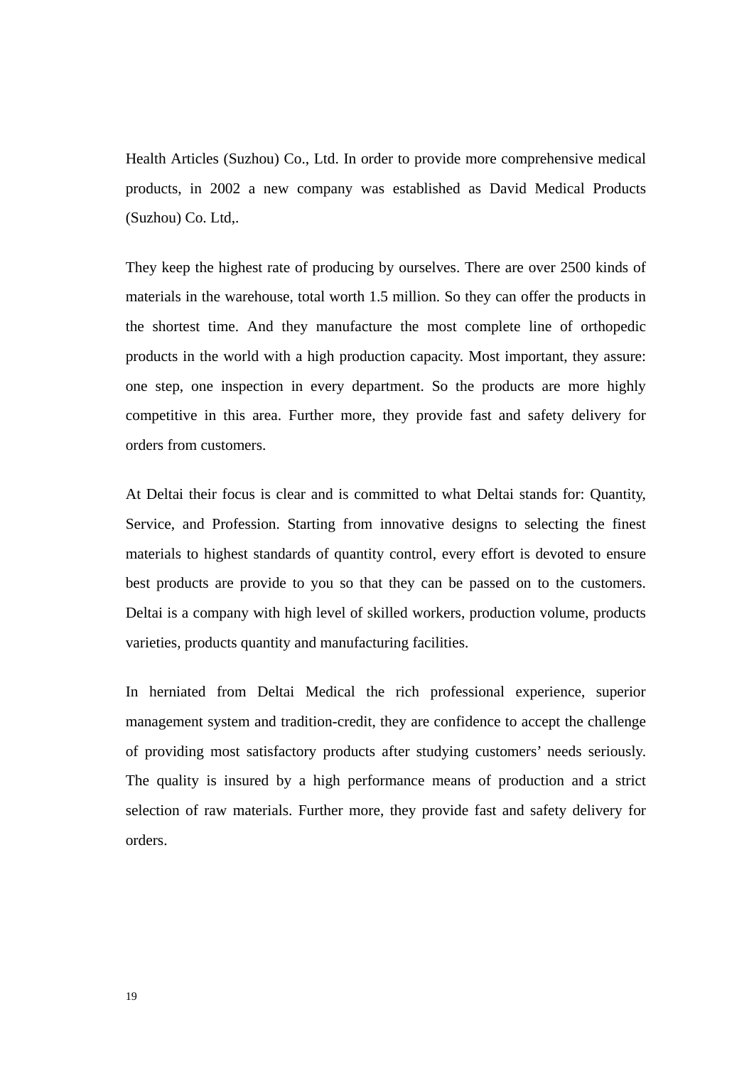Health Articles (Suzhou) Co., Ltd. In order to provide more comprehensive medical products, in 2002 a new company was established as David Medical Products (Suzhou) Co. Ltd,.

They keep the highest rate of producing by ourselves. There are over 2500 kinds of materials in the warehouse, total worth 1.5 million. So they can offer the products in the shortest time. And they manufacture the most complete line of orthopedic products in the world with a high production capacity. Most important, they assure: one step, one inspection in every department. So the products are more highly competitive in this area. Further more, they provide fast and safety delivery for orders from customers.

At Deltai their focus is clear and is committed to what Deltai stands for: Quantity, Service, and Profession. Starting from innovative designs to selecting the finest materials to highest standards of quantity control, every effort is devoted to ensure best products are provide to you so that they can be passed on to the customers. Deltai is a company with high level of skilled workers, production volume, products varieties, products quantity and manufacturing facilities.

In herniated from Deltai Medical the rich professional experience, superior management system and tradition-credit, they are confidence to accept the challenge of providing most satisfactory products after studying customers' needs seriously. The quality is insured by a high performance means of production and a strict selection of raw materials. Further more, they provide fast and safety delivery for orders.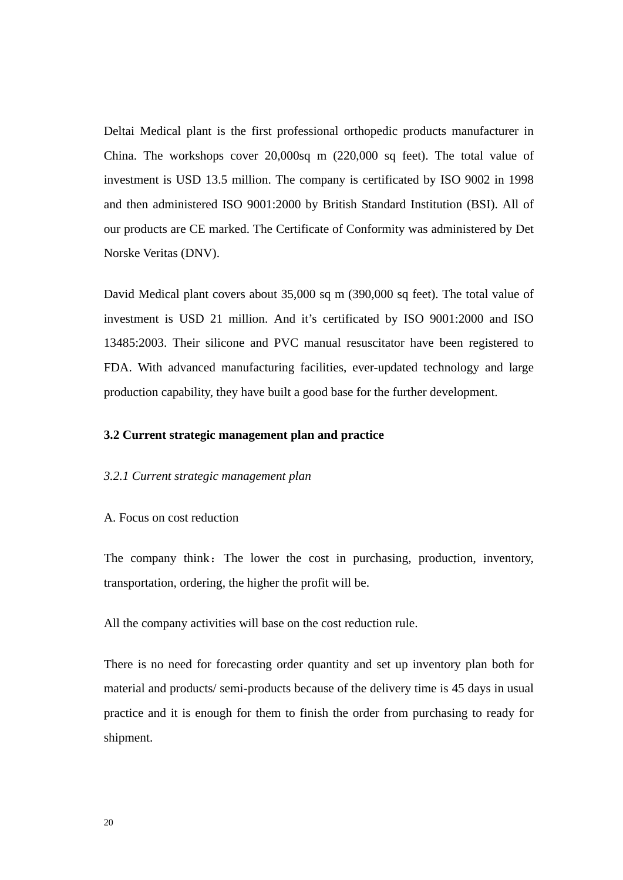Deltai Medical plant is the first professional orthopedic products manufacturer in China. The workshops cover 20,000sq m (220,000 sq feet). The total value of investment is USD 13.5 million. The company is certificated by ISO 9002 in 1998 and then administered ISO 9001:2000 by British Standard Institution (BSI). All of our products are CE marked. The Certificate of Conformity was administered by Det Norske Veritas (DNV).

David Medical plant covers about 35,000 sq m (390,000 sq feet). The total value of investment is USD 21 million. And it's certificated by ISO 9001:2000 and ISO 13485:2003. Their silicone and PVC manual resuscitator have been registered to FDA. With advanced manufacturing facilities, ever-updated technology and large production capability, they have built a good base for the further development.

### 3.2 Current strategic management plan and practice

#### *3.2.1 Current strategic management plan*

A. Focus on cost reduction

The company think：The lower the cost in purchasing, production, inventory, transportation, ordering, the higher the profit will be.

All the company activities will base on the cost reduction rule.

There is no need for forecasting order quantity and set up inventory plan both for material and products/ semi-products because of the delivery time is 45 days in usual practice and it is enough for them to finish the order from purchasing to ready for shipment.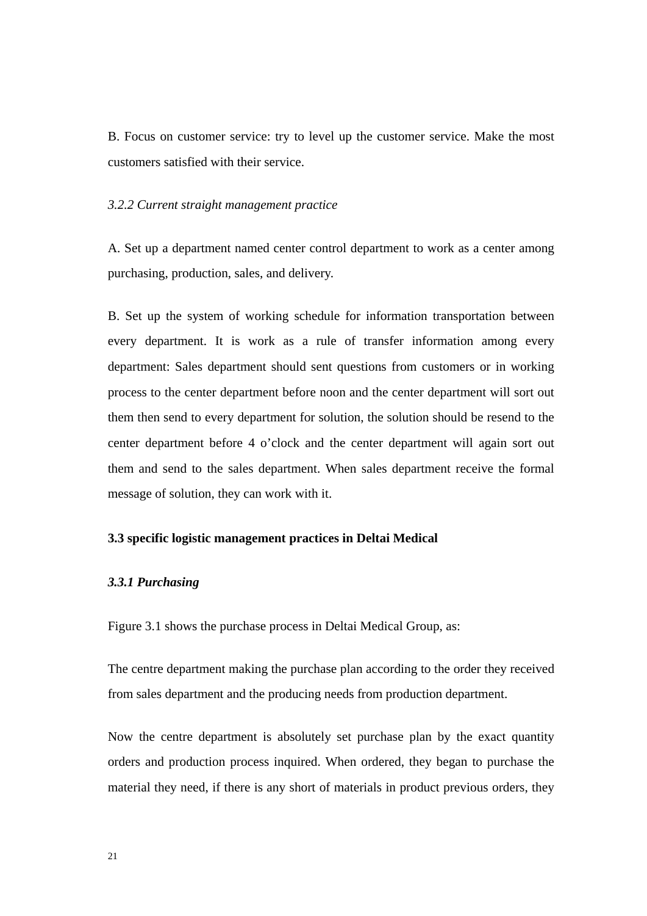B. Focus on customer service: try to level up the customer service. Make the most customers satisfied with their service.

### *3.2.2 Current straight management practice*

A. Set up a department named center control department to work as a center among purchasing, production, sales, and delivery.

B. Set up the system of working schedule for information transportation between every department. It is work as a rule of transfer information among every department: Sales department should sent questions from customers or in working process to the center department before noon and the center department will sort out them then send to every department for solution, the solution should be resend to the center department before 4 o'clock and the center department will again sort out them and send to the sales department. When sales department receive the formal message of solution, they can work with it.

## **3.3 specific logistic management practices in Deltai Medical**

### ***3.3.1 Purchasing***

Figure 3.1 shows the purchase process in Deltai Medical Group, as:

The centre department making the purchase plan according to the order they received from sales department and the producing needs from production department.

Now the centre department is absolutely set purchase plan by the exact quantity orders and production process inquired. When ordered, they began to purchase the material they need, if there is any short of materials in product previous orders, they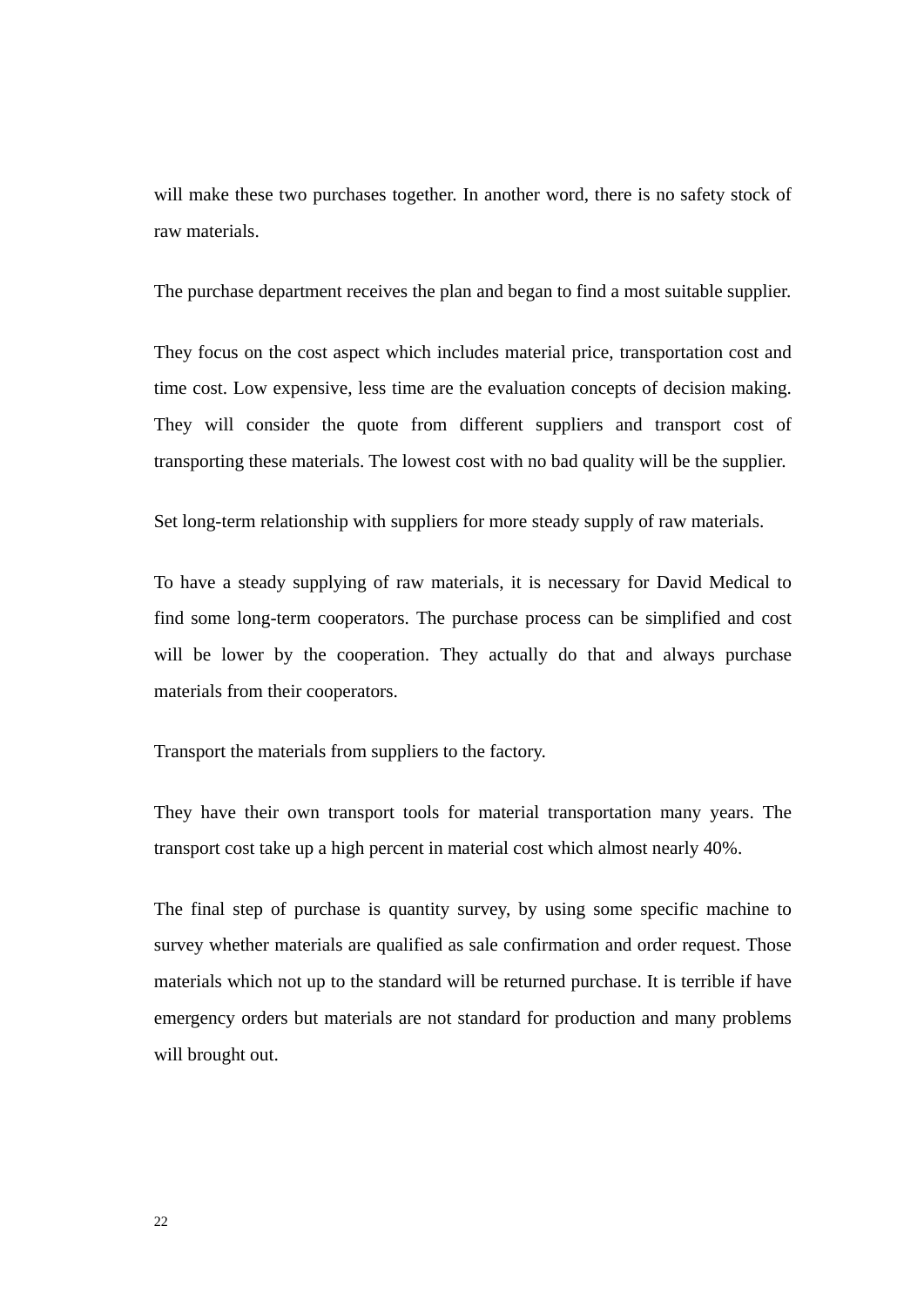will make these two purchases together. In another word, there is no safety stock of raw materials.

The purchase department receives the plan and began to find a most suitable supplier.

They focus on the cost aspect which includes material price, transportation cost and time cost. Low expensive, less time are the evaluation concepts of decision making. They will consider the quote from different suppliers and transport cost of transporting these materials. The lowest cost with no bad quality will be the supplier.

Set long-term relationship with suppliers for more steady supply of raw materials.

To have a steady supplying of raw materials, it is necessary for David Medical to find some long-term cooperators. The purchase process can be simplified and cost will be lower by the cooperation. They actually do that and always purchase materials from their cooperators.

Transport the materials from suppliers to the factory.

They have their own transport tools for material transportation many years. The transport cost take up a high percent in material cost which almost nearly 40%.

The final step of purchase is quantity survey, by using some specific machine to survey whether materials are qualified as sale confirmation and order request. Those materials which not up to the standard will be returned purchase. It is terrible if have emergency orders but materials are not standard for production and many problems will brought out.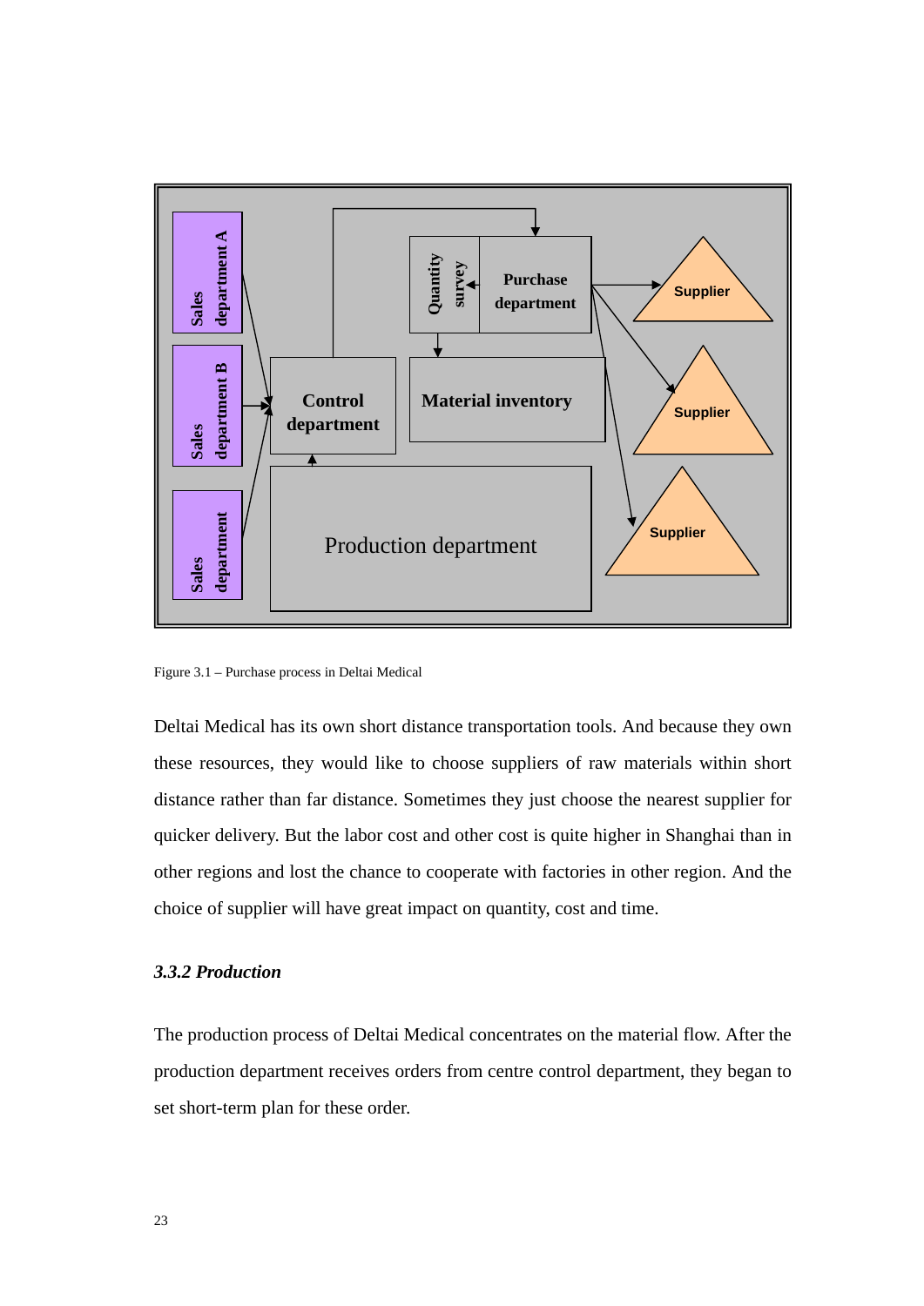Figure 3.1 – Purchase process in Deltai Medical

Deltai Medical has its own short distance transportation tools. And because they own these resources, they would like to choose suppliers of raw materials within short distance rather than far distance. Sometimes they just choose the nearest supplier for quicker delivery. But the labor cost and other cost is quite higher in Shanghai than in other regions and lost the chance to cooperate with factories in other region. And the choice of supplier will have great impact on quantity, cost and time.

### *3.3.2 Production*

The production process of Deltai Medical concentrates on the material flow. After the production department receives orders from centre control department, they began to set short-term plan for these order.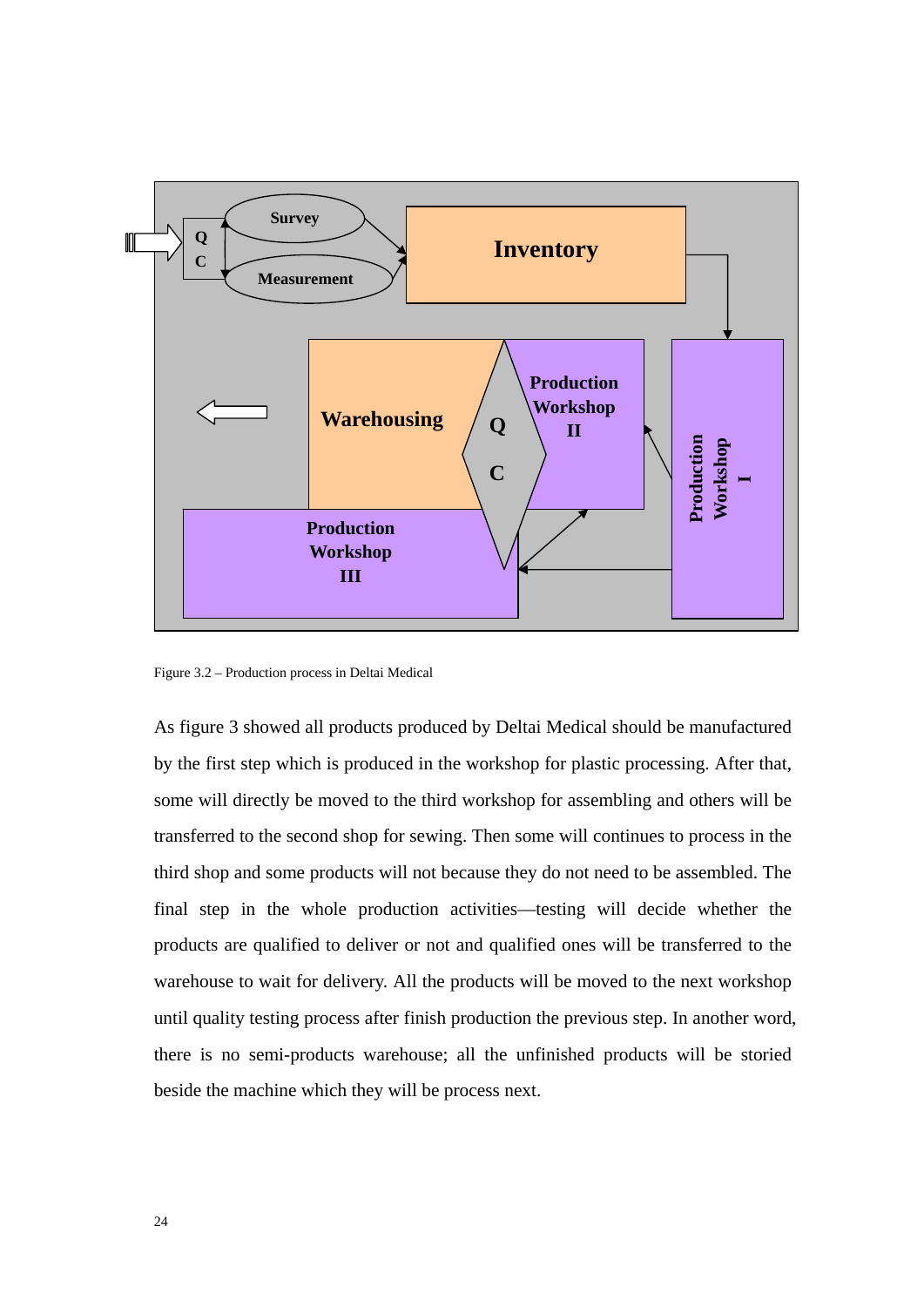Figure 3.2 – Production process in Deltai Medical

As figure 3 showed all products produced by Deltai Medical should be manufactured by the first step which is produced in the workshop for plastic processing. After that, some will directly be moved to the third workshop for assembling and others will be transferred to the second shop for sewing. Then some will continues to process in the third shop and some products will not because they do not need to be assembled. The final step in the whole production activities—testing will decide whether the products are qualified to deliver or not and qualified ones will be transferred to the warehouse to wait for delivery. All the products will be moved to the next workshop until quality testing process after finish production the previous step. In another word, there is no semi-products warehouse; all the unfinished products will be storied beside the machine which they will be process next.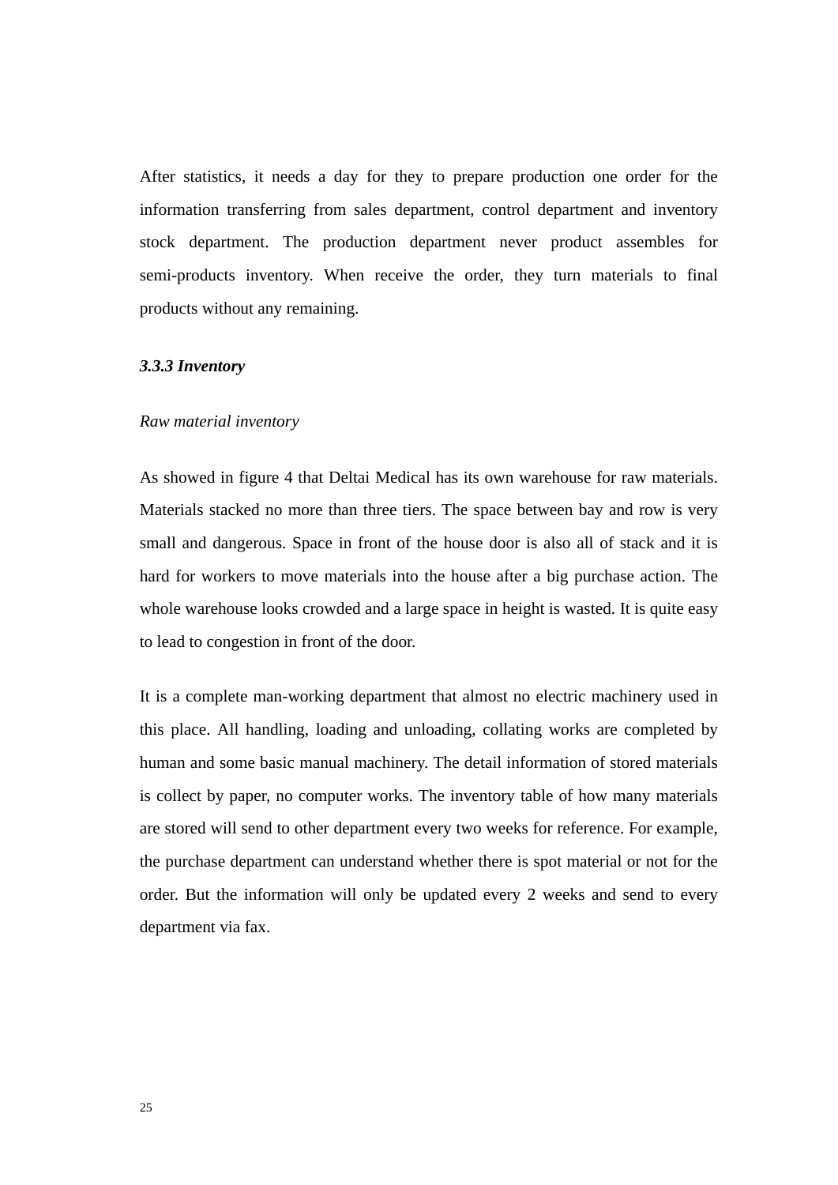After statistics, it needs a day for they to prepare production one order for the information transferring from sales department, control department and inventory stock department. The production department never product assembles for semi-products inventory. When receive the order, they turn materials to final products without any remaining.

### *3.3.3 Inventory*

*Raw material inventory*

As showed in figure 4 that Deltai Medical has its own warehouse for raw materials. Materials stacked no more than three tiers. The space between bay and row is very small and dangerous. Space in front of the house door is also all of stack and it is hard for workers to move materials into the house after a big purchase action. The whole warehouse looks crowded and a large space in height is wasted. It is quite easy to lead to congestion in front of the door.

It is a complete man-working department that almost no electric machinery used in this place. All handling, loading and unloading, collating works are completed by human and some basic manual machinery. The detail information of stored materials is collect by paper, no computer works. The inventory table of how many materials are stored will send to other department every two weeks for reference. For example, the purchase department can understand whether there is spot material or not for the order. But the information will only be updated every 2 weeks and send to every department via fax.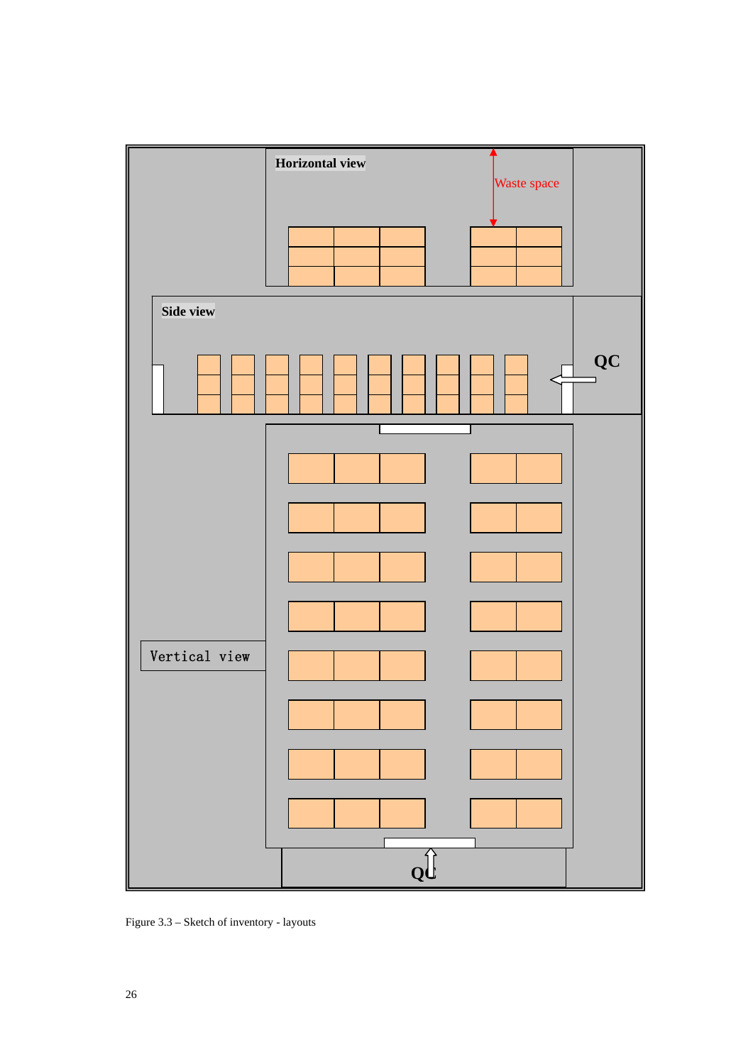Horizontal view

Waste space

Side view

QC

Vertical view

QC

Figure 3.3 – Sketch of inventory - layouts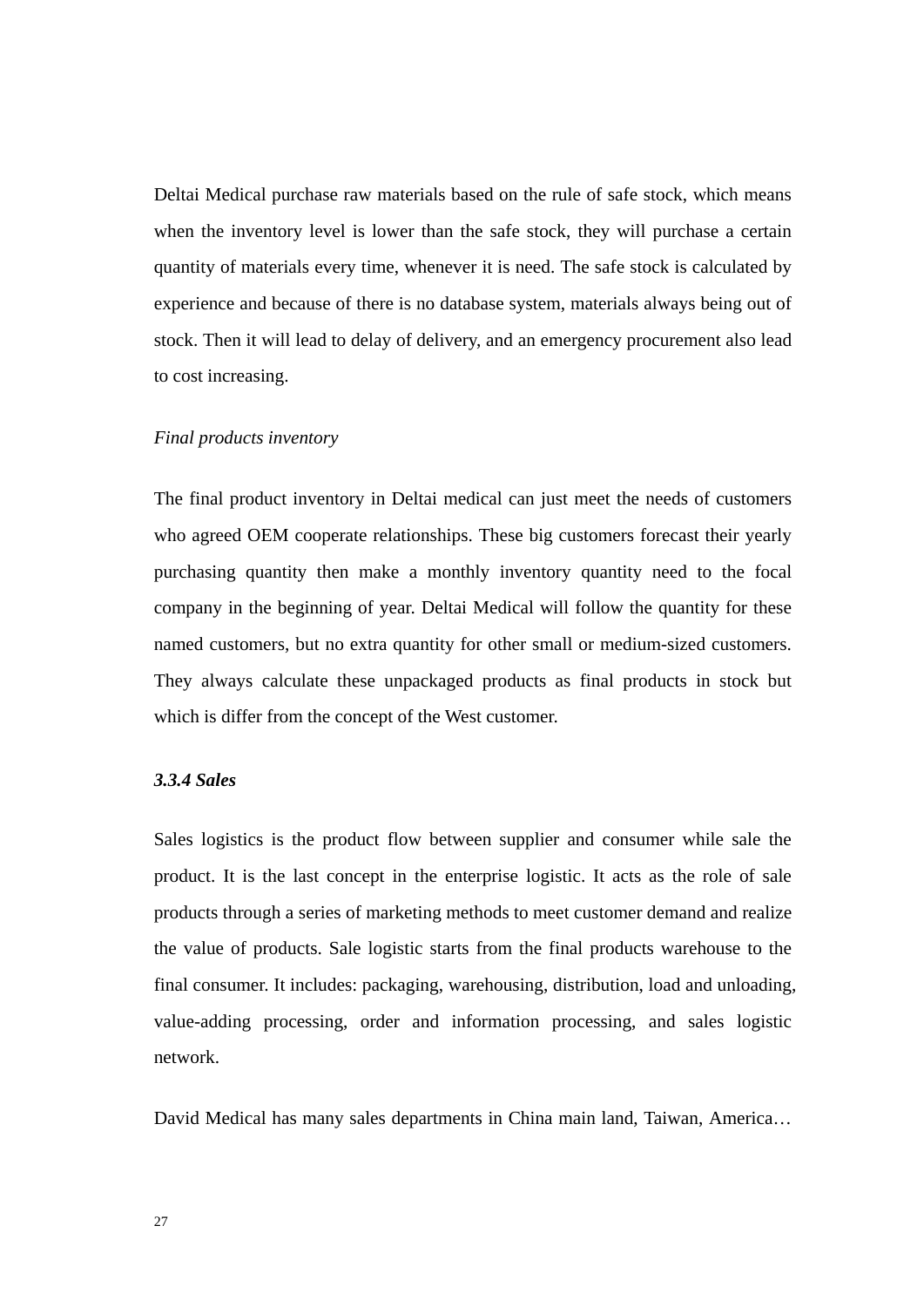Deltai Medical purchase raw materials based on the rule of safe stock, which means when the inventory level is lower than the safe stock, they will purchase a certain quantity of materials every time, whenever it is need. The safe stock is calculated by experience and because of there is no database system, materials always being out of stock. Then it will lead to delay of delivery, and an emergency procurement also lead to cost increasing.

*Final products inventory*

The final product inventory in Deltai medical can just meet the needs of customers who agreed OEM cooperate relationships. These big customers forecast their yearly purchasing quantity then make a monthly inventory quantity need to the focal company in the beginning of year. Deltai Medical will follow the quantity for these named customers, but no extra quantity for other small or medium-sized customers. They always calculate these unpackaged products as final products in stock but which is differ from the concept of the West customer.

#### *3.3.4 Sales*

Sales logistics is the product flow between supplier and consumer while sale the product. It is the last concept in the enterprise logistic. It acts as the role of sale products through a series of marketing methods to meet customer demand and realize the value of products. Sale logistic starts from the final products warehouse to the final consumer. It includes: packaging, warehousing, distribution, load and unloading, value-adding processing, order and information processing, and sales logistic network.

David Medical has many sales departments in China main land, Taiwan, America…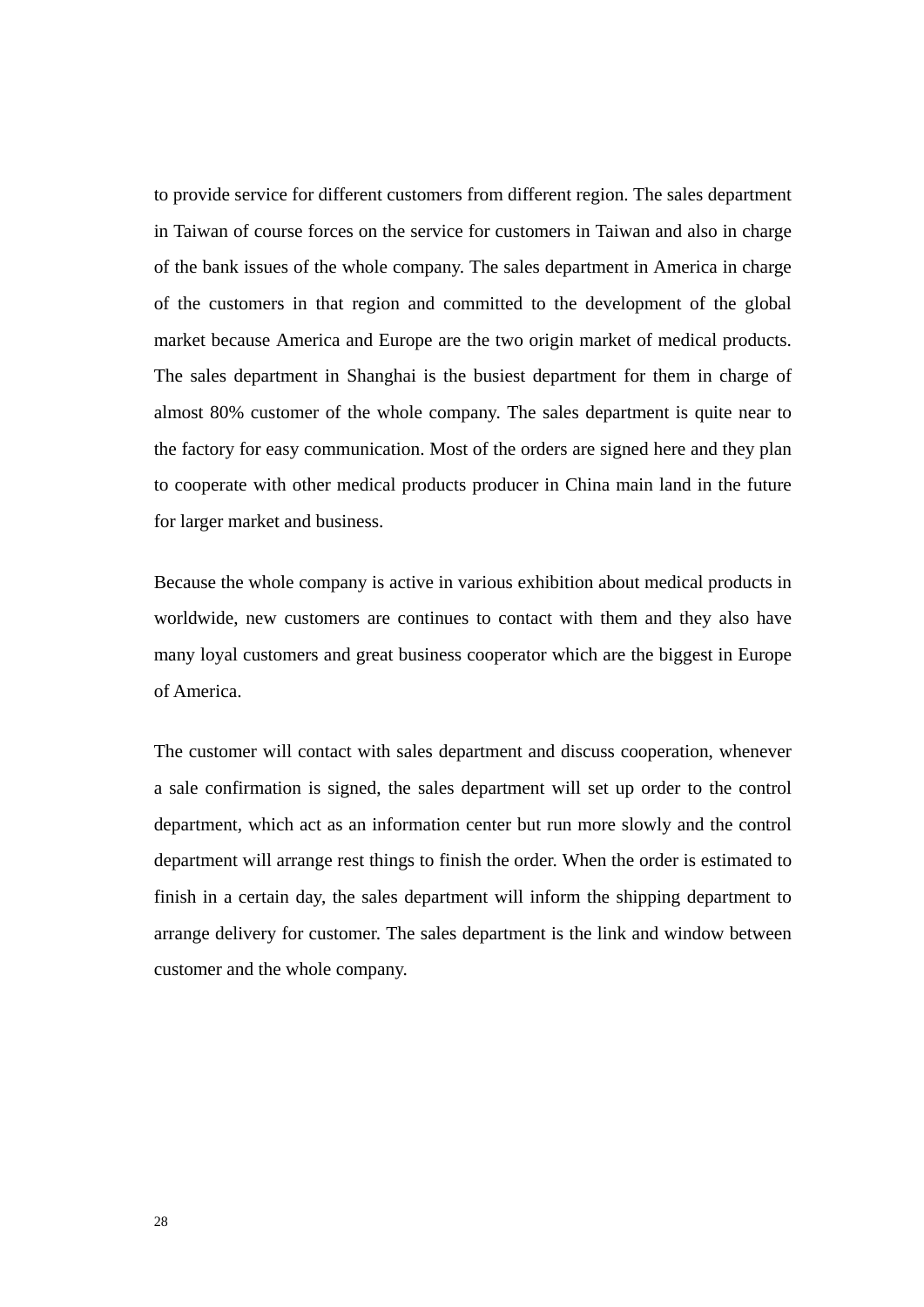to provide service for different customers from different region. The sales department in Taiwan of course forces on the service for customers in Taiwan and also in charge of the bank issues of the whole company. The sales department in America in charge of the customers in that region and committed to the development of the global market because America and Europe are the two origin market of medical products. The sales department in Shanghai is the busiest department for them in charge of almost 80% customer of the whole company. The sales department is quite near to the factory for easy communication. Most of the orders are signed here and they plan to cooperate with other medical products producer in China main land in the future for larger market and business.

Because the whole company is active in various exhibition about medical products in worldwide, new customers are continues to contact with them and they also have many loyal customers and great business cooperator which are the biggest in Europe of America.

The customer will contact with sales department and discuss cooperation, whenever a sale confirmation is signed, the sales department will set up order to the control department, which act as an information center but run more slowly and the control department will arrange rest things to finish the order. When the order is estimated to finish in a certain day, the sales department will inform the shipping department to arrange delivery for customer. The sales department is the link and window between customer and the whole company.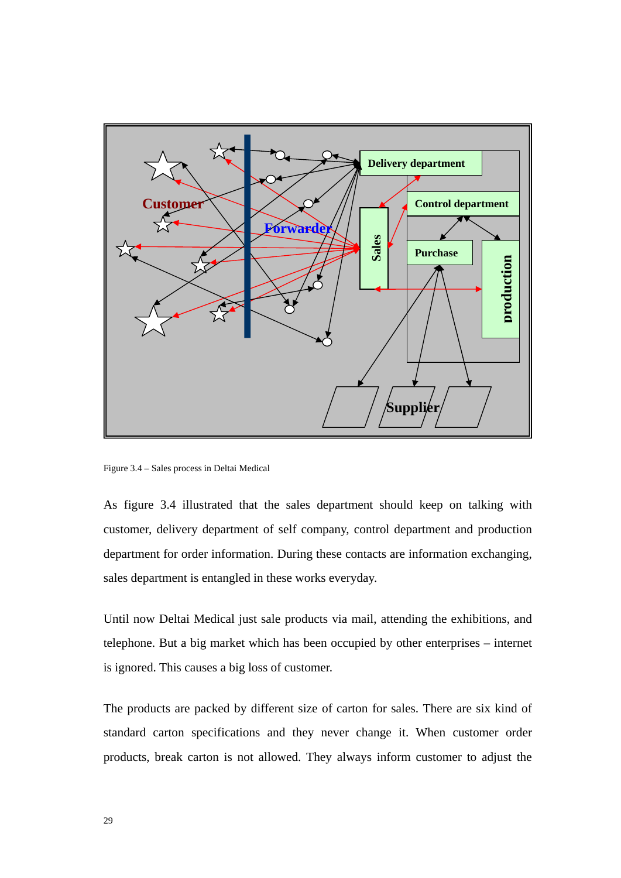Figure 3.4 – Sales process in Deltai Medical

As figure 3.4 illustrated that the sales department should keep on talking with customer, delivery department of self company, control department and production department for order information. During these contacts are information exchanging, sales department is entangled in these works everyday.

Until now Deltai Medical just sale products via mail, attending the exhibitions, and telephone. But a big market which has been occupied by other enterprises – internet is ignored. This causes a big loss of customer.

The products are packed by different size of carton for sales. There are six kind of standard carton specifications and they never change it. When customer order products, break carton is not allowed. They always inform customer to adjust the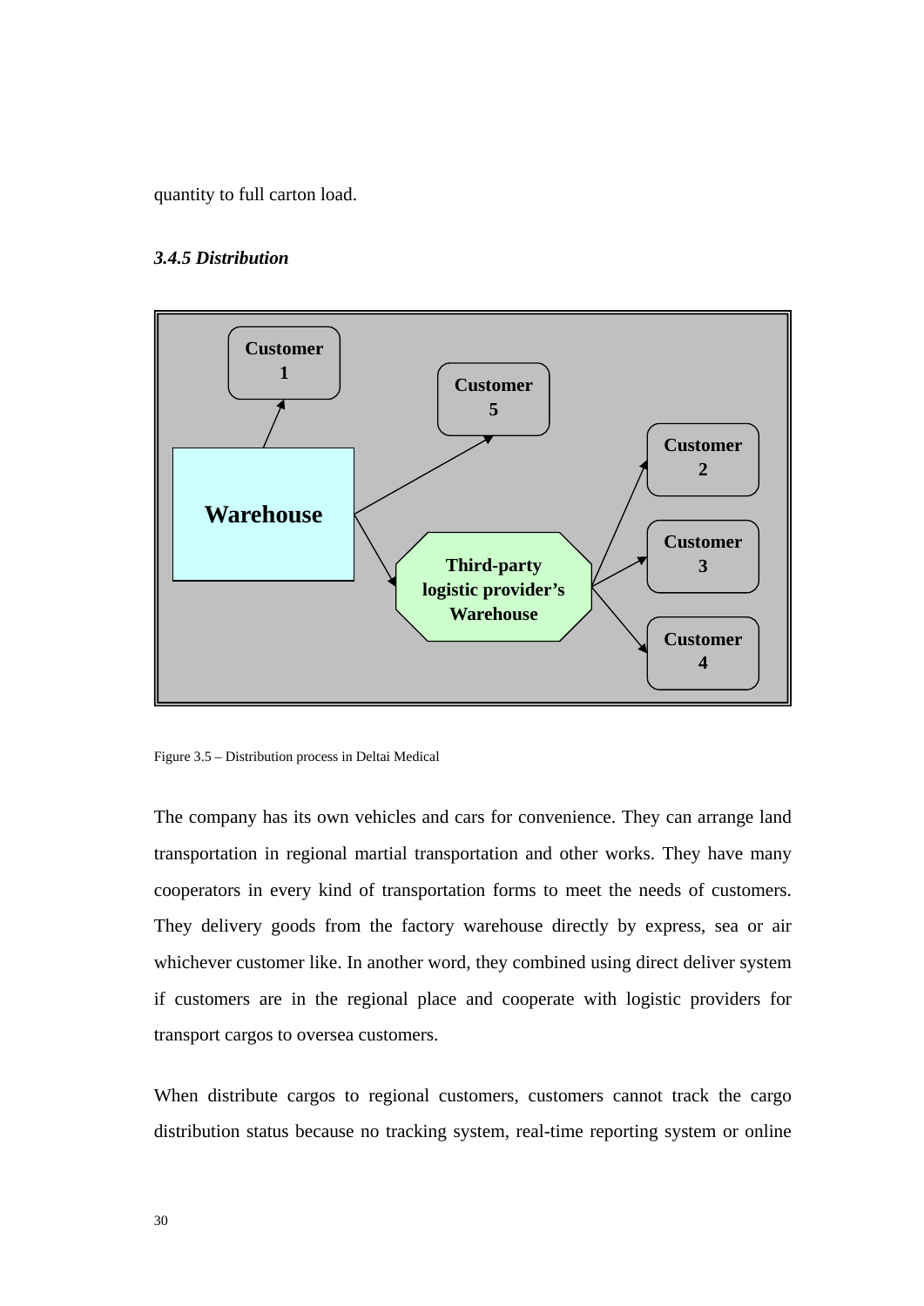quantity to full carton load.

### *3.4.5 Distribution*

Figure 3.5 – Distribution process in Deltai Medical

The company has its own vehicles and cars for convenience. They can arrange land transportation in regional martial transportation and other works. They have many cooperators in every kind of transportation forms to meet the needs of customers. They delivery goods from the factory warehouse directly by express, sea or air whichever customer like. In another word, they combined using direct deliver system if customers are in the regional place and cooperate with logistic providers for transport cargos to oversea customers.

When distribute cargos to regional customers, customers cannot track the cargo distribution status because no tracking system, real-time reporting system or online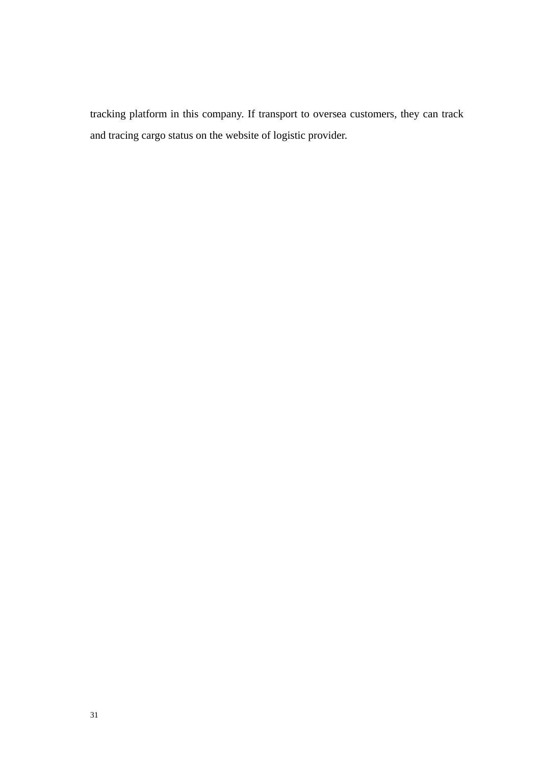tracking platform in this company. If transport to oversea customers, they can track and tracing cargo status on the website of logistic provider.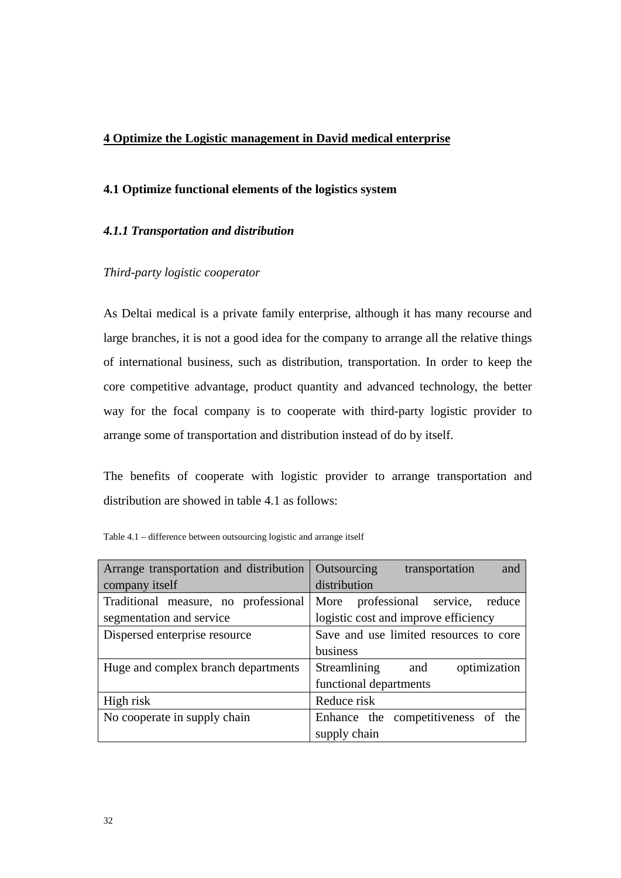# 4 Optimize the Logistic management in David medical enterprise

## 4.1 Optimize functional elements of the logistics system

### *4.1.1 Transportation and distribution*

*Third-party logistic cooperator*

As Deltai medical is a private family enterprise, although it has many recourse and large branches, it is not a good idea for the company to arrange all the relative things of international business, such as distribution, transportation. In order to keep the core competitive advantage, product quantity and advanced technology, the better way for the focal company is to cooperate with third-party logistic provider to arrange some of transportation and distribution instead of do by itself.

The benefits of cooperate with logistic provider to arrange transportation and distribution are showed in table 4.1 as follows:

Table 4.1 – difference between outsourcing logistic and arrange itself

| Arrange transportation and distribution company itself | Outsourcing transportation and distribution |
|---|---|
| Traditional measure, no professional segmentation and service | More professional service, reduce logistic cost and improve efficiency |
| Dispersed enterprise resource | Save and use limited resources to core business |
| Huge and complex branch departments | Streamlining and optimization functional departments |
| High risk | Reduce risk |
| No cooperate in supply chain | Enhance the competitiveness of the supply chain |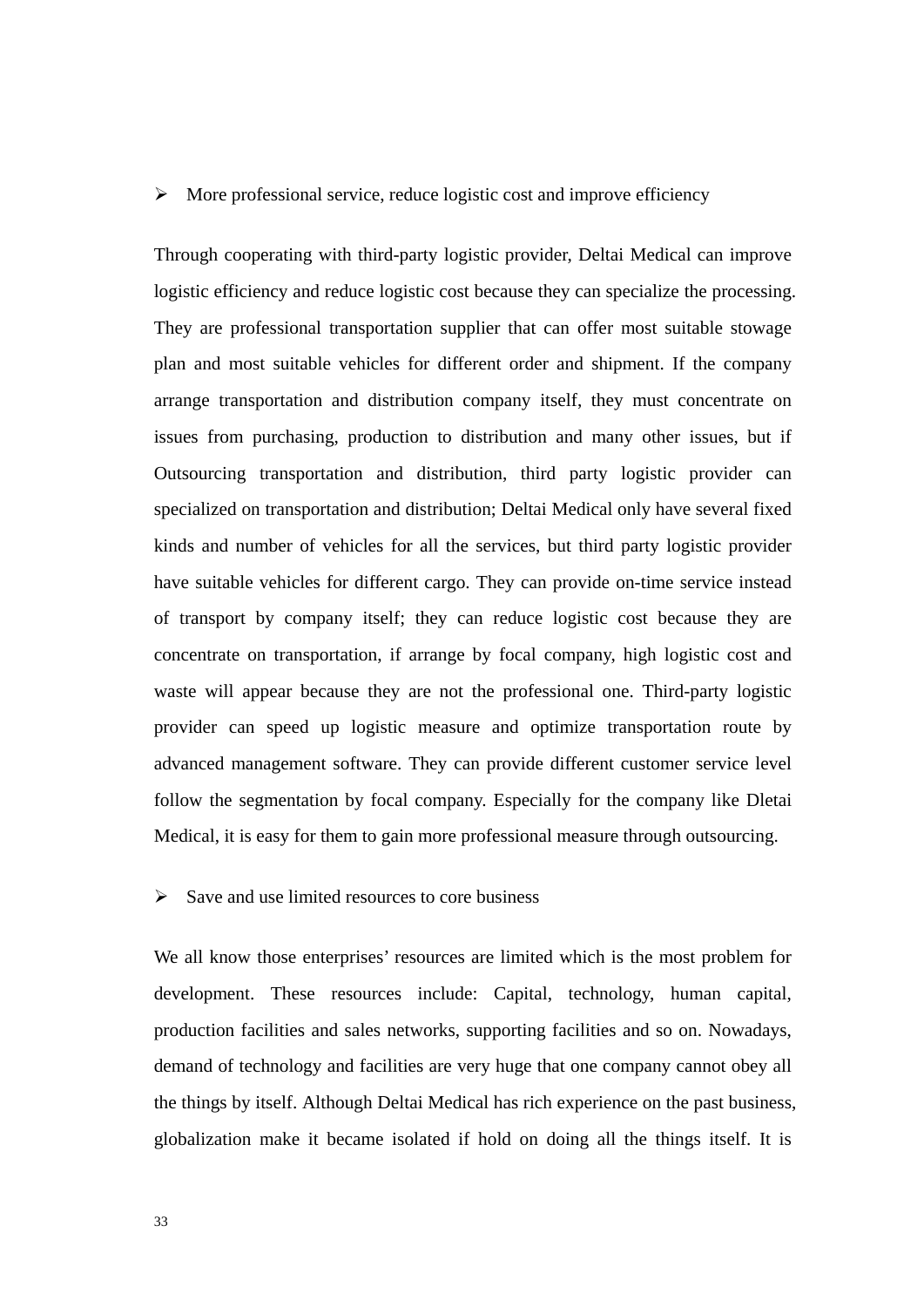- More professional service, reduce logistic cost and improve efficiency

Through cooperating with third-party logistic provider, Deltai Medical can improve logistic efficiency and reduce logistic cost because they can specialize the processing. They are professional transportation supplier that can offer most suitable stowage plan and most suitable vehicles for different order and shipment. If the company arrange transportation and distribution company itself, they must concentrate on issues from purchasing, production to distribution and many other issues, but if Outsourcing transportation and distribution, third party logistic provider can specialized on transportation and distribution; Deltai Medical only have several fixed kinds and number of vehicles for all the services, but third party logistic provider have suitable vehicles for different cargo. They can provide on-time service instead of transport by company itself; they can reduce logistic cost because they are concentrate on transportation, if arrange by focal company, high logistic cost and waste will appear because they are not the professional one. Third-party logistic provider can speed up logistic measure and optimize transportation route by advanced management software. They can provide different customer service level follow the segmentation by focal company. Especially for the company like Dletai Medical, it is easy for them to gain more professional measure through outsourcing.

- Save and use limited resources to core business

We all know those enterprises' resources are limited which is the most problem for development. These resources include: Capital, technology, human capital, production facilities and sales networks, supporting facilities and so on. Nowadays, demand of technology and facilities are very huge that one company cannot obey all the things by itself. Although Deltai Medical has rich experience on the past business, globalization make it became isolated if hold on doing all the things itself. It is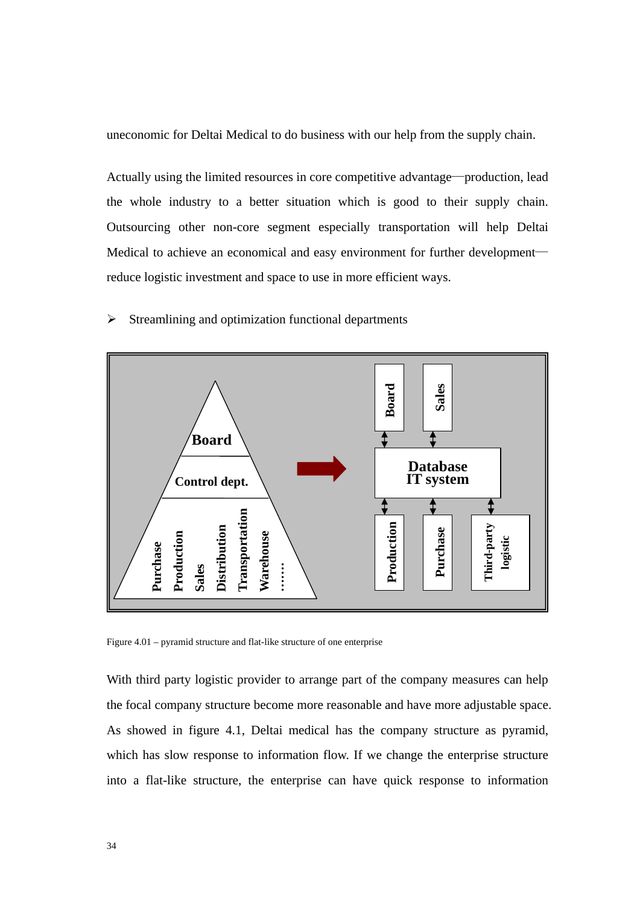uneconomic for Deltai Medical to do business with our help from the supply chain.

Actually using the limited resources in core competitive advantage—production, lead the whole industry to a better situation which is good to their supply chain. Outsourcing other non-core segment especially transportation will help Deltai Medical to achieve an economical and easy environment for further development—reduce logistic investment and space to use in more efficient ways.

- Streamlining and optimization functional departments

Figure 4.01 – pyramid structure and flat-like structure of one enterprise

With third party logistic provider to arrange part of the company measures can help the focal company structure become more reasonable and have more adjustable space. As showed in figure 4.1, Deltai medical has the company structure as pyramid, which has slow response to information flow. If we change the enterprise structure into a flat-like structure, the enterprise can have quick response to information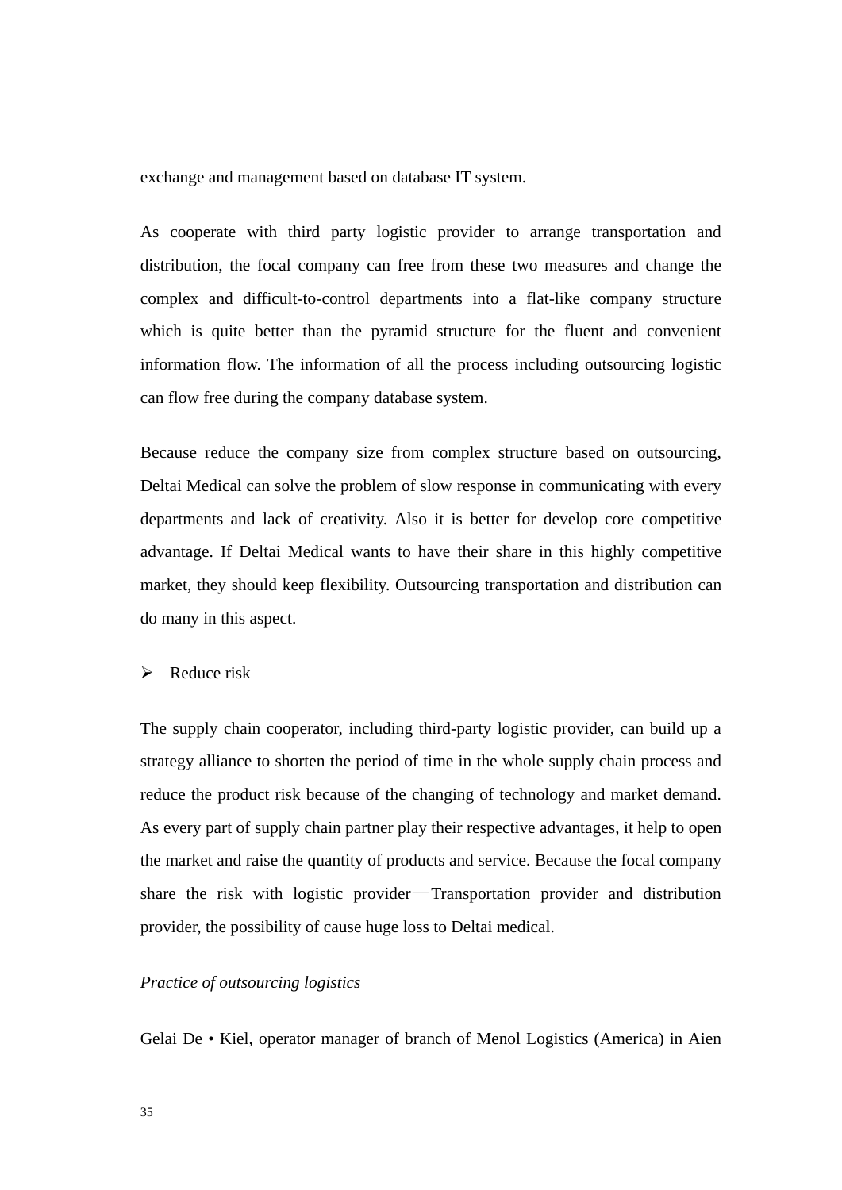exchange and management based on database IT system.

As cooperate with third party logistic provider to arrange transportation and distribution, the focal company can free from these two measures and change the complex and difficult-to-control departments into a flat-like company structure which is quite better than the pyramid structure for the fluent and convenient information flow. The information of all the process including outsourcing logistic can flow free during the company database system.

Because reduce the company size from complex structure based on outsourcing, Deltai Medical can solve the problem of slow response in communicating with every departments and lack of creativity. Also it is better for develop core competitive advantage. If Deltai Medical wants to have their share in this highly competitive market, they should keep flexibility. Outsourcing transportation and distribution can do many in this aspect.

- Reduce risk

The supply chain cooperator, including third-party logistic provider, can build up a strategy alliance to shorten the period of time in the whole supply chain process and reduce the product risk because of the changing of technology and market demand. As every part of supply chain partner play their respective advantages, it help to open the market and raise the quantity of products and service. Because the focal company share the risk with logistic provider—Transportation provider and distribution provider, the possibility of cause huge loss to Deltai medical.

*Practice of outsourcing logistics*

Gelai De • Kiel, operator manager of branch of Menol Logistics (America) in Aien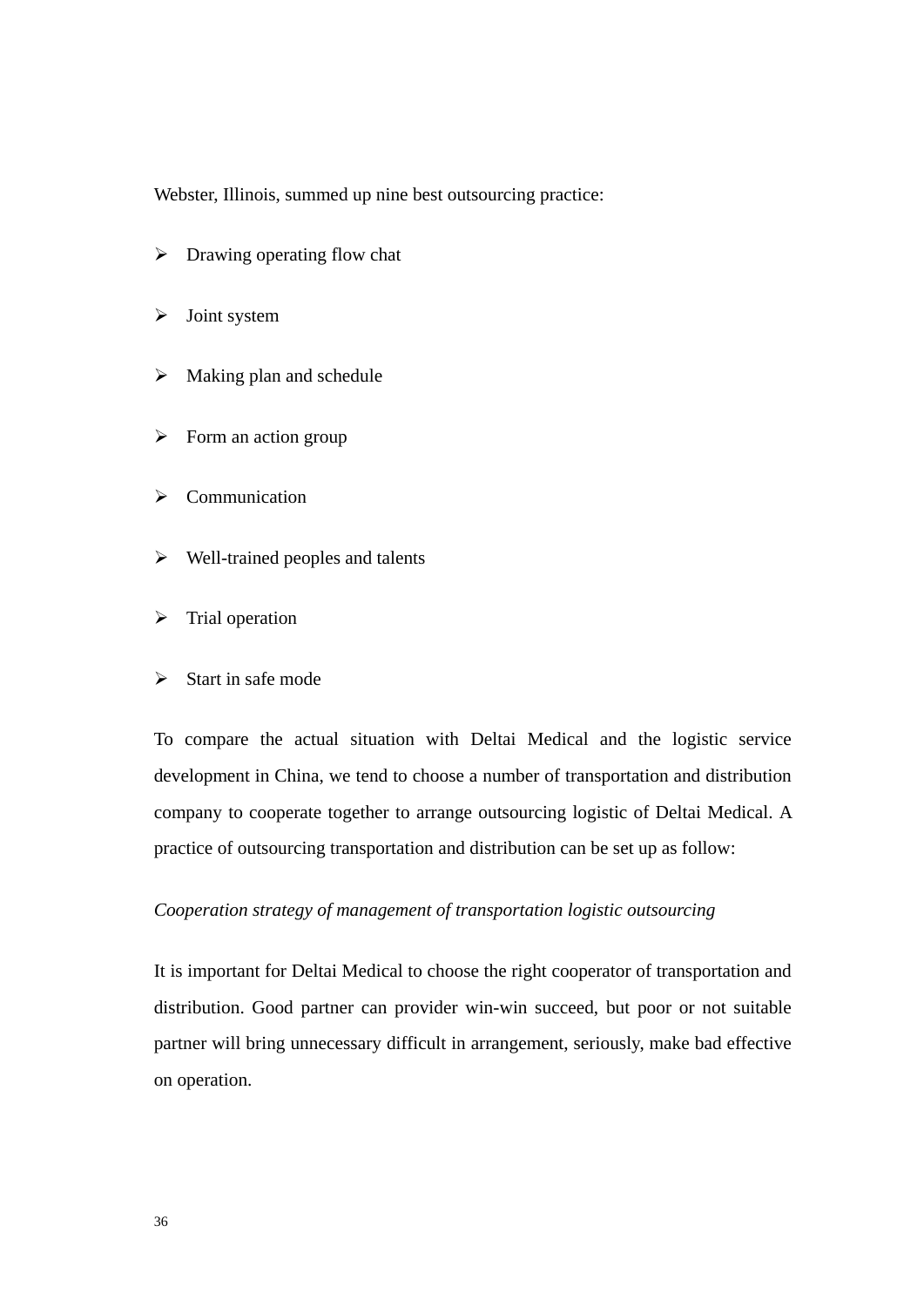Webster, Illinois, summed up nine best outsourcing practice:

- Drawing operating flow chat
- Joint system
- Making plan and schedule
- Form an action group
- Communication
- Well-trained peoples and talents
- Trial operation
- Start in safe mode

To compare the actual situation with Deltai Medical and the logistic service development in China, we tend to choose a number of transportation and distribution company to cooperate together to arrange outsourcing logistic of Deltai Medical. A practice of outsourcing transportation and distribution can be set up as follow:

*Cooperation strategy of management of transportation logistic outsourcing*

It is important for Deltai Medical to choose the right cooperator of transportation and distribution. Good partner can provider win-win succeed, but poor or not suitable partner will bring unnecessary difficult in arrangement, seriously, make bad effective on operation.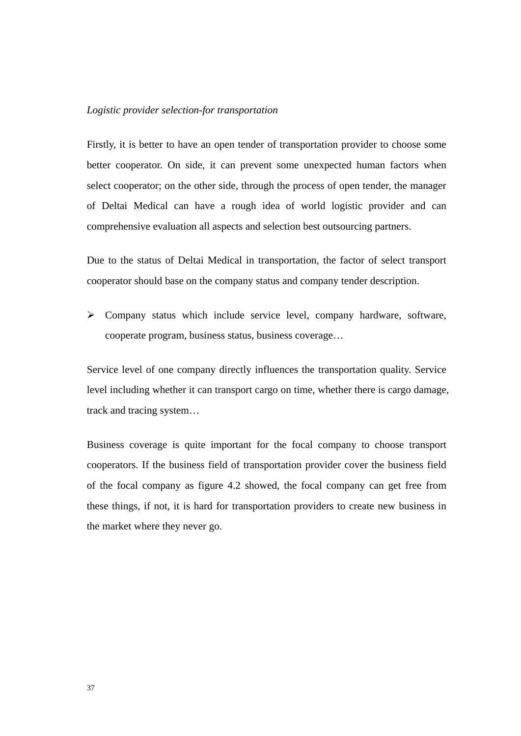*Logistic provider selection-for transportation*

Firstly, it is better to have an open tender of transportation provider to choose some better cooperator. On side, it can prevent some unexpected human factors when select cooperator; on the other side, through the process of open tender, the manager of Deltai Medical can have a rough idea of world logistic provider and can comprehensive evaluation all aspects and selection best outsourcing partners.

Due to the status of Deltai Medical in transportation, the factor of select transport cooperator should base on the company status and company tender description.

- Company status which include service level, company hardware, software, cooperate program, business status, business coverage…

Service level of one company directly influences the transportation quality. Service level including whether it can transport cargo on time, whether there is cargo damage, track and tracing system…

Business coverage is quite important for the focal company to choose transport cooperators. If the business field of transportation provider cover the business field of the focal company as figure 4.2 showed, the focal company can get free from these things, if not, it is hard for transportation providers to create new business in the market where they never go.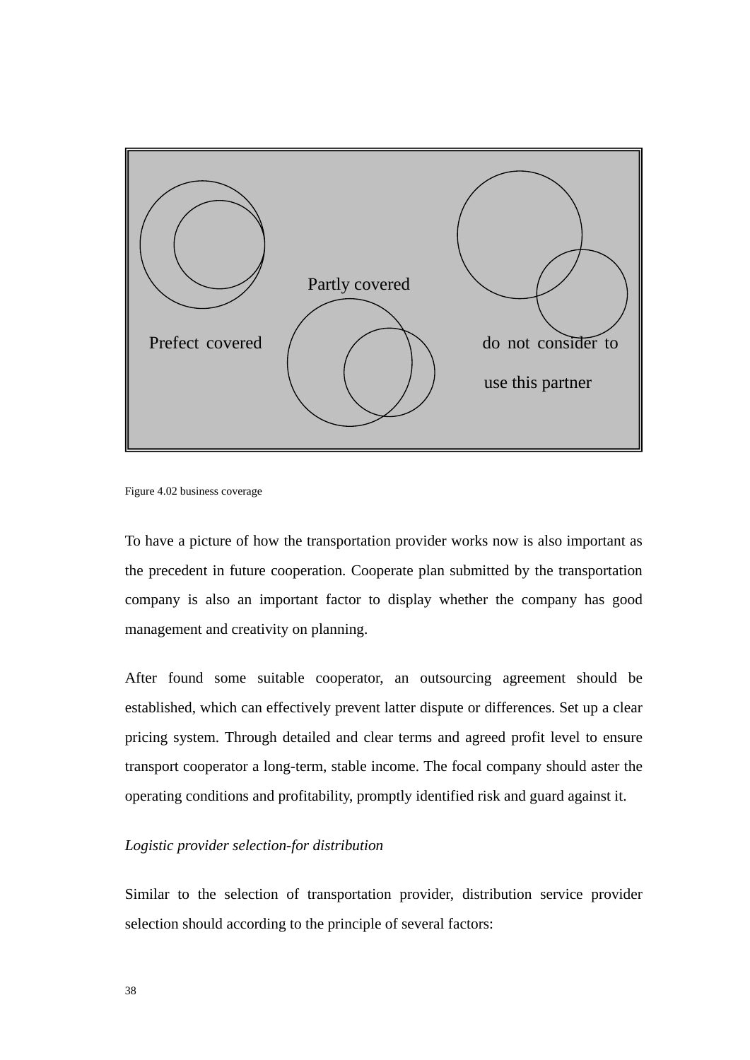Prefect covered

Partly covered

do not consider to use this partner

Figure 4.02 business coverage

To have a picture of how the transportation provider works now is also important as the precedent in future cooperation. Cooperate plan submitted by the transportation company is also an important factor to display whether the company has good management and creativity on planning.

After found some suitable cooperator, an outsourcing agreement should be established, which can effectively prevent latter dispute or differences. Set up a clear pricing system. Through detailed and clear terms and agreed profit level to ensure transport cooperator a long-term, stable income. The focal company should aster the operating conditions and profitability, promptly identified risk and guard against it.

*Logistic provider selection-for distribution*

Similar to the selection of transportation provider, distribution service provider selection should according to the principle of several factors: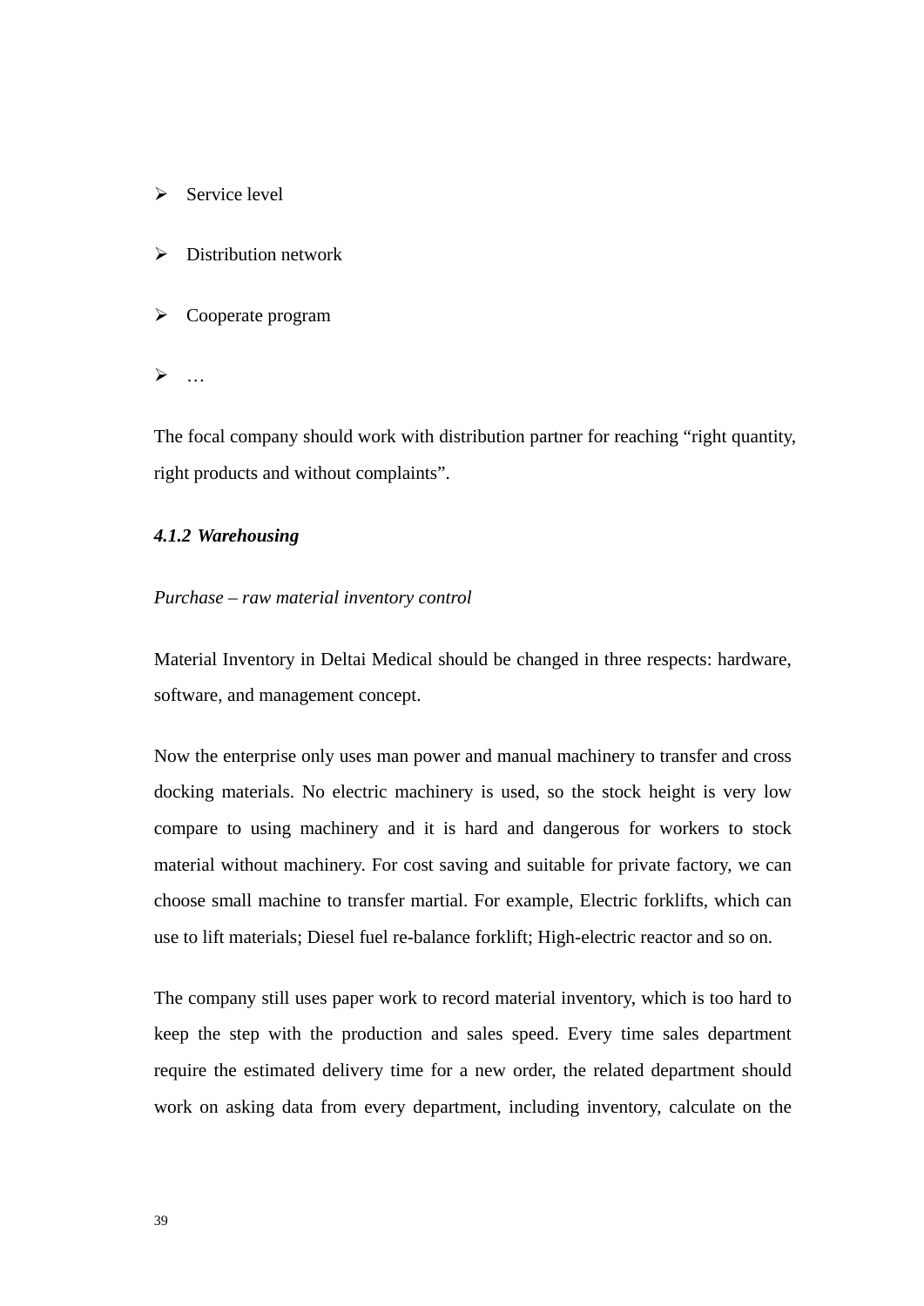- Service level
- Distribution network
- Cooperate program
- …

The focal company should work with distribution partner for reaching “right quantity, right products and without complaints”.

#### *4.1.2 Warehousing*

*Purchase – raw material inventory control*

Material Inventory in Deltai Medical should be changed in three respects: hardware, software, and management concept.

Now the enterprise only uses man power and manual machinery to transfer and cross docking materials. No electric machinery is used, so the stock height is very low compare to using machinery and it is hard and dangerous for workers to stock material without machinery. For cost saving and suitable for private factory, we can choose small machine to transfer martial. For example, Electric forklifts, which can use to lift materials; Diesel fuel re-balance forklift; High-electric reactor and so on.

The company still uses paper work to record material inventory, which is too hard to keep the step with the production and sales speed. Every time sales department require the estimated delivery time for a new order, the related department should work on asking data from every department, including inventory, calculate on the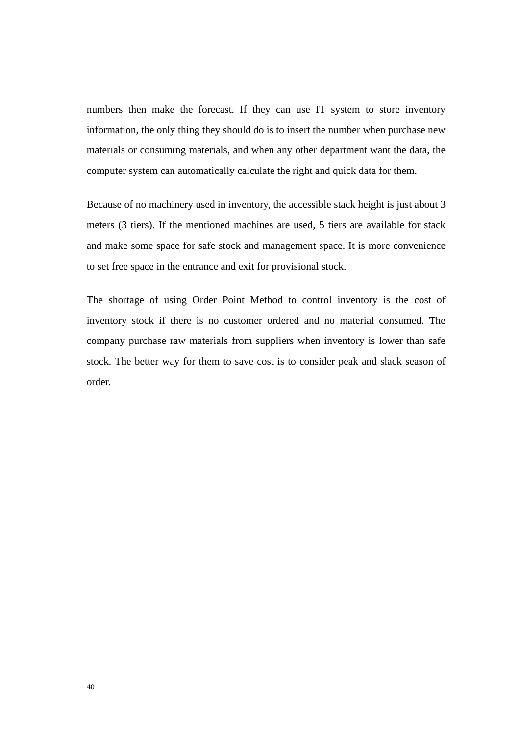numbers then make the forecast. If they can use IT system to store inventory information, the only thing they should do is to insert the number when purchase new materials or consuming materials, and when any other department want the data, the computer system can automatically calculate the right and quick data for them.

Because of no machinery used in inventory, the accessible stack height is just about 3 meters (3 tiers). If the mentioned machines are used, 5 tiers are available for stack and make some space for safe stock and management space. It is more convenience to set free space in the entrance and exit for provisional stock.

The shortage of using Order Point Method to control inventory is the cost of inventory stock if there is no customer ordered and no material consumed. The company purchase raw materials from suppliers when inventory is lower than safe stock. The better way for them to save cost is to consider peak and slack season of order.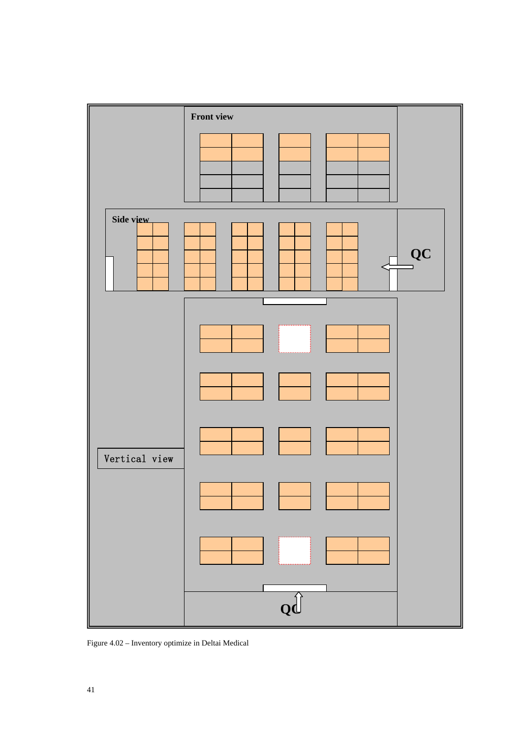Front view

Side view

QC

Vertical view

QC

Figure 4.02 – Inventory optimize in Deltai Medical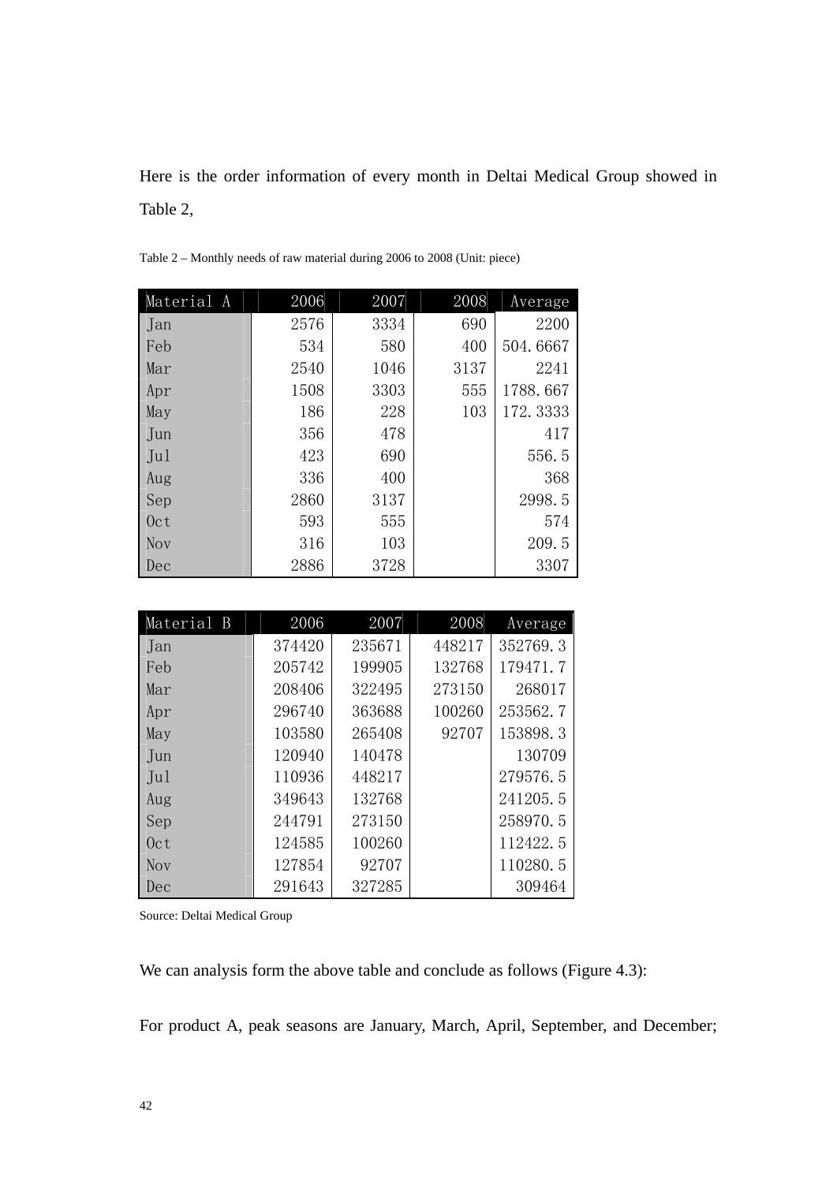Here is the order information of every month in Deltai Medical Group showed in Table 2,

Table 2 – Monthly needs of raw material during 2006 to 2008 (Unit: piece)

| Material A | 2006 | 2007 | 2008 | Average |
|---|---|---|---|---|
| Jan | 2576 | 3334 | 690 | 2200 |
| Feb | 534 | 580 | 400 | 504.6667 |
| Mar | 2540 | 1046 | 3137 | 2241 |
| Apr | 1508 | 3303 | 555 | 1788.667 |
| May | 186 | 228 | 103 | 172.3333 |
| Jun | 356 | 478 | | 417 |
| Jul | 423 | 690 | | 556.5 |
| Aug | 336 | 400 | | 368 |
| Sep | 2860 | 3137 | | 2998.5 |
| Oct | 593 | 555 | | 574 |
| Nov | 316 | 103 | | 209.5 |
| Dec | 2886 | 3728 | | 3307 |

| Material B | 2006 | 2007 | 2008 | Average |
|---|---|---|---|---|
| Jan | 374420 | 235671 | 448217 | 352769.3 |
| Feb | 205742 | 199905 | 132768 | 179471.7 |
| Mar | 208406 | 322495 | 273150 | 268017 |
| Apr | 296740 | 363688 | 100260 | 253562.7 |
| May | 103580 | 265408 | 92707 | 153898.3 |
| Jun | 120940 | 140478 | | 130709 |
| Jul | 110936 | 448217 | | 279576.5 |
| Aug | 349643 | 132768 | | 241205.5 |
| Sep | 244791 | 273150 | | 258970.5 |
| Oct | 124585 | 100260 | | 112422.5 |
| Nov | 127854 | 92707 | | 110280.5 |
| Dec | 291643 | 327285 | | 309464 |

Source: Deltai Medical Group

We can analysis form the above table and conclude as follows (Figure 4.3):

For product A, peak seasons are January, March, April, September, and December;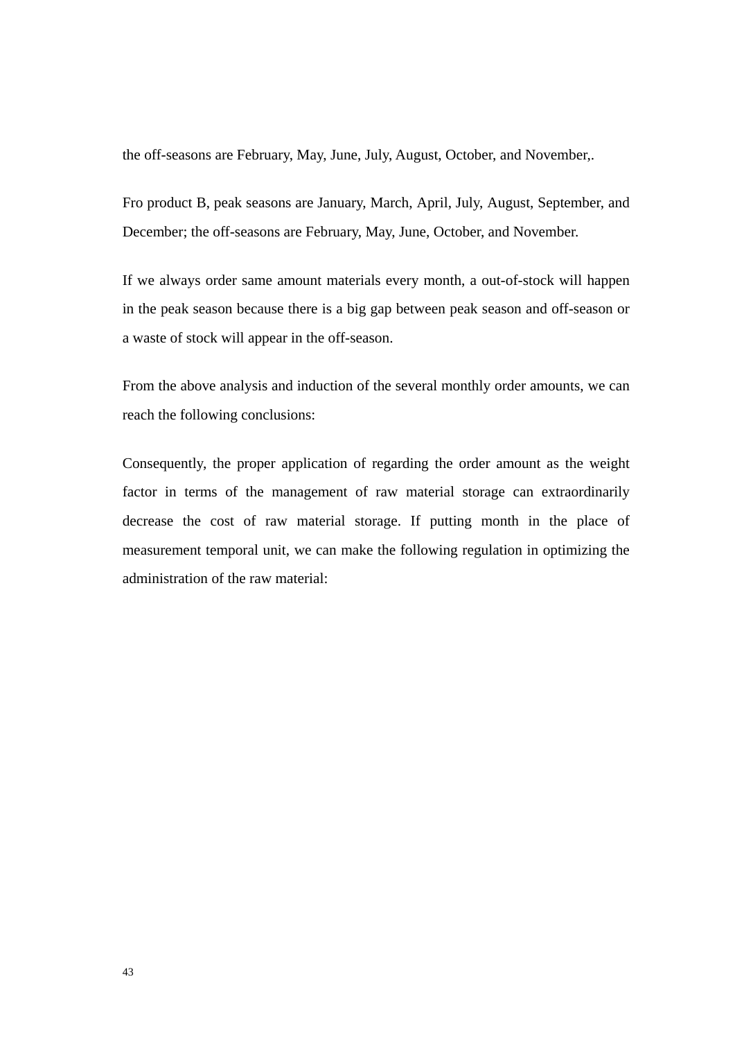the off-seasons are February, May, June, July, August, October, and November,.

Fro product B, peak seasons are January, March, April, July, August, September, and December; the off-seasons are February, May, June, October, and November.

If we always order same amount materials every month, a out-of-stock will happen in the peak season because there is a big gap between peak season and off-season or a waste of stock will appear in the off-season.

From the above analysis and induction of the several monthly order amounts, we can reach the following conclusions:

Consequently, the proper application of regarding the order amount as the weight factor in terms of the management of raw material storage can extraordinarily decrease the cost of raw material storage. If putting month in the place of measurement temporal unit, we can make the following regulation in optimizing the administration of the raw material: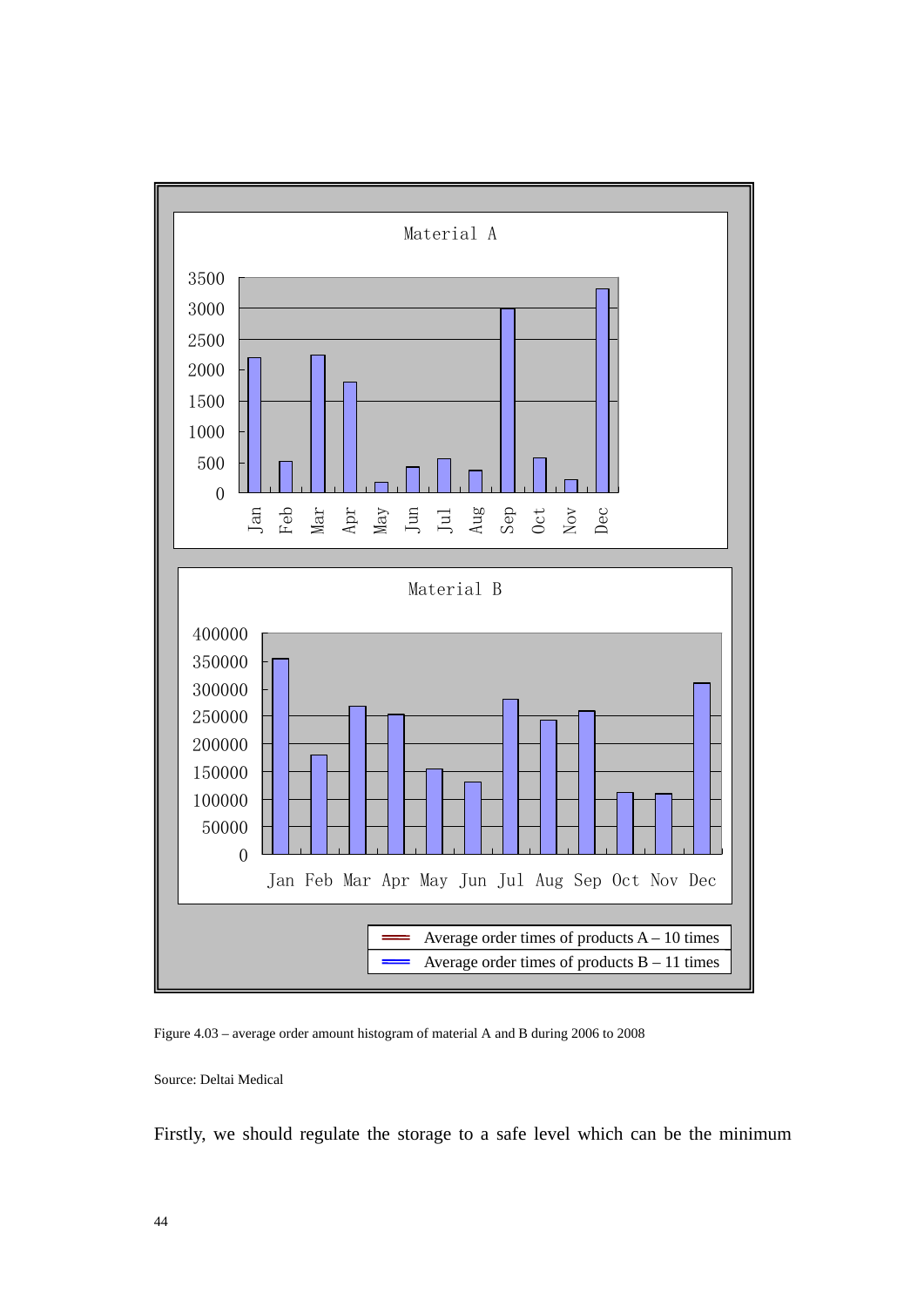Figure 4.03 – average order amount histogram of material A and B during 2006 to 2008

Source: Deltai Medical

Firstly, we should regulate the storage to a safe level which can be the minimum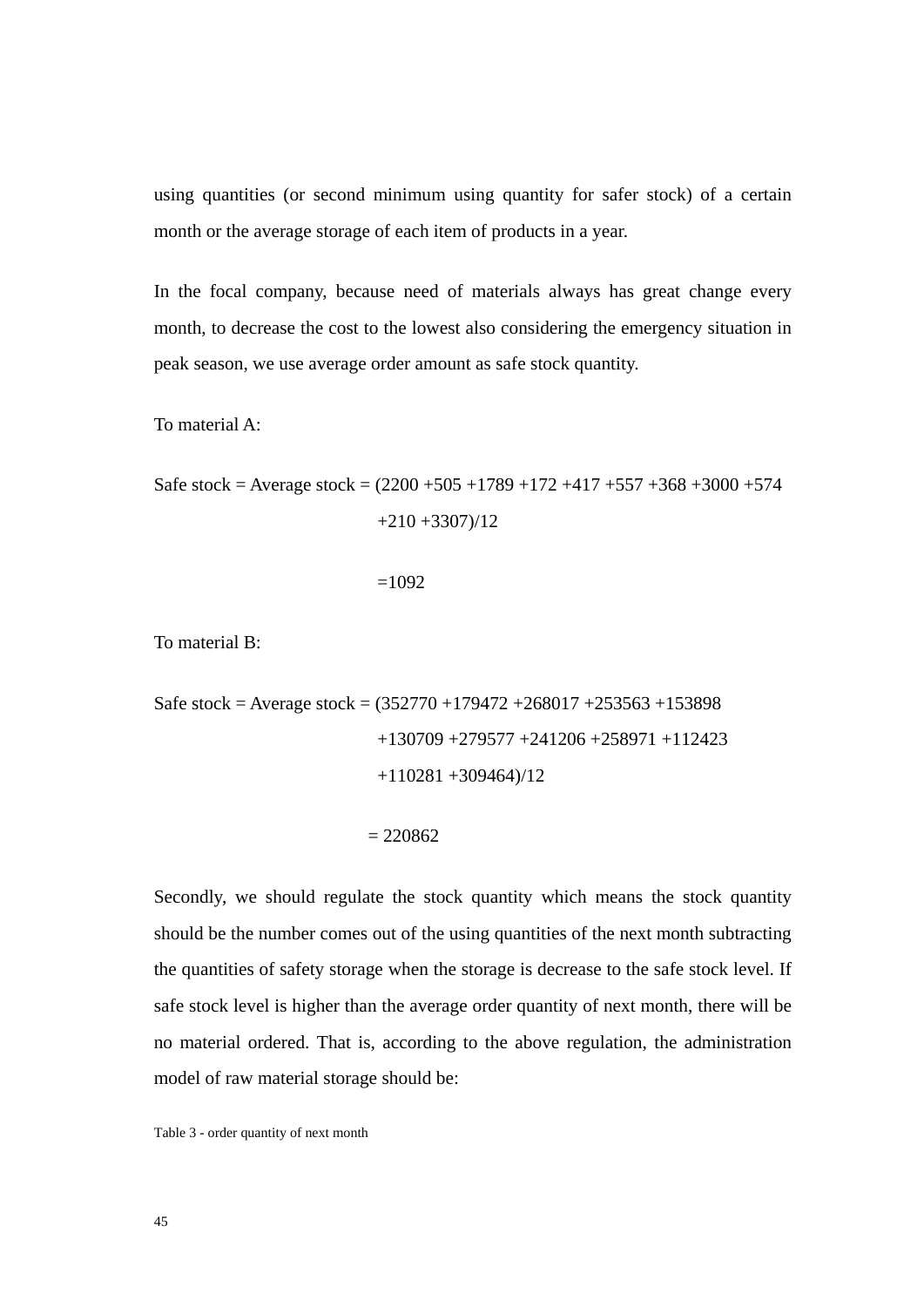using quantities (or second minimum using quantity for safer stock) of a certain month or the average storage of each item of products in a year.

In the focal company, because need of materials always has great change every month, to decrease the cost to the lowest also considering the emergency situation in peak season, we use average order amount as safe stock quantity.

To material A:

Safe stock = Average stock = (2200 +505 +1789 +172 +417 +557 +368 +3000 +574 +210 +3307)/12

=1092

To material B:

Safe stock = Average stock = (352770 +179472 +268017 +253563 +153898 +130709 +279577 +241206 +258971 +112423 +110281 +309464)/12

= 220862

Secondly, we should regulate the stock quantity which means the stock quantity should be the number comes out of the using quantities of the next month subtracting the quantities of safety storage when the storage is decrease to the safe stock level. If safe stock level is higher than the average order quantity of next month, there will be no material ordered. That is, according to the above regulation, the administration model of raw material storage should be:

Table 3 - order quantity of next month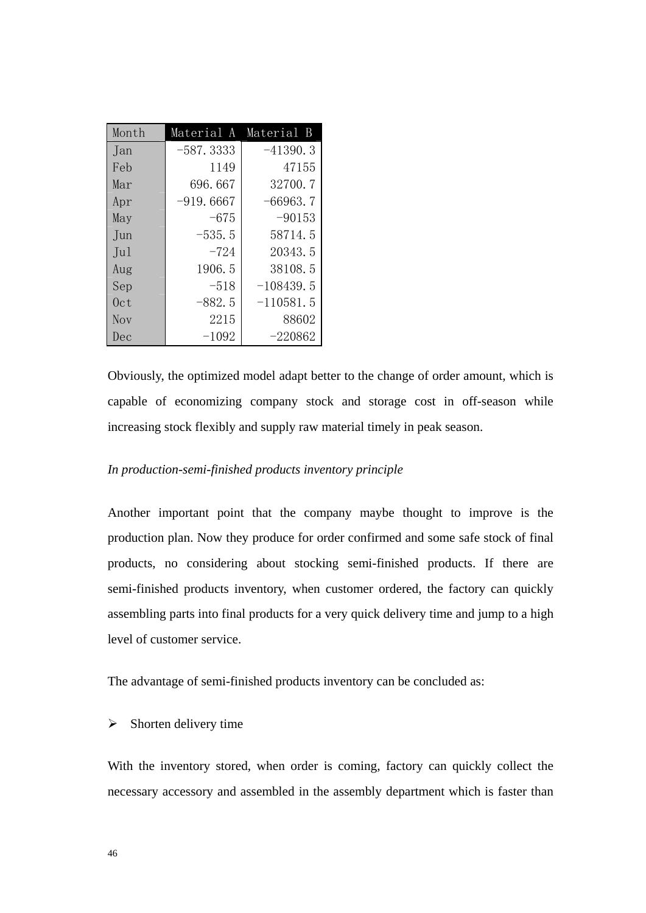| Month | Material A | Material B |
|---|---|---|
| Jan | -587.3333 | -41390.3 |
| Feb | 1149 | 47155 |
| Mar | 696.667 | 32700.7 |
| Apr | -919.6667 | -66963.7 |
| May | -675 | -90153 |
| Jun | -535.5 | 58714.5 |
| Jul | -724 | 20343.5 |
| Aug | 1906.5 | 38108.5 |
| Sep | -518 | -108439.5 |
| Oct | -882.5 | -110581.5 |
| Nov | 2215 | 88602 |
| Dec | -1092 | -220862 |

Obviously, the optimized model adapt better to the change of order amount, which is capable of economizing company stock and storage cost in off-season while increasing stock flexibly and supply raw material timely in peak season.

*In production-semi-finished products inventory principle*

Another important point that the company maybe thought to improve is the production plan. Now they produce for order confirmed and some safe stock of final products, no considering about stocking semi-finished products. If there are semi-finished products inventory, when customer ordered, the factory can quickly assembling parts into final products for a very quick delivery time and jump to a high level of customer service.

The advantage of semi-finished products inventory can be concluded as:

- Shorten delivery time

With the inventory stored, when order is coming, factory can quickly collect the necessary accessory and assembled in the assembly department which is faster than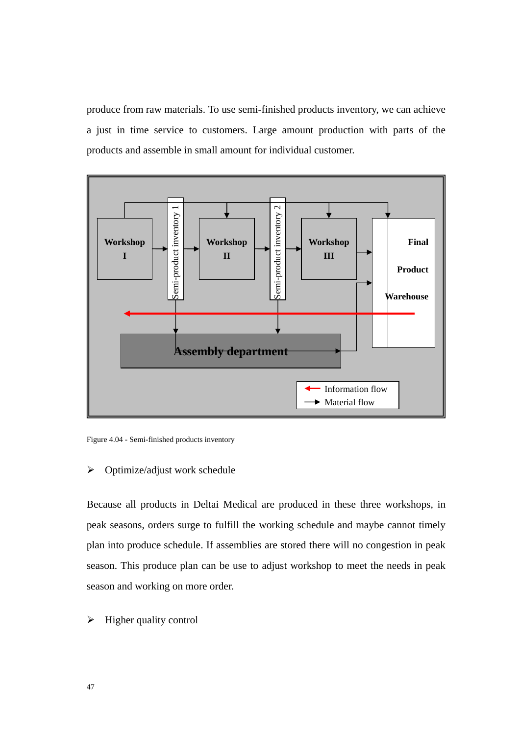produce from raw materials. To use semi-finished products inventory, we can achieve a just in time service to customers. Large amount production with parts of the products and assemble in small amount for individual customer.

Figure 4.04 - Semi-finished products inventory

- Optimize/adjust work schedule

Because all products in Deltai Medical are produced in these three workshops, in peak seasons, orders surge to fulfill the working schedule and maybe cannot timely plan into produce schedule. If assemblies are stored there will no congestion in peak season. This produce plan can be use to adjust workshop to meet the needs in peak season and working on more order.

- Higher quality control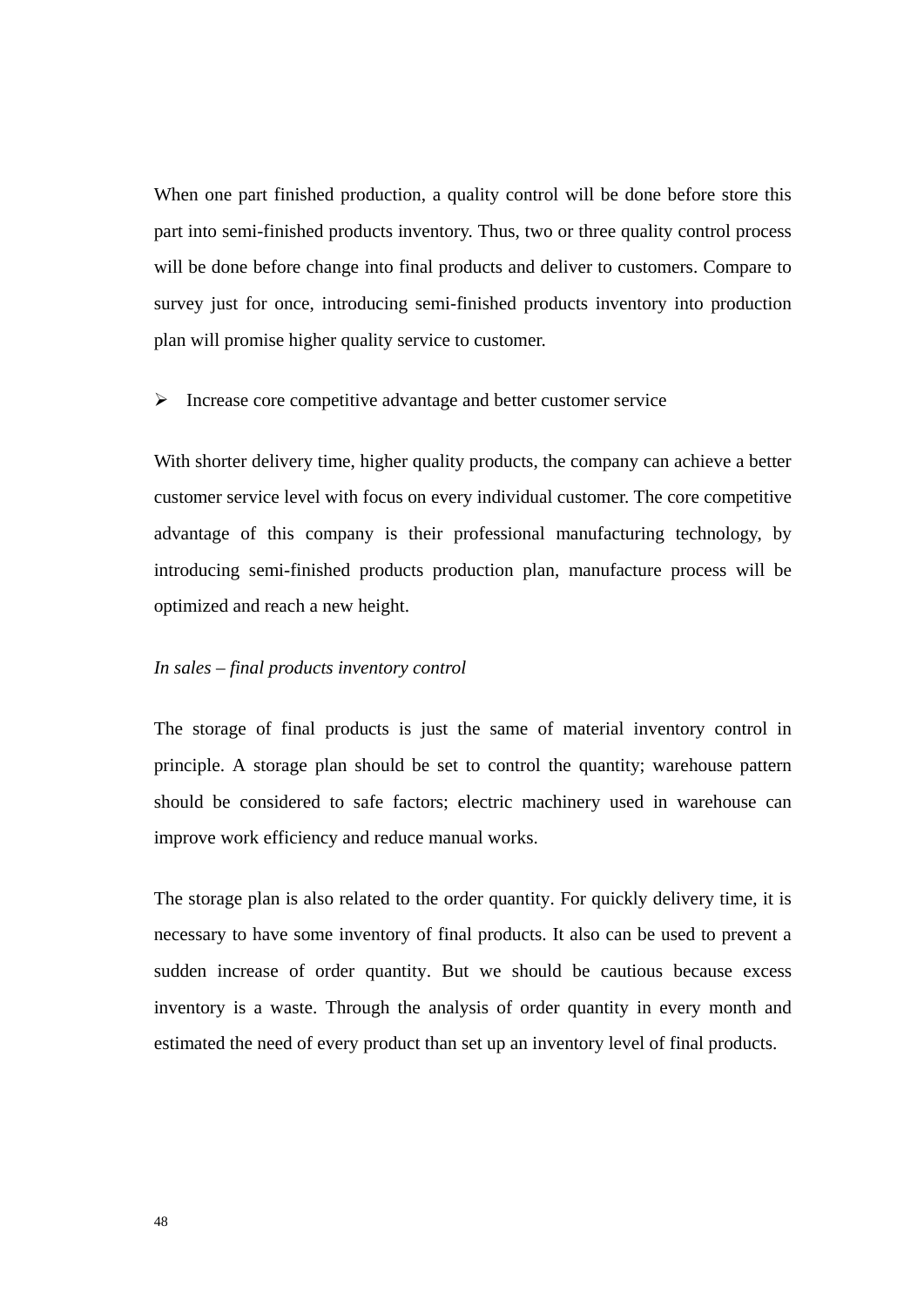When one part finished production, a quality control will be done before store this part into semi-finished products inventory. Thus, two or three quality control process will be done before change into final products and deliver to customers. Compare to survey just for once, introducing semi-finished products inventory into production plan will promise higher quality service to customer.

- Increase core competitive advantage and better customer service

With shorter delivery time, higher quality products, the company can achieve a better customer service level with focus on every individual customer. The core competitive advantage of this company is their professional manufacturing technology, by introducing semi-finished products production plan, manufacture process will be optimized and reach a new height.

*In sales – final products inventory control*

The storage of final products is just the same of material inventory control in principle. A storage plan should be set to control the quantity; warehouse pattern should be considered to safe factors; electric machinery used in warehouse can improve work efficiency and reduce manual works.

The storage plan is also related to the order quantity. For quickly delivery time, it is necessary to have some inventory of final products. It also can be used to prevent a sudden increase of order quantity. But we should be cautious because excess inventory is a waste. Through the analysis of order quantity in every month and estimated the need of every product than set up an inventory level of final products.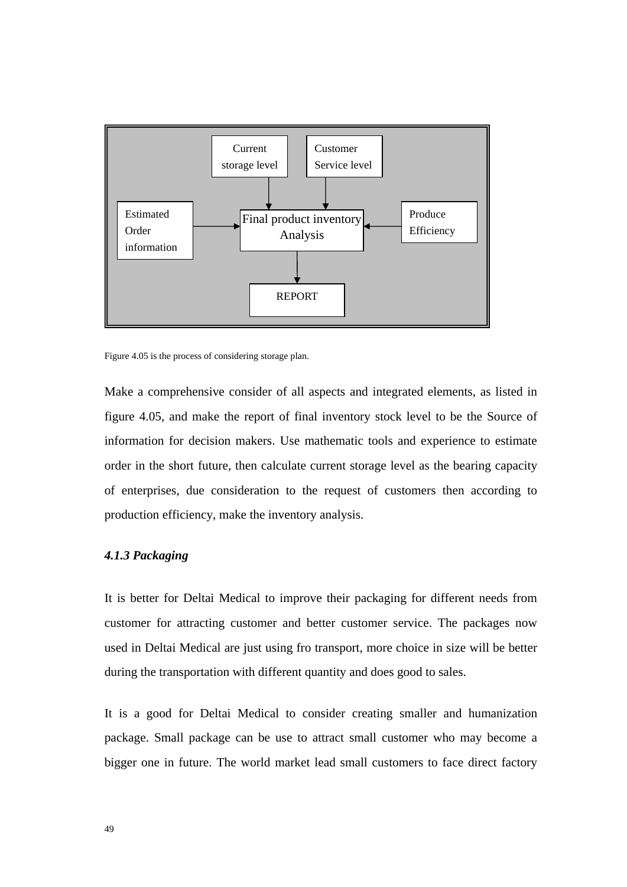Current storage level

Customer Service level

Estimated Order information

Final product inventory Analysis

Produce Efficiency

REPORT

Figure 4.05 is the process of considering storage plan.

Make a comprehensive consider of all aspects and integrated elements, as listed in figure 4.05, and make the report of final inventory stock level to be the Source of information for decision makers. Use mathematic tools and experience to estimate order in the short future, then calculate current storage level as the bearing capacity of enterprises, due consideration to the request of customers then according to production efficiency, make the inventory analysis.

### *4.1.3 Packaging*

It is better for Deltai Medical to improve their packaging for different needs from customer for attracting customer and better customer service. The packages now used in Deltai Medical are just using fro transport, more choice in size will be better during the transportation with different quantity and does good to sales.

It is a good for Deltai Medical to consider creating smaller and humanization package. Small package can be use to attract small customer who may become a bigger one in future. The world market lead small customers to face direct factory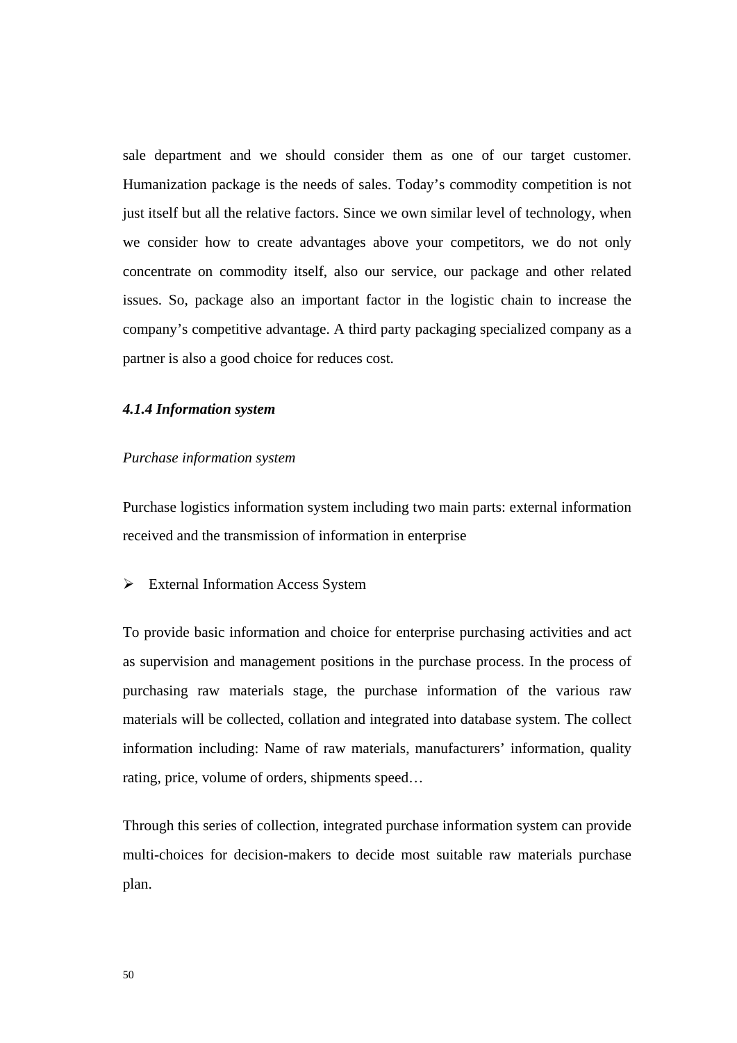sale department and we should consider them as one of our target customer. Humanization package is the needs of sales. Today's commodity competition is not just itself but all the relative factors. Since we own similar level of technology, when we consider how to create advantages above your competitors, we do not only concentrate on commodity itself, also our service, our package and other related issues. So, package also an important factor in the logistic chain to increase the company's competitive advantage. A third party packaging specialized company as a partner is also a good choice for reduces cost.

#### *4.1.4 Information system*

*Purchase information system*

Purchase logistics information system including two main parts: external information received and the transmission of information in enterprise

- External Information Access System

To provide basic information and choice for enterprise purchasing activities and act as supervision and management positions in the purchase process. In the process of purchasing raw materials stage, the purchase information of the various raw materials will be collected, collation and integrated into database system. The collect information including: Name of raw materials, manufacturers' information, quality rating, price, volume of orders, shipments speed…

Through this series of collection, integrated purchase information system can provide multi-choices for decision-makers to decide most suitable raw materials purchase plan.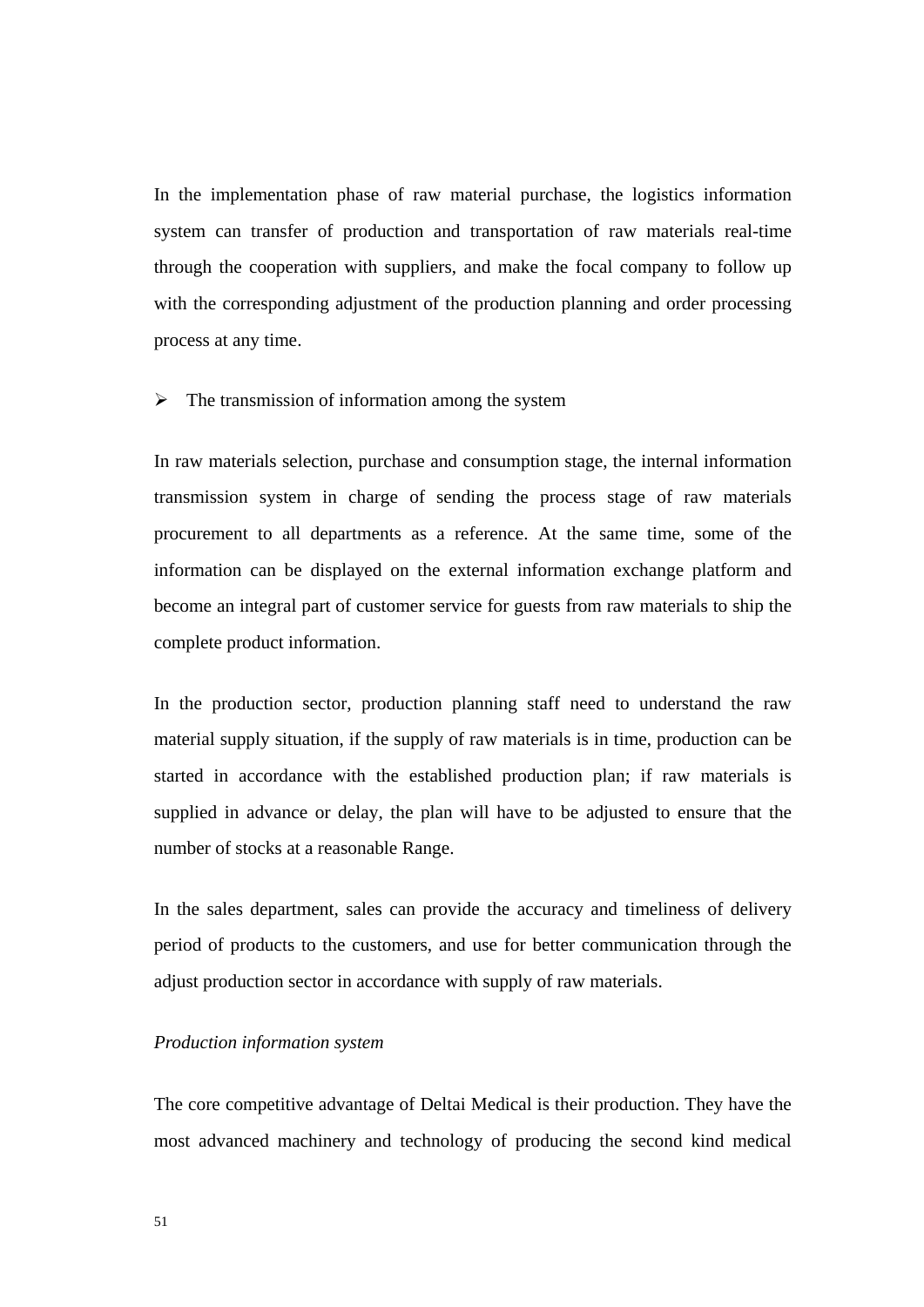In the implementation phase of raw material purchase, the logistics information system can transfer of production and transportation of raw materials real-time through the cooperation with suppliers, and make the focal company to follow up with the corresponding adjustment of the production planning and order processing process at any time.

- The transmission of information among the system

In raw materials selection, purchase and consumption stage, the internal information transmission system in charge of sending the process stage of raw materials procurement to all departments as a reference. At the same time, some of the information can be displayed on the external information exchange platform and become an integral part of customer service for guests from raw materials to ship the complete product information.

In the production sector, production planning staff need to understand the raw material supply situation, if the supply of raw materials is in time, production can be started in accordance with the established production plan; if raw materials is supplied in advance or delay, the plan will have to be adjusted to ensure that the number of stocks at a reasonable Range.

In the sales department, sales can provide the accuracy and timeliness of delivery period of products to the customers, and use for better communication through the adjust production sector in accordance with supply of raw materials.

*Production information system*

The core competitive advantage of Deltai Medical is their production. They have the most advanced machinery and technology of producing the second kind medical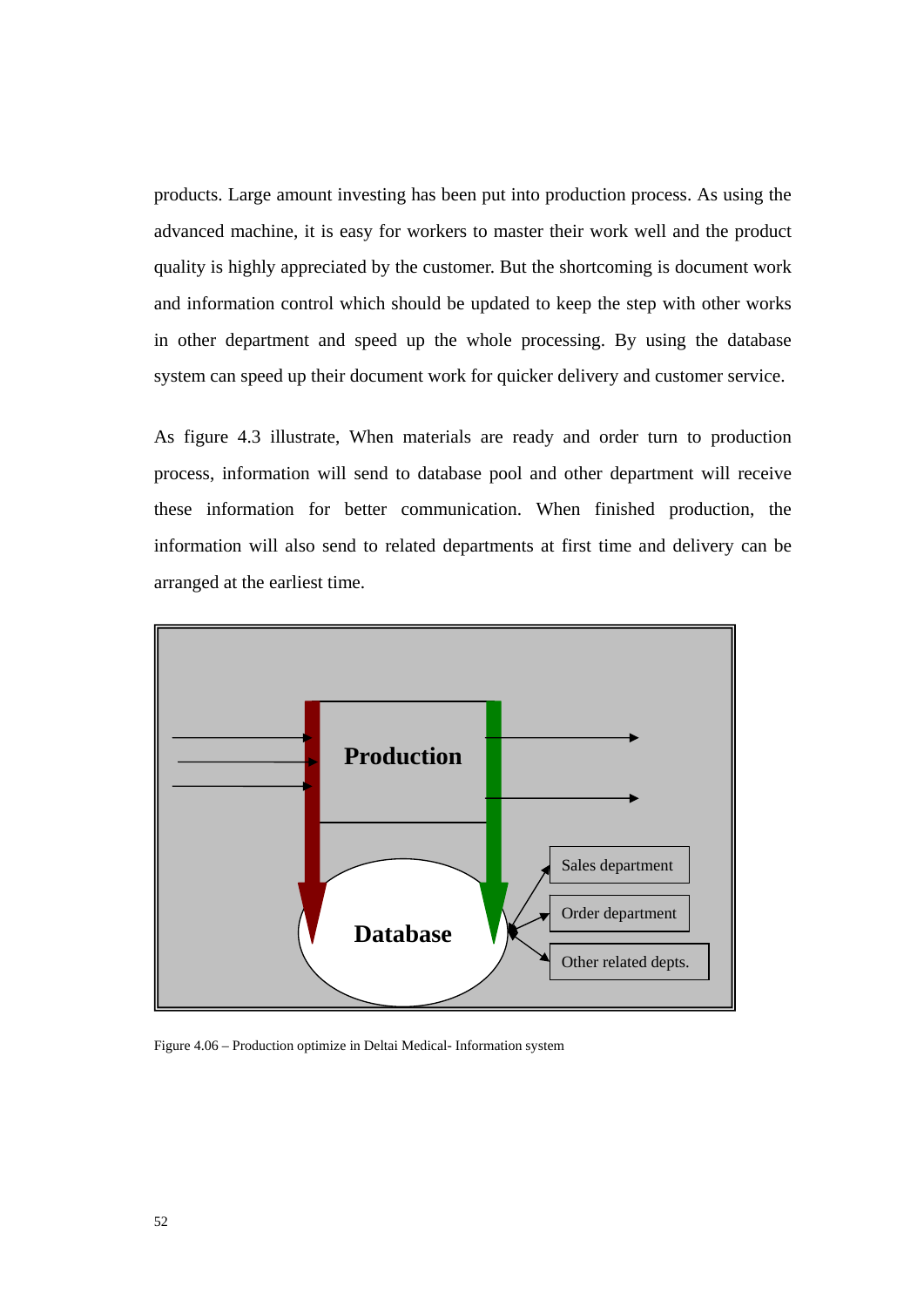products. Large amount investing has been put into production process. As using the advanced machine, it is easy for workers to master their work well and the product quality is highly appreciated by the customer. But the shortcoming is document work and information control which should be updated to keep the step with other works in other department and speed up the whole processing. By using the database system can speed up their document work for quicker delivery and customer service.

As figure 4.3 illustrate, When materials are ready and order turn to production process, information will send to database pool and other department will receive these information for better communication. When finished production, the information will also send to related departments at first time and delivery can be arranged at the earliest time.

Production

Database

Sales department

Order department

Other related depts.

Figure 4.06 – Production optimize in Deltai Medical- Information system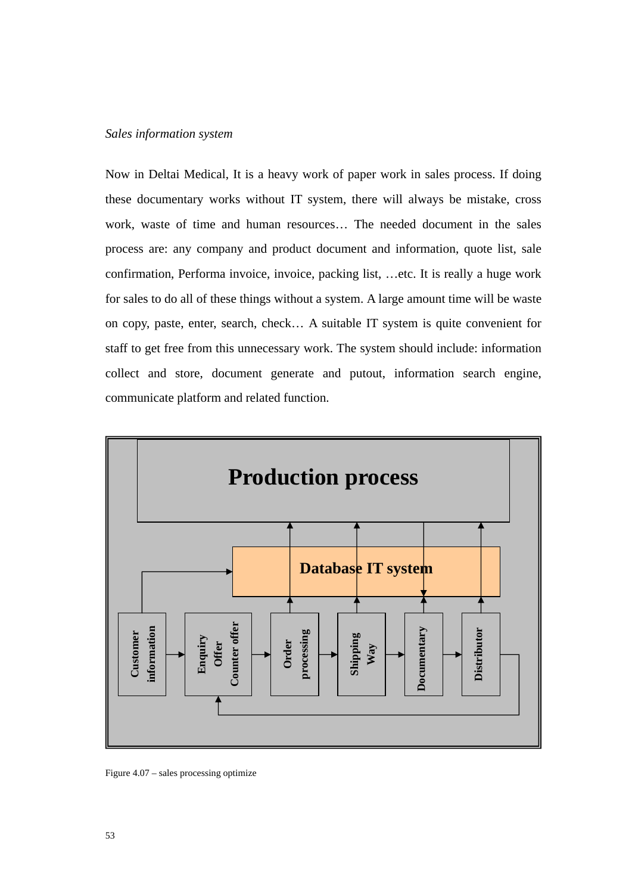*Sales information system*

Now in Deltai Medical, It is a heavy work of paper work in sales process. If doing these documentary works without IT system, there will always be mistake, cross work, waste of time and human resources… The needed document in the sales process are: any company and product document and information, quote list, sale confirmation, Performa invoice, invoice, packing list, …etc. It is really a huge work for sales to do all of these things without a system. A large amount time will be waste on copy, paste, enter, search, check… A suitable IT system is quite convenient for staff to get free from this unnecessary work. The system should include: information collect and store, document generate and putout, information search engine, communicate platform and related function.

**Production process**

**Database IT system**

**Customer information** → **Enquiry Offer Counter offer** → **Order processing** → **Shipping Way** → **Documentary** → **Distributor**

Figure 4.07 – sales processing optimize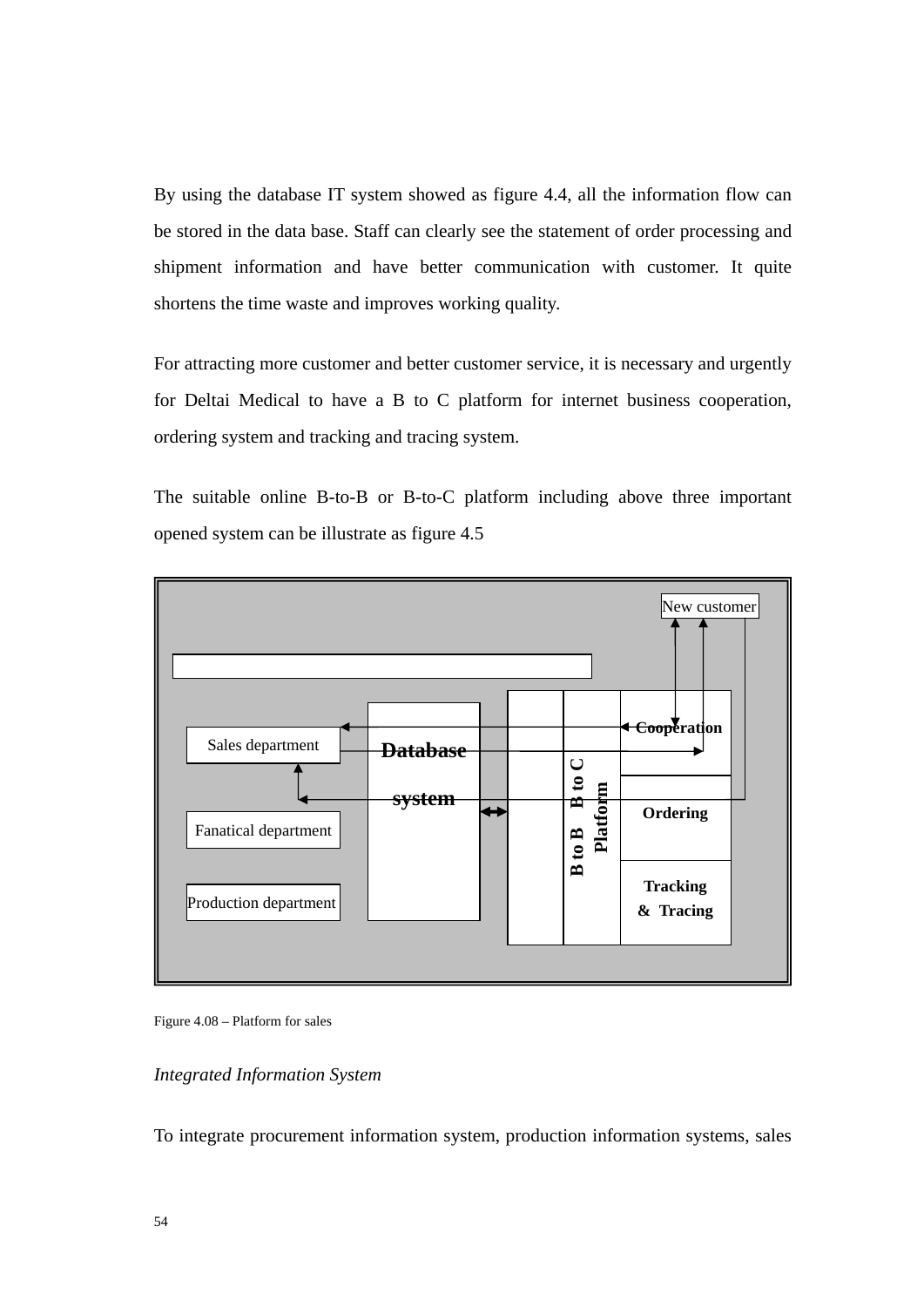By using the database IT system showed as figure 4.4, all the information flow can be stored in the data base. Staff can clearly see the statement of order processing and shipment information and have better communication with customer. It quite shortens the time waste and improves working quality.

For attracting more customer and better customer service, it is necessary and urgently for Deltai Medical to have a B to C platform for internet business cooperation, ordering system and tracking and tracing system.

The suitable online B-to-B or B-to-C platform including above three important opened system can be illustrate as figure 4.5

New customer

Sales department

Fanatical department

Production department

Database system

B to B B to C Platform

Cooperation

Ordering

Tracking & Tracing

Figure 4.08 – Platform for sales

*Integrated Information System*

To integrate procurement information system, production information systems, sales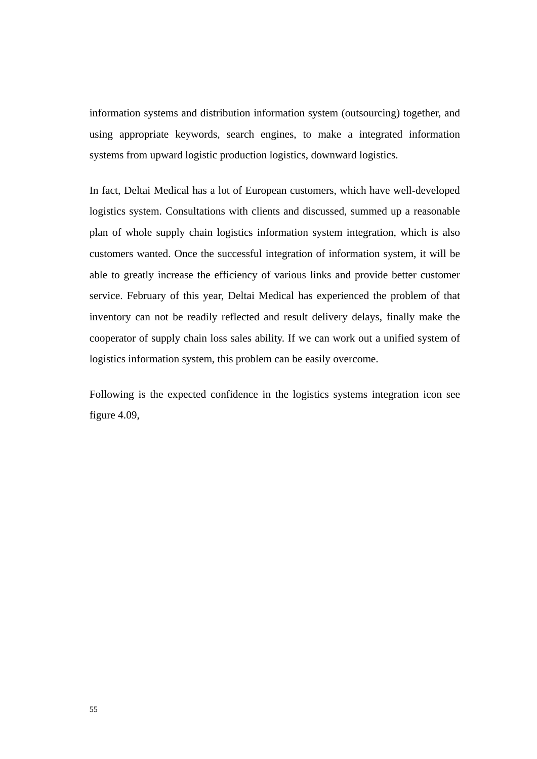information systems and distribution information system (outsourcing) together, and using appropriate keywords, search engines, to make a integrated information systems from upward logistic production logistics, downward logistics.

In fact, Deltai Medical has a lot of European customers, which have well-developed logistics system. Consultations with clients and discussed, summed up a reasonable plan of whole supply chain logistics information system integration, which is also customers wanted. Once the successful integration of information system, it will be able to greatly increase the efficiency of various links and provide better customer service. February of this year, Deltai Medical has experienced the problem of that inventory can not be readily reflected and result delivery delays, finally make the cooperator of supply chain loss sales ability. If we can work out a unified system of logistics information system, this problem can be easily overcome.

Following is the expected confidence in the logistics systems integration icon see figure 4.09,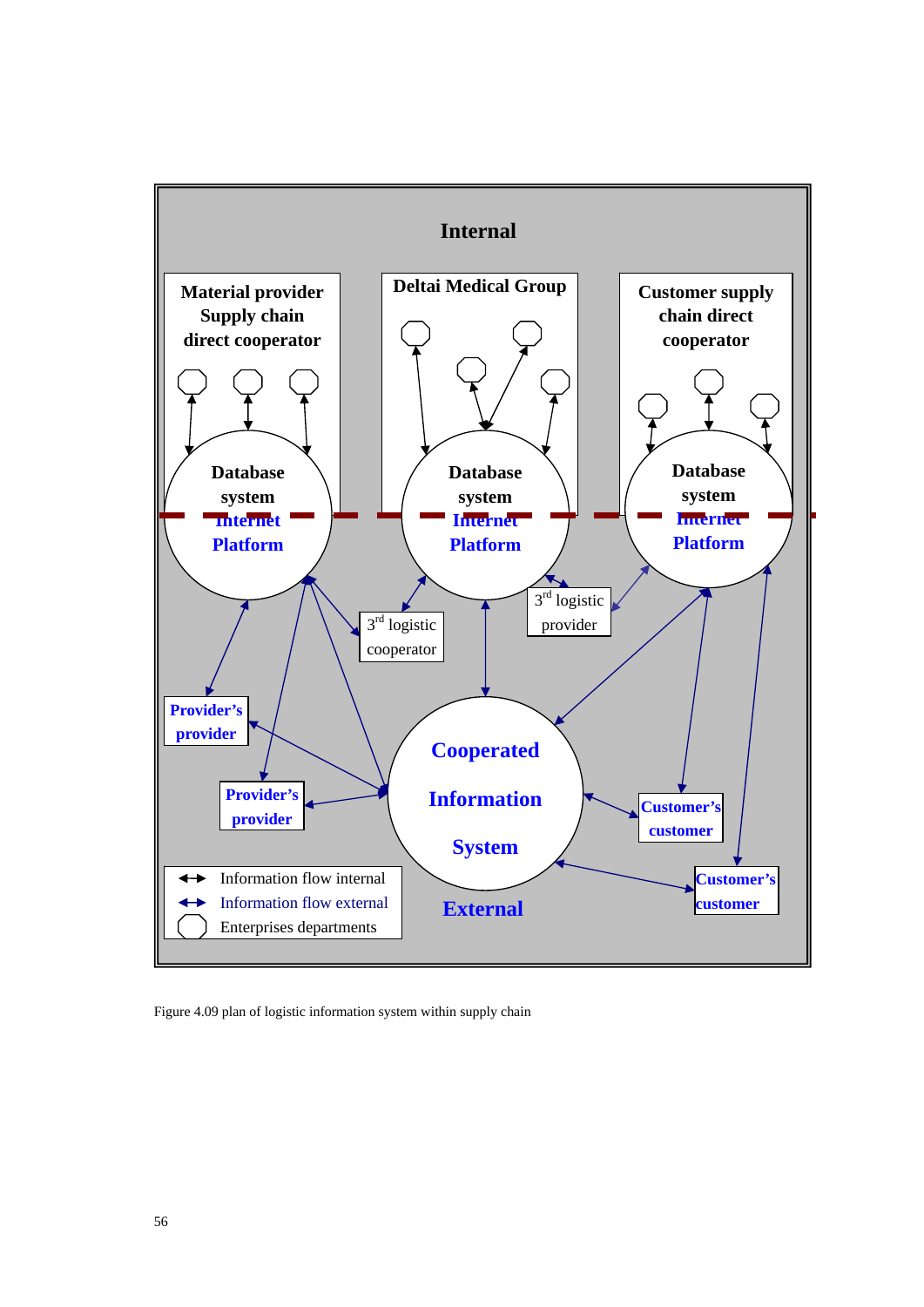Internal

Material provider Supply chain direct cooperator

Deltai Medical Group

Customer supply chain direct cooperator

Database system Internet Platform

Database system Internet Platform

Database system Internet Platform

3rd logistic cooperator

3rd logistic provider

Provider's provider

Provider's provider

Cooperated Information System

Customer's customer

Customer's customer

External

- Information flow internal
- Information flow external
- Enterprises departments

Figure 4.09 plan of logistic information system within supply chain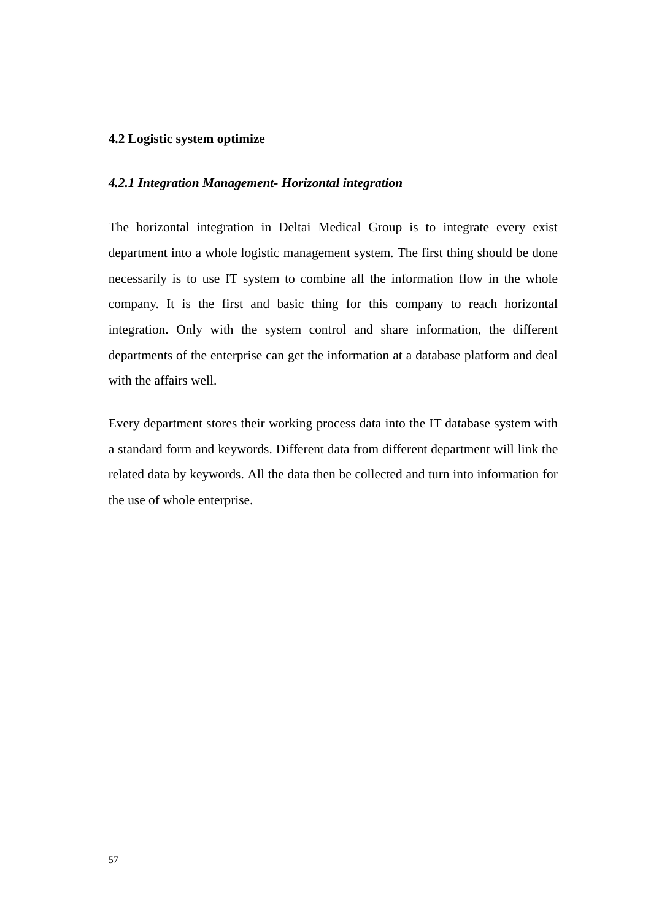## 4.2 Logistic system optimize

### *4.2.1 Integration Management- Horizontal integration*

The horizontal integration in Deltai Medical Group is to integrate every exist department into a whole logistic management system. The first thing should be done necessarily is to use IT system to combine all the information flow in the whole company. It is the first and basic thing for this company to reach horizontal integration. Only with the system control and share information, the different departments of the enterprise can get the information at a database platform and deal with the affairs well.

Every department stores their working process data into the IT database system with a standard form and keywords. Different data from different department will link the related data by keywords. All the data then be collected and turn into information for the use of whole enterprise.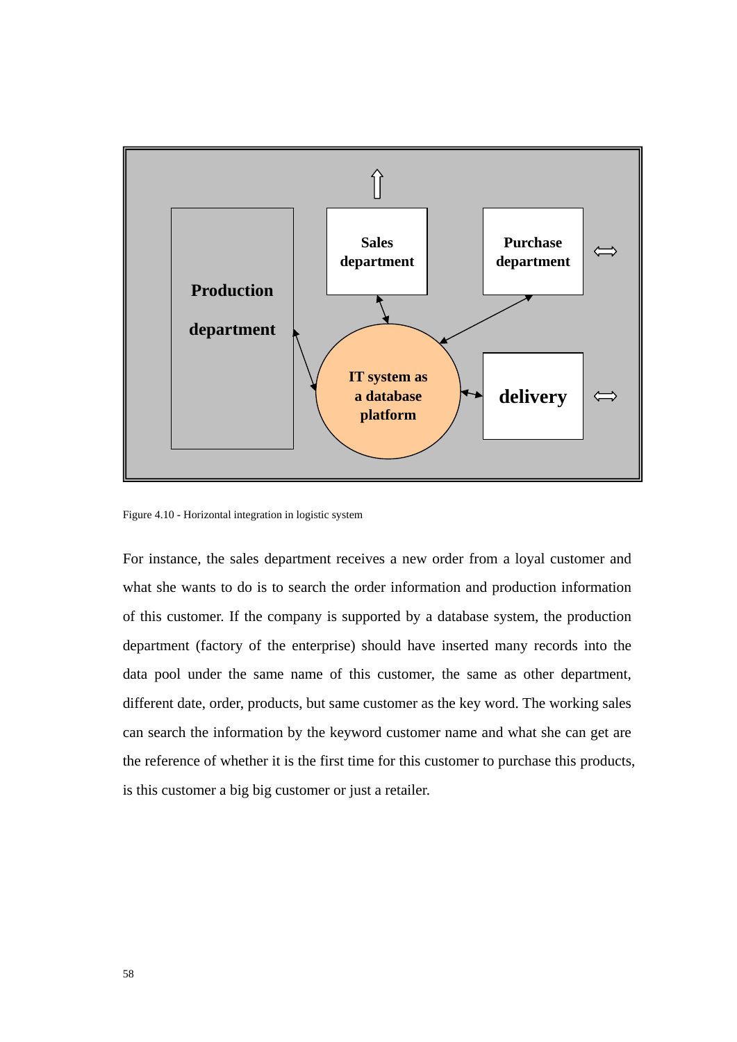Production department

Sales department

Purchase department

IT system as a database platform

delivery

Figure 4.10 - Horizontal integration in logistic system

For instance, the sales department receives a new order from a loyal customer and what she wants to do is to search the order information and production information of this customer. If the company is supported by a database system, the production department (factory of the enterprise) should have inserted many records into the data pool under the same name of this customer, the same as other department, different date, order, products, but same customer as the key word. The working sales can search the information by the keyword customer name and what she can get are the reference of whether it is the first time for this customer to purchase this products, is this customer a big big customer or just a retailer.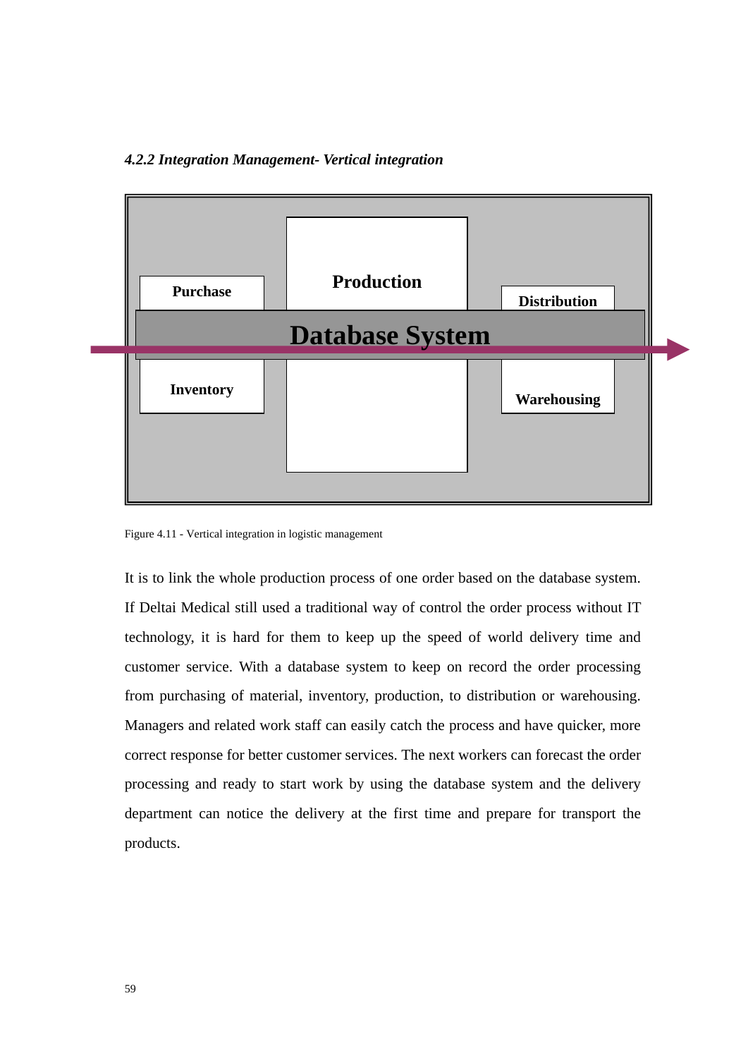### *4.2.2 Integration Management- Vertical integration*

Figure 4.11 - Vertical integration in logistic management

It is to link the whole production process of one order based on the database system. If Deltai Medical still used a traditional way of control the order process without IT technology, it is hard for them to keep up the speed of world delivery time and customer service. With a database system to keep on record the order processing from purchasing of material, inventory, production, to distribution or warehousing. Managers and related work staff can easily catch the process and have quicker, more correct response for better customer services. The next workers can forecast the order processing and ready to start work by using the database system and the delivery department can notice the delivery at the first time and prepare for transport the products.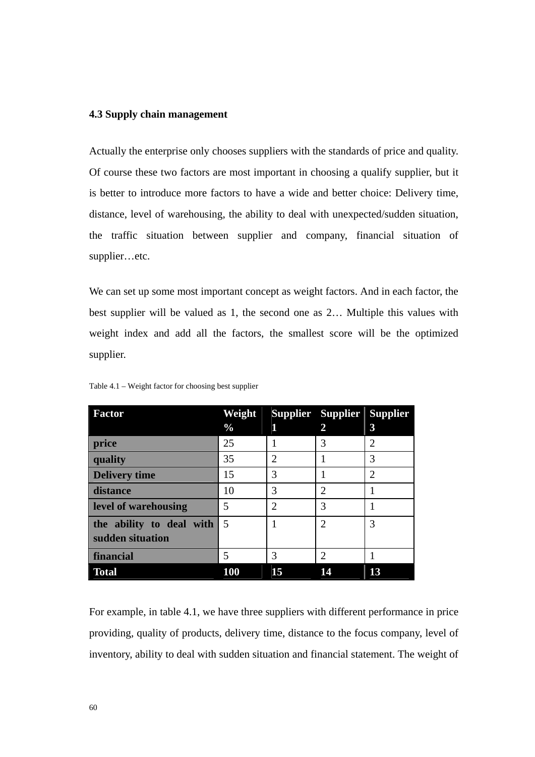### 4.3 Supply chain management

Actually the enterprise only chooses suppliers with the standards of price and quality. Of course these two factors are most important in choosing a qualify supplier, but it is better to introduce more factors to have a wide and better choice: Delivery time, distance, level of warehousing, the ability to deal with unexpected/sudden situation, the traffic situation between supplier and company, financial situation of supplier…etc.

We can set up some most important concept as weight factors. And in each factor, the best supplier will be valued as 1, the second one as 2… Multiple this values with weight index and add all the factors, the smallest score will be the optimized supplier.

Table 4.1 – Weight factor for choosing best supplier

| Factor | Weight % | Supplier 1 | Supplier 2 | Supplier 3 |
|---|---|---|---|---|
| price | 25 | 1 | 3 | 2 |
| quality | 35 | 2 | 1 | 3 |
| Delivery time | 15 | 3 | 1 | 2 |
| distance | 10 | 3 | 2 | 1 |
| level of warehousing | 5 | 2 | 3 | 1 |
| the ability to deal with sudden situation | 5 | 1 | 2 | 3 |
| financial | 5 | 3 | 2 | 1 |
| **Total** | **100** | **15** | **14** | **13** |

For example, in table 4.1, we have three suppliers with different performance in price providing, quality of products, delivery time, distance to the focus company, level of inventory, ability to deal with sudden situation and financial statement. The weight of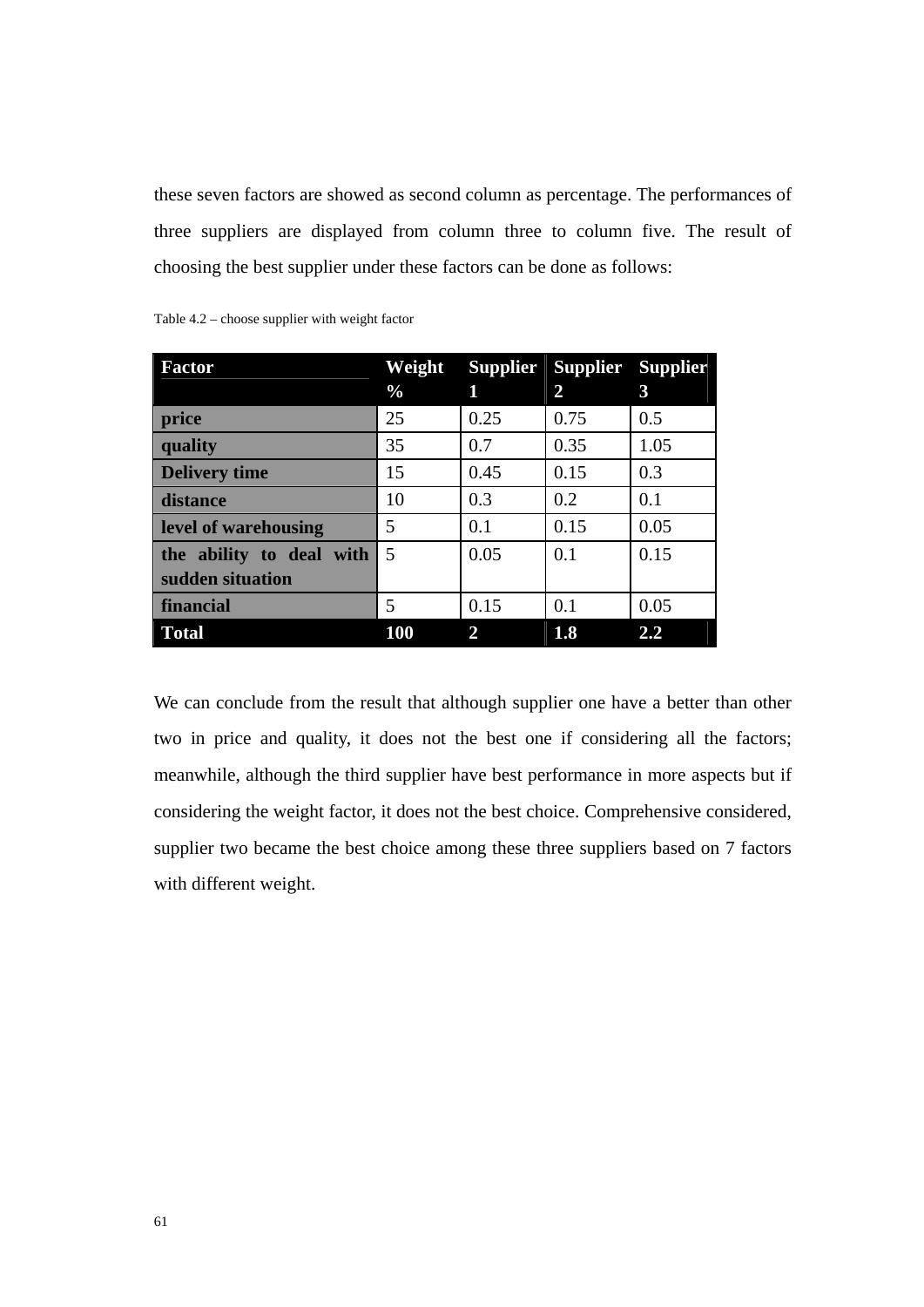these seven factors are showed as second column as percentage. The performances of three suppliers are displayed from column three to column five. The result of choosing the best supplier under these factors can be done as follows:

Table 4.2 – choose supplier with weight factor

| Factor | Weight % | Supplier 1 | Supplier 2 | Supplier 3 |
|---|---|---|---|---|
| **price** | 25 | 0.25 | 0.75 | 0.5 |
| **quality** | 35 | 0.7 | 0.35 | 1.05 |
| **Delivery time** | 15 | 0.45 | 0.15 | 0.3 |
| **distance** | 10 | 0.3 | 0.2 | 0.1 |
| **level of warehousing** | 5 | 0.1 | 0.15 | 0.05 |
| **the ability to deal with sudden situation** | 5 | 0.05 | 0.1 | 0.15 |
| **financial** | 5 | 0.15 | 0.1 | 0.05 |
| **Total** | **100** | **2** | **1.8** | **2.2** |

We can conclude from the result that although supplier one have a better than other two in price and quality, it does not the best one if considering all the factors; meanwhile, although the third supplier have best performance in more aspects but if considering the weight factor, it does not the best choice. Comprehensive considered, supplier two became the best choice among these three suppliers based on 7 factors with different weight.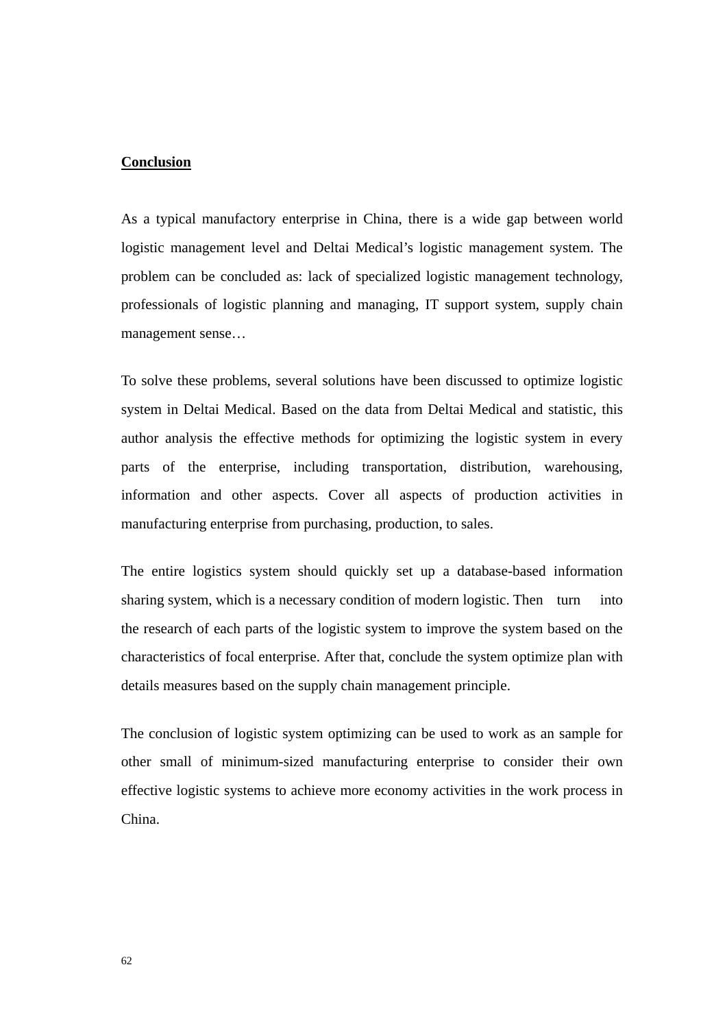**Conclusion**

As a typical manufactory enterprise in China, there is a wide gap between world logistic management level and Deltai Medical's logistic management system. The problem can be concluded as: lack of specialized logistic management technology, professionals of logistic planning and managing, IT support system, supply chain management sense…

To solve these problems, several solutions have been discussed to optimize logistic system in Deltai Medical. Based on the data from Deltai Medical and statistic, this author analysis the effective methods for optimizing the logistic system in every parts of the enterprise, including transportation, distribution, warehousing, information and other aspects. Cover all aspects of production activities in manufacturing enterprise from purchasing, production, to sales.

The entire logistics system should quickly set up a database-based information sharing system, which is a necessary condition of modern logistic. Then turn into the research of each parts of the logistic system to improve the system based on the characteristics of focal enterprise. After that, conclude the system optimize plan with details measures based on the supply chain management principle.

The conclusion of logistic system optimizing can be used to work as an sample for other small of minimum-sized manufacturing enterprise to consider their own effective logistic systems to achieve more economy activities in the work process in China.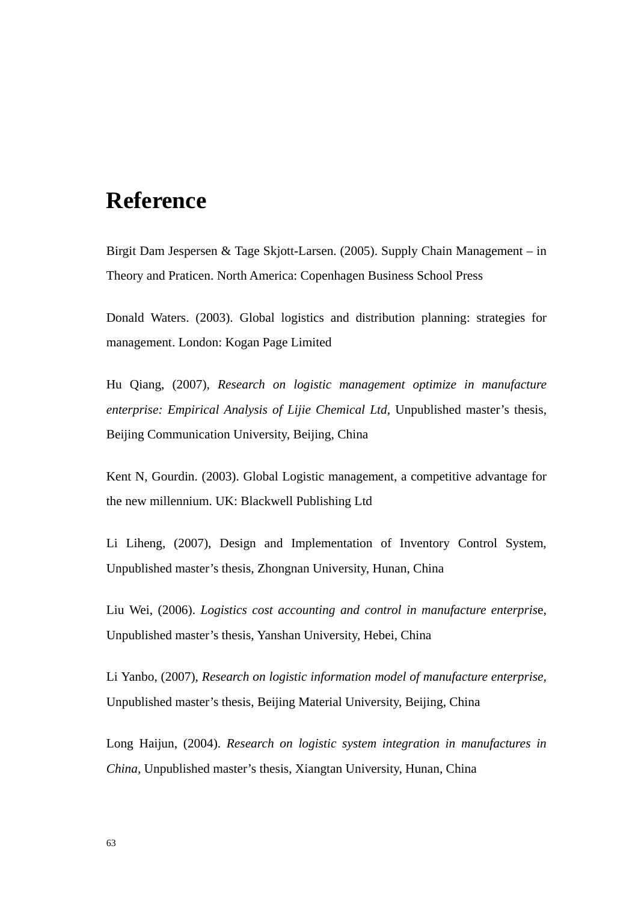# Reference

Birgit Dam Jespersen & Tage Skjott-Larsen. (2005). Supply Chain Management – in Theory and Praticen. North America: Copenhagen Business School Press

Donald Waters. (2003). Global logistics and distribution planning: strategies for management. London: Kogan Page Limited

Hu Qiang, (2007), *Research on logistic management optimize in manufacture enterprise: Empirical Analysis of Lijie Chemical Ltd,* Unpublished master's thesis, Beijing Communication University, Beijing, China

Kent N, Gourdin. (2003). Global Logistic management, a competitive advantage for the new millennium. UK: Blackwell Publishing Ltd

Li Liheng, (2007), Design and Implementation of Inventory Control System, Unpublished master's thesis, Zhongnan University, Hunan, China

Liu Wei, (2006). *Logistics cost accounting and control in manufacture enterpris*e, Unpublished master's thesis, Yanshan University, Hebei, China

Li Yanbo, (2007), *Research on logistic information model of manufacture enterprise*, Unpublished master's thesis, Beijing Material University, Beijing, China

Long Haijun, (2004). *Research on logistic system integration in manufactures in China*, Unpublished master's thesis, Xiangtan University, Hunan, China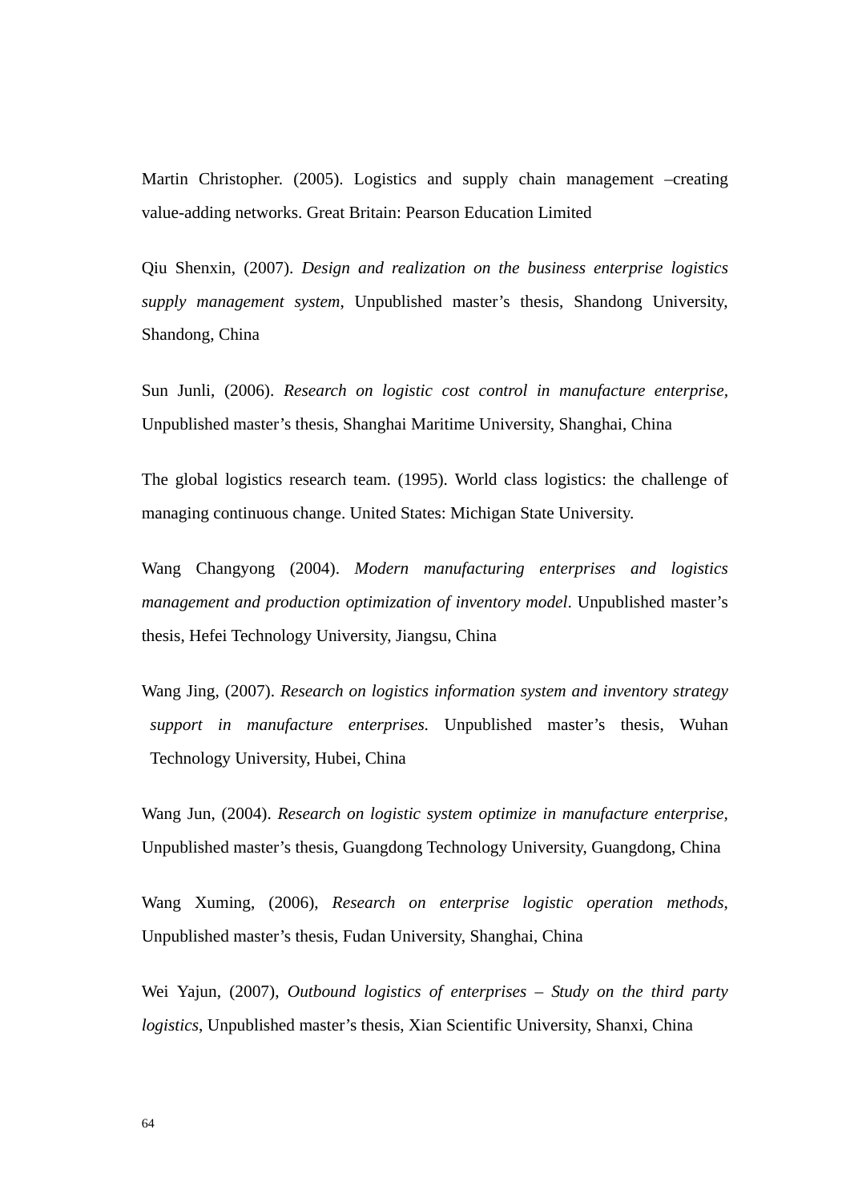Martin Christopher. (2005). Logistics and supply chain management –creating value-adding networks. Great Britain: Pearson Education Limited

Qiu Shenxin, (2007). *Design and realization on the business enterprise logistics supply management system*, Unpublished master's thesis, Shandong University, Shandong, China

Sun Junli, (2006). *Research on logistic cost control in manufacture enterprise*, Unpublished master's thesis, Shanghai Maritime University, Shanghai, China

The global logistics research team. (1995). World class logistics: the challenge of managing continuous change. United States: Michigan State University.

Wang Changyong (2004). *Modern manufacturing enterprises and logistics management and production optimization of inventory model*. Unpublished master's thesis, Hefei Technology University, Jiangsu, China

Wang Jing, (2007). *Research on logistics information system and inventory strategy support in manufacture enterprises.* Unpublished master's thesis, Wuhan Technology University, Hubei, China

Wang Jun, (2004). *Research on logistic system optimize in manufacture enterprise*, Unpublished master's thesis, Guangdong Technology University, Guangdong, China

Wang Xuming, (2006), *Research on enterprise logistic operation methods*, Unpublished master's thesis, Fudan University, Shanghai, China

Wei Yajun, (2007), *Outbound logistics of enterprises – Study on the third party logistics*, Unpublished master's thesis, Xian Scientific University, Shanxi, China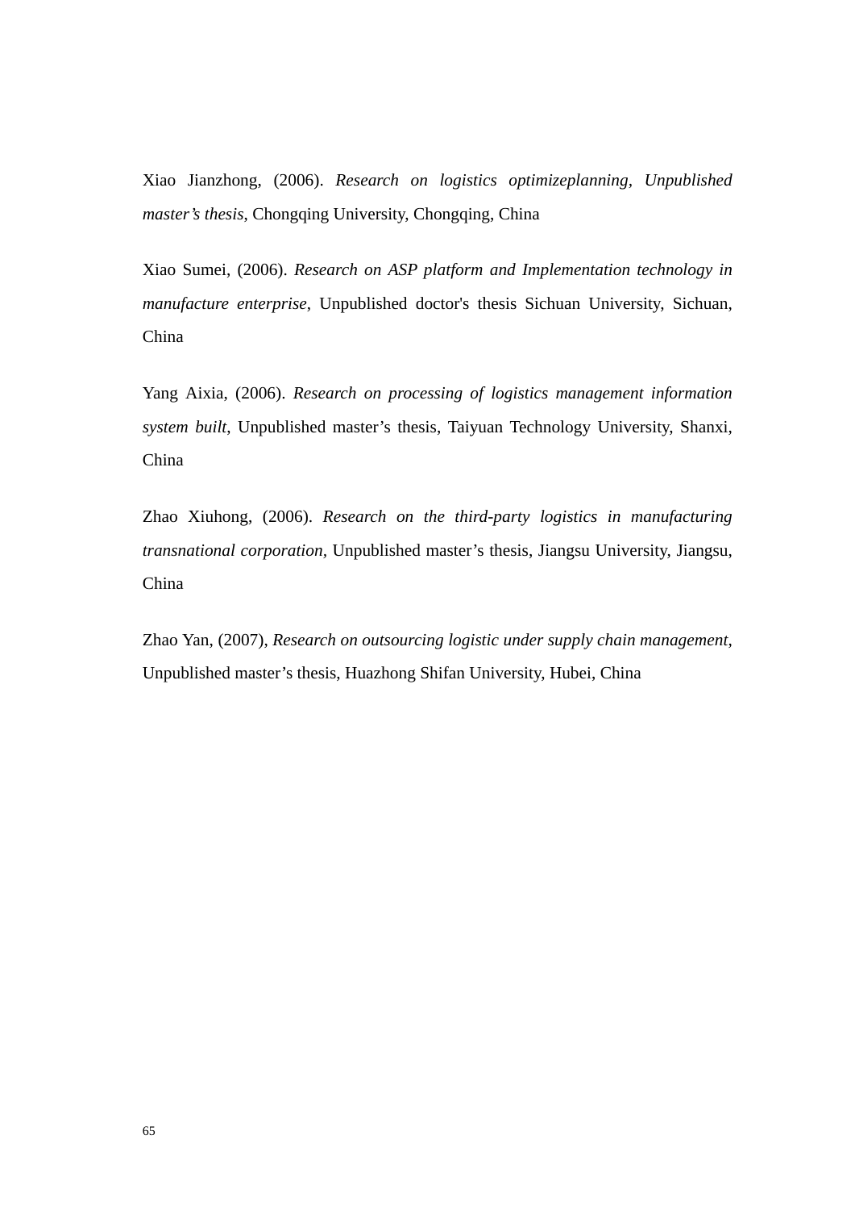Xiao Jianzhong, (2006). *Research on logistics optimizeplanning, Unpublished master's thesis*, Chongqing University, Chongqing, China

Xiao Sumei, (2006). *Research on ASP platform and Implementation technology in manufacture enterprise*, Unpublished doctor's thesis Sichuan University, Sichuan, China

Yang Aixia, (2006). *Research on processing of logistics management information system built*, Unpublished master's thesis, Taiyuan Technology University, Shanxi, China

Zhao Xiuhong, (2006). *Research on the third-party logistics in manufacturing transnational corporation*, Unpublished master's thesis, Jiangsu University, Jiangsu, China

Zhao Yan, (2007), *Research on outsourcing logistic under supply chain management*, Unpublished master's thesis, Huazhong Shifan University, Hubei, China